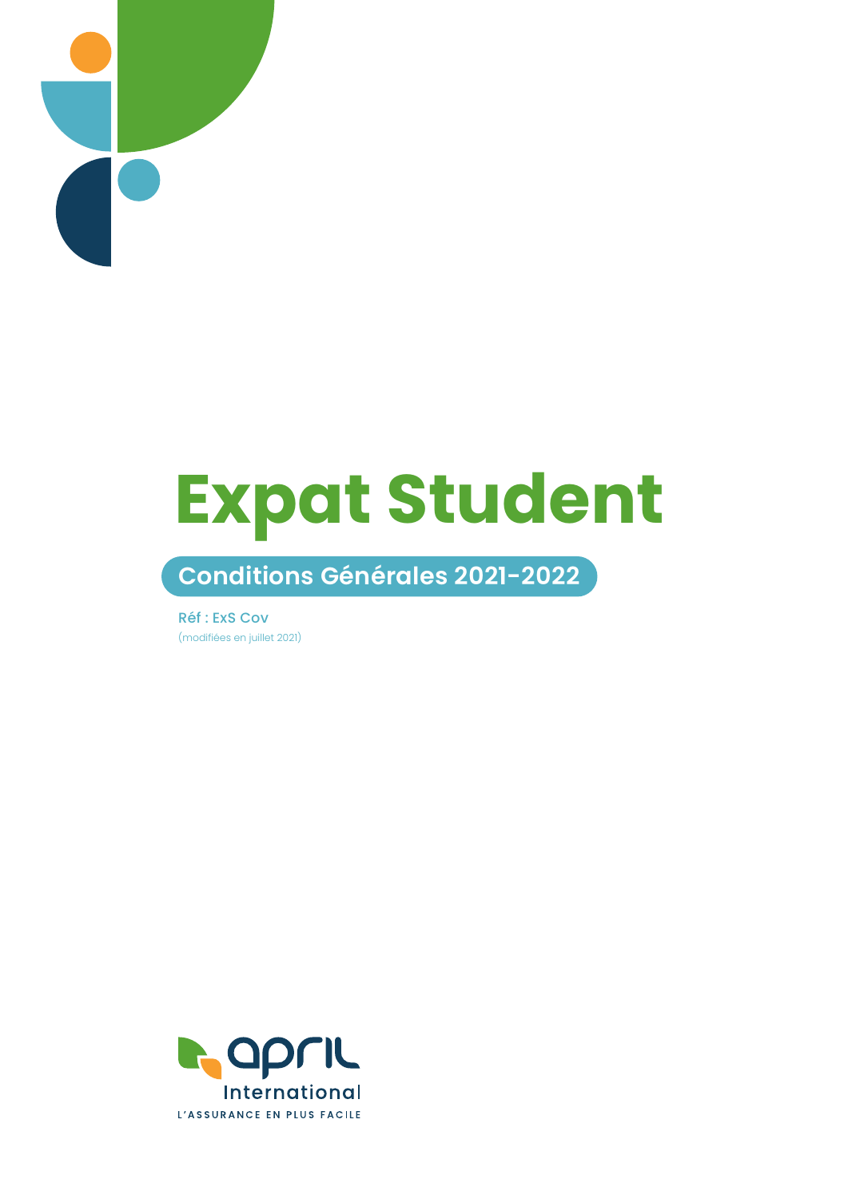# Expat Student

## Conditions Générales 2021-2022

Réf : ExS Cov

(modifiées en juillet 2021)

april

International

L'ASSURANCE EN PLUS FACILE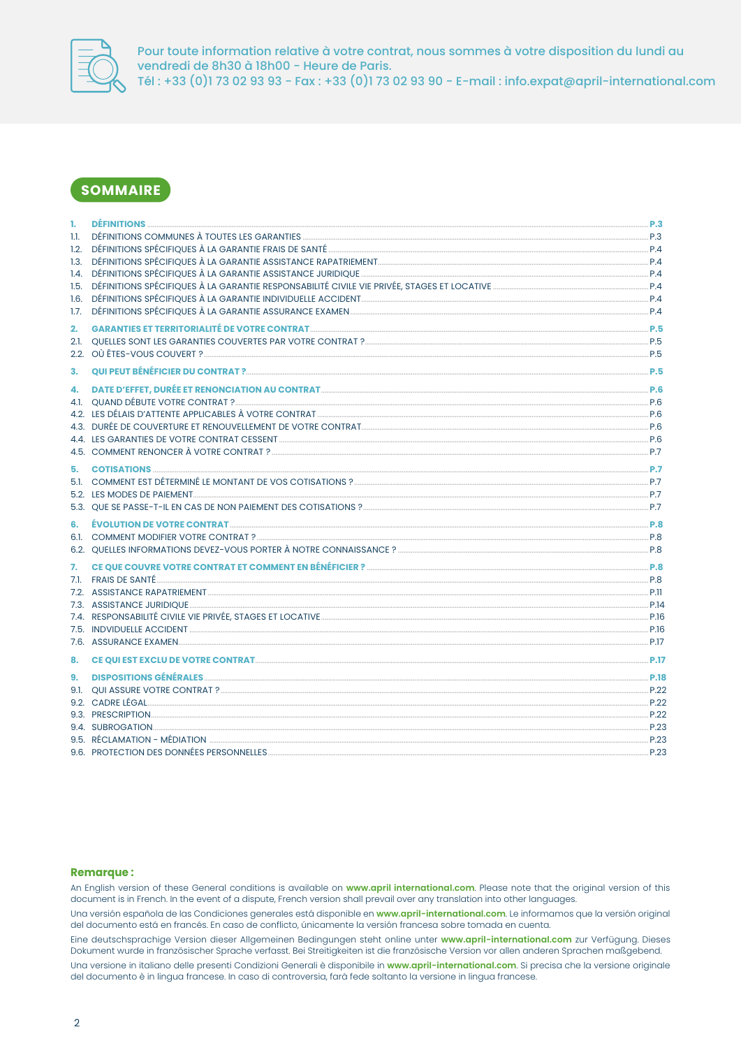Pour toute information relative à votre contrat, nous sommes à votre disposition du lundi au vendredi de 8h30 à 18h00 - Heure de Paris.
Tél : +33 (0)1 73 02 93 93 - Fax : +33 (0)1 73 02 93 90 - E-mail : info.expat@april-international.com

## SOMMAIRE

| | | |
|---|---|---|
| **1.** | **DÉFINITIONS** | **P.3** |
| 1.1. | DÉFINITIONS COMMUNES À TOUTES LES GARANTIES | P.3 |
| 1.2. | DÉFINITIONS SPÉCIFIQUES À LA GARANTIE FRAIS DE SANTÉ | P.4 |
| 1.3. | DÉFINITIONS SPÉCIFIQUES À LA GARANTIE ASSISTANCE RAPATRIEMENT | P.4 |
| 1.4. | DÉFINITIONS SPÉCIFIQUES À LA GARANTIE ASSISTANCE JURIDIQUE | P.4 |
| 1.5. | DÉFINITIONS SPÉCIFIQUES À LA GARANTIE RESPONSABILITÉ CIVILE VIE PRIVÉE, STAGES ET LOCATIVE | P.4 |
| 1.6. | DÉFINITIONS SPÉCIFIQUES À LA GARANTIE INDIVIDUELLE ACCIDENT | P.4 |
| 1.7. | DÉFINITIONS SPÉCIFIQUES À LA GARANTIE ASSURANCE EXAMEN | P.4 |
| **2.** | **GARANTIES ET TERRITORIALITÉ DE VOTRE CONTRAT** | **P.5** |
| 2.1. | QUELLES SONT LES GARANTIES COUVERTES PAR VOTRE CONTRAT ? | P.5 |
| 2.2. | OÙ ÊTES-VOUS COUVERT ? | P.5 |
| **3.** | **QUI PEUT BÉNÉFICIER DU CONTRAT ?** | **P.5** |
| **4.** | **DATE D'EFFET, DURÉE ET RENONCIATION AU CONTRAT** | **P.6** |
| 4.1. | QUAND DÉBUTE VOTRE CONTRAT ? | P.6 |
| 4.2. | LES DÉLAIS D'ATTENTE APPLICABLES À VOTRE CONTRAT | P.6 |
| 4.3. | DURÉE DE COUVERTURE ET RENOUVELLEMENT DE VOTRE CONTRAT | P.6 |
| 4.4. | LES GARANTIES DE VOTRE CONTRAT CESSENT | P.6 |
| 4.5. | COMMENT RENONCER À VOTRE CONTRAT ? | P.7 |
| **5.** | **COTISATIONS** | **P.7** |
| 5.1. | COMMENT EST DÉTERMINÉ LE MONTANT DE VOS COTISATIONS ? | P.7 |
| 5.2. | LES MODES DE PAIEMENT | P.7 |
| 5.3. | QUE SE PASSE-T-IL EN CAS DE NON PAIEMENT DES COTISATIONS ? | P.7 |
| **6.** | **ÉVOLUTION DE VOTRE CONTRAT** | **P.8** |
| 6.1. | COMMENT MODIFIER VOTRE CONTRAT ? | P.8 |
| 6.2. | QUELLES INFORMATIONS DEVEZ-VOUS PORTER À NOTRE CONNAISSANCE ? | P.8 |
| **7.** | **CE QUE COUVRE VOTRE CONTRAT ET COMMENT EN BÉNÉFICIER ?** | **P.8** |
| 7.1. | FRAIS DE SANTÉ | P.8 |
| 7.2. | ASSISTANCE RAPATRIEMENT | P.11 |
| 7.3. | ASSISTANCE JURIDIQUE | P.14 |
| 7.4. | RESPONSABILITÉ CIVILE VIE PRIVÉE, STAGES ET LOCATIVE | P.16 |
| 7.5. | INDVIDUELLE ACCIDENT | P.16 |
| 7.6. | ASSURANCE EXAMEN | P.17 |
| **8.** | **CE QUI EST EXCLU DE VOTRE CONTRAT** | **P.17** |
| **9.** | **DISPOSITIONS GÉNÉRALES** | **P.18** |
| 9.1. | QUI ASSURE VOTRE CONTRAT ? | P.22 |
| 9.2. | CADRE LÉGAL | P.22 |
| 9.3. | PRESCRIPTION | P.22 |
| 9.4. | SUBROGATION | P.23 |
| 9.5. | RÉCLAMATION - MÉDIATION | P.23 |
| 9.6. | PROTECTION DES DONNÉES PERSONNELLES | P.23 |

**Remarque :**

An English version of these General conditions is available on **www.april international.com**. Please note that the original version of this document is in French. In the event of a dispute, French version shall prevail over any translation into other languages.

Una versión española de las Condiciones generales está disponible en **www.april-international.com**. Le informamos que la versión original del documento está en francés. En caso de conflicto, únicamente la versión francesa sobre tomada en cuenta.

Eine deutschsprachige Version dieser Allgemeinen Bedingungen steht online unter **www.april-international.com** zur Verfügung. Dieses Dokument wurde in französischer Sprache verfasst. Bei Streitigkeiten ist die französische Version vor allen anderen Sprachen maßgebend.

Una versione in italiano delle presenti Condizioni Generali è disponibile in **www.april-international.com**. Si precisa che la versione originale del documento è in lingua francese. In caso di controversia, farà fede soltanto la versione in lingua francese.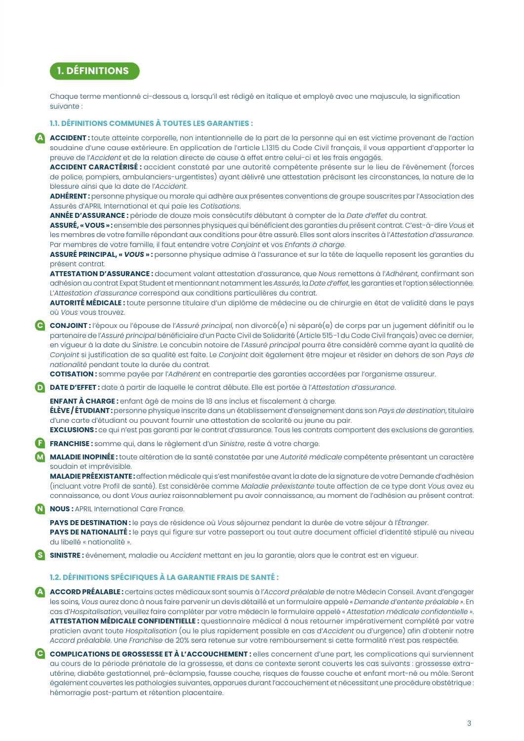# 1. DÉFINITIONS

Chaque terme mentionné ci-dessous a, lorsqu'il est rédigé en italique et employé avec une majuscule, la signification suivante :

## 1.1. DÉFINITIONS COMMUNES À TOUTES LES GARANTIES :

**A**

**ACCIDENT :** toute atteinte corporelle, non intentionnelle de la part de la personne qui en est victime provenant de l'action soudaine d'une cause extérieure. En application de l'article L.1315 du Code Civil français, il vous appartient d'apporter la preuve de l'*Accident* et de la relation directe de cause à effet entre celui-ci et les frais engagés.

**ACCIDENT CARACTÉRISÉ :** accident constaté par une autorité compétente présente sur le lieu de l'évènement (forces de police, pompiers, ambulanciers-urgentistes) ayant délivré une attestation précisant les circonstances, la nature de la blessure ainsi que la date de l'*Accident*.

**ADHÉRENT :** personne physique ou morale qui adhère aux présentes conventions de groupe souscrites par l'Association des Assurés d'APRIL International et qui paie les *Cotisations*.

**ANNÉE D'ASSURANCE :** période de douze mois consécutifs débutant à compter de la *Date d'effet* du contrat.

**ASSURÉ, « VOUS » :** ensemble des personnes physiques qui bénéficient des garanties du présent contrat. C'est-à-dire *Vous* et les membres de votre famille répondant aux conditions pour être assuré. Elles sont alors inscrites à l'*Attestation d'assurance*. Par membres de votre famille, il faut entendre votre *Conjoint* et vos *Enfants à charge*.

**ASSURÉ PRINCIPAL, « *VOUS* » :** personne physique admise à l'assurance et sur la tête de laquelle reposent les garanties du présent contrat.

**ATTESTATION D'ASSURANCE :** document valant attestation d'assurance, que *Nous* remettons à l'*Adhérent*, confirmant son adhésion au contrat Expat Student et mentionnant notamment les *Assurés*, la *Date d'effet*, les garanties et l'option sélectionnée. L'*Attestation d'assurance* correspond aux conditions particulières du contrat.

**AUTORITÉ MÉDICALE :** toute personne titulaire d'un diplôme de médecine ou de chirurgie en état de validité dans le pays où *Vous* vous trouvez.

**C**

**CONJOINT :** l'époux ou l'épouse de l'*Assuré principal*, non divorcé(e) ni séparé(e) de corps par un jugement définitif ou le partenaire de l'*Assuré principal* bénéficiaire d'un Pacte Civil de Solidarité (Article 515-1 du Code Civil français) avec ce dernier, en vigueur à la date du *Sinistre*. Le concubin notoire de l'*Assuré principal* pourra être considéré comme ayant la qualité de *Conjoint* si justification de sa qualité est faite. Le *Conjoint* doit également être majeur et résider en dehors de son *Pays de nationalité* pendant toute la durée du contrat.

**COTISATION :** somme payée par l'*Adhérent* en contrepartie des garanties accordées par l'organisme assureur.

**D**

**DATE D'EFFET :** date à partir de laquelle le contrat débute. Elle est portée à l'*Attestation d'assurance*.

**ENFANT À CHARGE :** enfant âgé de moins de 18 ans inclus et fiscalement à charge.

**ÉLÈVE / ÉTUDIANT :** personne physique inscrite dans un établissement d'enseignement dans son *Pays de destination*, titulaire d'une carte d'étudiant ou pouvant fournir une attestation de scolarité ou jeune au pair.

**EXCLUSIONS :** ce qui n'est pas garanti par le contrat d'assurance. Tous les contrats comportent des exclusions de garanties.

**F**

**FRANCHISE :** somme qui, dans le règlement d'un *Sinistre*, reste à votre charge.

**M**

**MALADIE INOPINÉE :** toute altération de la santé constatée par une *Autorité médicale* compétente présentant un caractère soudain et imprévisible.

**MALADIE PRÉEXISTANTE :** affection médicale qui s'est manifestée avant la date de la signature de votre Demande d'adhésion (incluant votre Profil de santé). Est considérée comme *Maladie préexistante* toute affection de ce type dont *Vous* avez eu connaissance, ou dont *Vous* auriez raisonnablement pu avoir connaissance, au moment de l'adhésion au présent contrat.

**N**

**NOUS :** APRIL International Care France.

**PAYS DE DESTINATION :** le pays de résidence où *Vous* séjournez pendant la durée de votre séjour à l'*Étranger*.

**PAYS DE NATIONALITÉ :** le pays qui figure sur votre passeport ou tout autre document officiel d'identité stipulé au niveau du libellé « nationalité ».

**S**

**SINISTRE :** événement, maladie ou *Accident* mettant en jeu la garantie, alors que le contrat est en vigueur.

## 1.2. DÉFINITIONS SPÉCIFIQUES À LA GARANTIE FRAIS DE SANTÉ :

**A**

**ACCORD PRÉALABLE :** certains actes médicaux sont soumis à l'*Accord préalable* de notre Médecin Conseil. Avant d'engager les soins, *Vous* aurez donc à nous faire parvenir un devis détaillé et un formulaire appelé « *Demande d'entente préalable* ». En cas d'*Hospitalisation*, veuillez faire compléter par votre médecin le formulaire appelé « *Attestation médicale confidentielle* ».

**ATTESTATION MÉDICALE CONFIDENTIELLE :** questionnaire médical à nous retourner impérativement complété par votre praticien avant toute *Hospitalisation* (ou le plus rapidement possible en cas d'*Accident* ou d'urgence) afin d'obtenir notre *Accord préalable*. Une *Franchise* de 20% sera retenue sur votre remboursement si cette formalité n'est pas respectée.

**C**

**COMPLICATIONS DE GROSSESSE ET À L'ACCOUCHEMENT :** elles concernent d'une part, les complications qui surviennent au cours de la période prénatale de la grossesse, et dans ce contexte seront couverts les cas suivants : grossesse extra-utérine, diabète gestationnel, pré-éclampsie, fausse couche, risques de fausse couche et enfant mort-né ou môle. Seront également couvertes les pathologies suivantes, apparues durant l'accouchement et nécessitant une procédure obstétrique : hémorragie post-partum et rétention placentaire.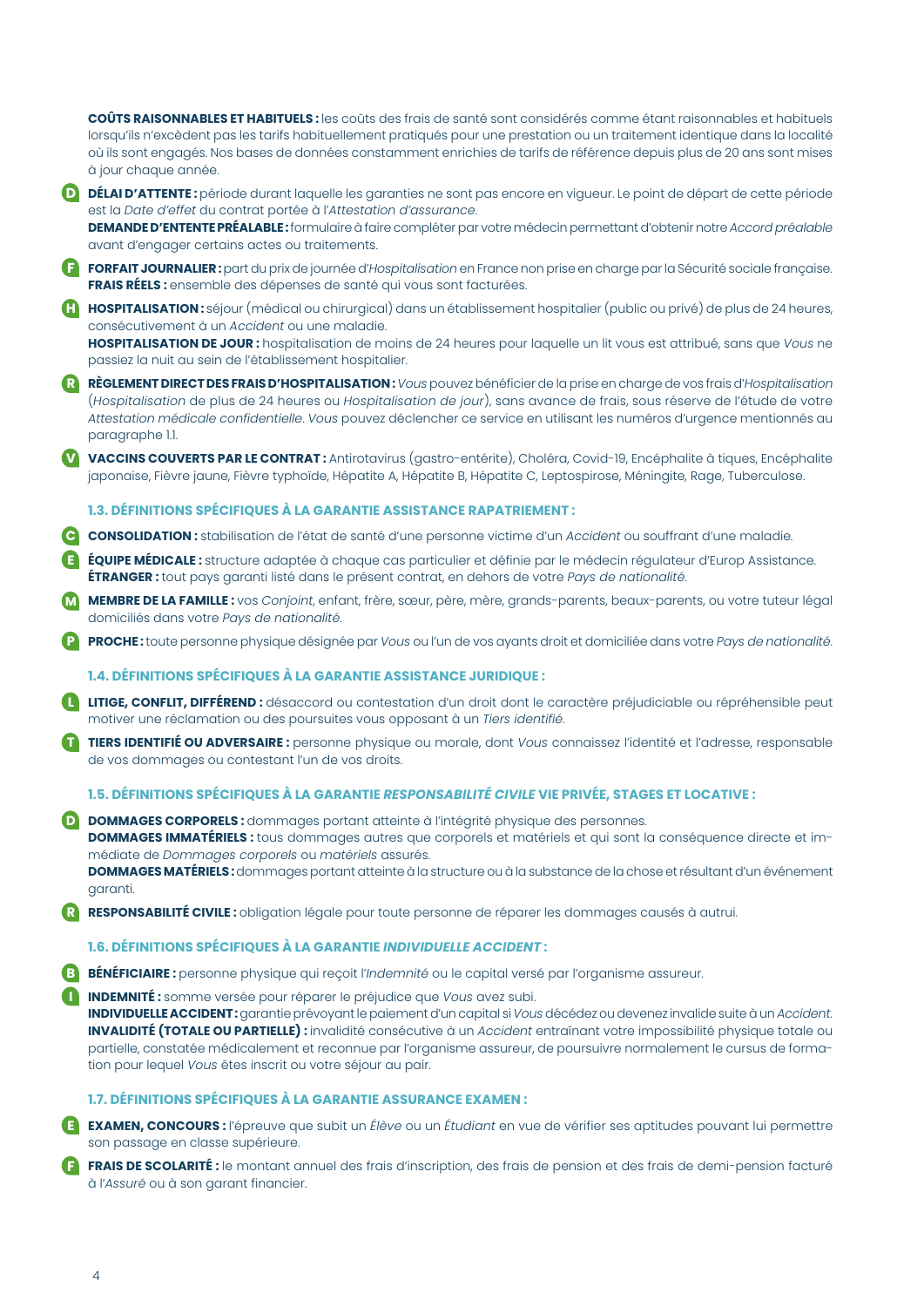**COÛTS RAISONNABLES ET HABITUELS :** les coûts des frais de santé sont considérés comme étant raisonnables et habituels lorsqu'ils n'excèdent pas les tarifs habituellement pratiqués pour une prestation ou un traitement identique dans la localité où ils sont engagés. Nos bases de données constamment enrichies de tarifs de référence depuis plus de 20 ans sont mises à jour chaque année.

**D** **DÉLAI D'ATTENTE :** période durant laquelle les garanties ne sont pas encore en vigueur. Le point de départ de cette période est la *Date d'effet* du contrat portée à l'*Attestation d'assurance*.

**DEMANDE D'ENTENTE PRÉALABLE :** formulaire à faire compléter par votre médecin permettant d'obtenir notre *Accord préalable* avant d'engager certains actes ou traitements.

**F** **FORFAIT JOURNALIER :** part du prix de journée d'*Hospitalisation* en France non prise en charge par la Sécurité sociale française.

**FRAIS RÉELS :** ensemble des dépenses de santé qui vous sont facturées.

**H** **HOSPITALISATION :** séjour (médical ou chirurgical) dans un établissement hospitalier (public ou privé) de plus de 24 heures, consécutivement à un *Accident* ou une maladie.

**HOSPITALISATION DE JOUR :** hospitalisation de moins de 24 heures pour laquelle un lit vous est attribué, sans que *Vous* ne passiez la nuit au sein de l'établissement hospitalier.

**R** **RÈGLEMENT DIRECT DES FRAIS D'HOSPITALISATION :** *Vous* pouvez bénéficier de la prise en charge de vos frais d'*Hospitalisation* (*Hospitalisation* de plus de 24 heures ou *Hospitalisation de jour*), sans avance de frais, sous réserve de l'étude de votre *Attestation médicale confidentielle*. *Vous* pouvez déclencher ce service en utilisant les numéros d'urgence mentionnés au paragraphe 1.1.

**V** **VACCINS COUVERTS PAR LE CONTRAT :** Antirotavirus (gastro-entérite), Choléra, Covid-19, Encéphalite à tiques, Encéphalite japonaise, Fièvre jaune, Fièvre typhoïde, Hépatite A, Hépatite B, Hépatite C, Leptospirose, Méningite, Rage, Tuberculose.

### 1.3. DÉFINITIONS SPÉCIFIQUES À LA GARANTIE ASSISTANCE RAPATRIEMENT :

**C** **CONSOLIDATION :** stabilisation de l'état de santé d'une personne victime d'un *Accident* ou souffrant d'une maladie.

**E** **ÉQUIPE MÉDICALE :** structure adaptée à chaque cas particulier et définie par le médecin régulateur d'Europ Assistance.

**ÉTRANGER :** tout pays garanti listé dans le présent contrat, en dehors de votre *Pays de nationalité*.

**M** **MEMBRE DE LA FAMILLE :** vos *Conjoint*, enfant, frère, sœur, père, mère, grands-parents, beaux-parents, ou votre tuteur légal domiciliés dans votre *Pays de nationalité*.

**P** **PROCHE :** toute personne physique désignée par *Vous* ou l'un de vos ayants droit et domiciliée dans votre *Pays de nationalité*.

### 1.4. DÉFINITIONS SPÉCIFIQUES À LA GARANTIE ASSISTANCE JURIDIQUE :

**L** **LITIGE, CONFLIT, DIFFÉREND :** désaccord ou contestation d'un droit dont le caractère préjudiciable ou répréhensible peut motiver une réclamation ou des poursuites vous opposant à un *Tiers identifié*.

**T** **TIERS IDENTIFIÉ OU ADVERSAIRE :** personne physique ou morale, dont *Vous* connaissez l'identité et l'adresse, responsable de vos dommages ou contestant l'un de vos droits.

### 1.5. DÉFINITIONS SPÉCIFIQUES À LA GARANTIE *RESPONSABILITÉ CIVILE* VIE PRIVÉE, STAGES ET LOCATIVE :

**D** **DOMMAGES CORPORELS :** dommages portant atteinte à l'intégrité physique des personnes.

**DOMMAGES IMMATÉRIELS :** tous dommages autres que corporels et matériels et qui sont la conséquence directe et immédiate de *Dommages corporels* ou *matériels* assurés.

**DOMMAGES MATÉRIELS :** dommages portant atteinte à la structure ou à la substance de la chose et résultant d'un événement garanti.

**R** **RESPONSABILITÉ CIVILE :** obligation légale pour toute personne de réparer les dommages causés à autrui.

### 1.6. DÉFINITIONS SPÉCIFIQUES À LA GARANTIE *INDIVIDUELLE ACCIDENT* :

**B** **BÉNÉFICIAIRE :** personne physique qui reçoit l'*Indemnité* ou le capital versé par l'organisme assureur.

**I** **INDEMNITÉ :** somme versée pour réparer le préjudice que *Vous* avez subi.

**INDIVIDUELLE ACCIDENT :** garantie prévoyant le paiement d'un capital si *Vous* décédez ou devenez invalide suite à un *Accident*.

**INVALIDITÉ (TOTALE OU PARTIELLE) :** invalidité consécutive à un *Accident* entraînant votre impossibilité physique totale ou partielle, constatée médicalement et reconnue par l'organisme assureur, de poursuivre normalement le cursus de formation pour lequel *Vous* êtes inscrit ou votre séjour au pair.

### 1.7. DÉFINITIONS SPÉCIFIQUES À LA GARANTIE ASSURANCE EXAMEN :

**E** **EXAMEN, CONCOURS :** l'épreuve que subit un *Élève* ou un *Étudiant* en vue de vérifier ses aptitudes pouvant lui permettre son passage en classe supérieure.

**F** **FRAIS DE SCOLARITÉ :** le montant annuel des frais d'inscription, des frais de pension et des frais de demi-pension facturé à l'*Assuré* ou à son garant financier.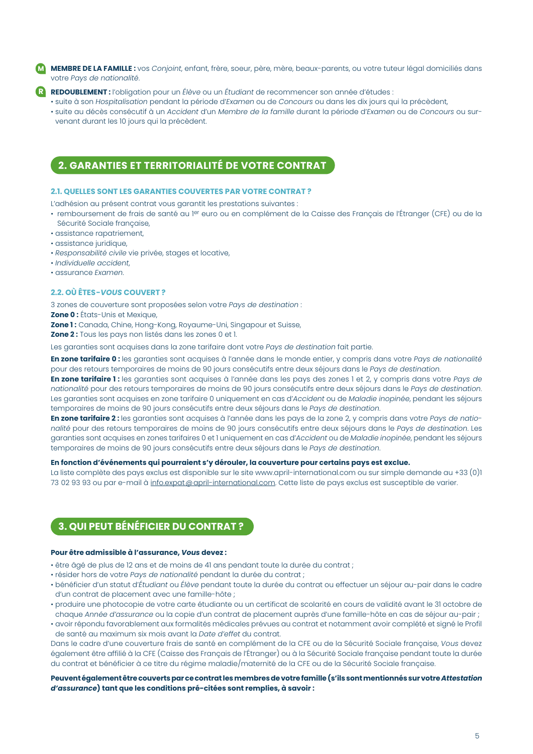**M** **MEMBRE DE LA FAMILLE :** vos *Conjoint*, enfant, frère, soeur, père, mère, beaux-parents, ou votre tuteur légal domiciliés dans votre *Pays de nationalité*.

**R** **REDOUBLEMENT :** l'obligation pour un *Élève* ou un *Étudiant* de recommencer son année d'études :

- suite à son *Hospitalisation* pendant la période d'*Examen* ou de *Concours* ou dans les dix jours qui la précèdent,
- suite au décès consécutif à un *Accident* d'un *Membre de la famille* durant la période d'*Examen* ou de *Concours* ou survenant durant les 10 jours qui la précèdent.

## 2. GARANTIES ET TERRITORIALITÉ DE VOTRE CONTRAT

### 2.1. QUELLES SONT LES GARANTIES COUVERTES PAR VOTRE CONTRAT ?

L'adhésion au présent contrat vous garantit les prestations suivantes :

- remboursement de frais de santé au 1er euro ou en complément de la Caisse des Français de l'Étranger (CFE) ou de la Sécurité Sociale française,
- assistance rapatriement,
- assistance juridique,
- *Responsabilité civile* vie privée, stages et locative,
- *Individuelle accident*,
- assurance *Examen*.

### 2.2. OÙ ÊTES-*VOUS* COUVERT ?

3 zones de couverture sont proposées selon votre *Pays de destination* :

**Zone 0 :** États-Unis et Mexique,

**Zone 1 :** Canada, Chine, Hong-Kong, Royaume-Uni, Singapour et Suisse,

**Zone 2 :** Tous les pays non listés dans les zones 0 et 1.

Les garanties sont acquises dans la zone tarifaire dont votre *Pays de destination* fait partie.

**En zone tarifaire 0 :** les garanties sont acquises à l'année dans le monde entier, y compris dans votre *Pays de nationalité* pour des retours temporaires de moins de 90 jours consécutifs entre deux séjours dans le *Pays de destination*.

**En zone tarifaire 1 :** les garanties sont acquises à l'année dans les pays des zones 1 et 2, y compris dans votre *Pays de nationalité* pour des retours temporaires de moins de 90 jours consécutifs entre deux séjours dans le *Pays de destination*. Les garanties sont acquises en zone tarifaire 0 uniquement en cas d'*Accident* ou de *Maladie inopinée*, pendant les séjours temporaires de moins de 90 jours consécutifs entre deux séjours dans le *Pays de destination*.

**En zone tarifaire 2 :** les garanties sont acquises à l'année dans les pays de la zone 2, y compris dans votre *Pays de nationalité* pour des retours temporaires de moins de 90 jours consécutifs entre deux séjours dans le *Pays de destination*. Les garanties sont acquises en zones tarifaires 0 et 1 uniquement en cas d'*Accident* ou de *Maladie inopinée*, pendant les séjours temporaires de moins de 90 jours consécutifs entre deux séjours dans le *Pays de destination*.

**En fonction d'événements qui pourraient s'y dérouler, la couverture pour certains pays est exclue.**
La liste complète des pays exclus est disponible sur le site www.april-international.com ou sur simple demande au +33 (0)1 73 02 93 93 ou par e-mail à info.expat@april-international.com. Cette liste de pays exclus est susceptible de varier.

## 3. QUI PEUT BÉNÉFICIER DU CONTRAT ?

**Pour être admissible à l'assurance, *Vous* devez :**

- être âgé de plus de 12 ans et de moins de 41 ans pendant toute la durée du contrat ;
- résider hors de votre *Pays de nationalité* pendant la durée du contrat ;
- bénéficier d'un statut d'*Étudiant* ou *Élève* pendant toute la durée du contrat ou effectuer un séjour au-pair dans le cadre d'un contrat de placement avec une famille-hôte ;
- produire une photocopie de votre carte étudiante ou un certificat de scolarité en cours de validité avant le 31 octobre de chaque *Année d'assurance* ou la copie d'un contrat de placement auprès d'une famille-hôte en cas de séjour au-pair ;
- avoir répondu favorablement aux formalités médicales prévues au contrat et notamment avoir complété et signé le Profil de santé au maximum six mois avant la *Date d'effet* du contrat.

Dans le cadre d'une couverture frais de santé en complément de la CFE ou de la Sécurité Sociale française, *Vous* devez également être affilié à la CFE (Caisse des Français de l'Étranger) ou à la Sécurité Sociale française pendant toute la durée du contrat et bénéficier à ce titre du régime maladie/maternité de la CFE ou de la Sécurité Sociale française.

**Peuvent également être couverts par ce contrat les membres de votre famille (s'ils sont mentionnés sur votre *Attestation d'assurance*) tant que les conditions pré-citées sont remplies, à savoir :**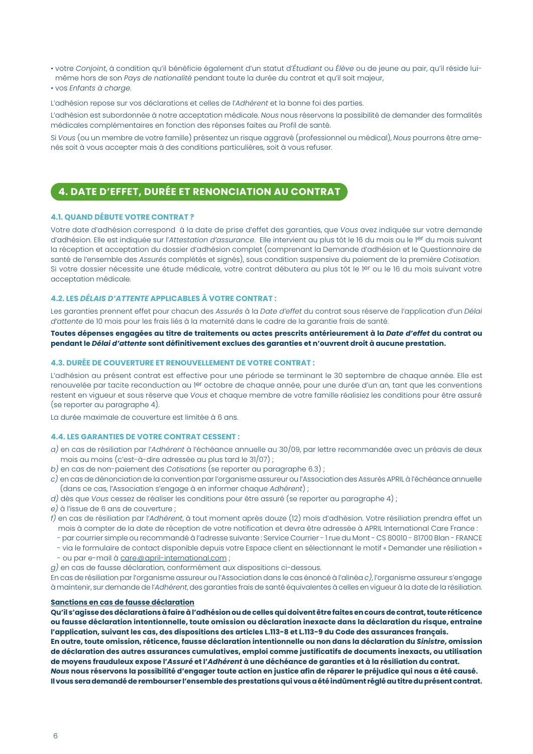- votre *Conjoint*, à condition qu'il bénéficie également d'un statut d'*Étudiant* ou *Élève* ou de jeune au pair, qu'il réside lui-même hors de son *Pays de nationalité* pendant toute la durée du contrat et qu'il soit majeur,
- vos *Enfants à charge*.

L'adhésion repose sur vos déclarations et celles de l'*Adhérent* et la bonne foi des parties.

L'adhésion est subordonnée à notre acceptation médicale. *Nous* nous réservons la possibilité de demander des formalités médicales complémentaires en fonction des réponses faites au Profil de santé.

Si *Vous* (ou un membre de votre famille) présentez un risque aggravé (professionnel ou médical), *Nous* pourrons être amenés soit à vous accepter mais à des conditions particulières, soit à vous refuser.

## 4. DATE D'EFFET, DURÉE ET RENONCIATION AU CONTRAT

### 4.1. QUAND DÉBUTE VOTRE CONTRAT ?

Votre date d'adhésion correspond à la date de prise d'effet des garanties, que *Vous* avez indiquée sur votre demande d'adhésion. Elle est indiquée sur l'*Attestation d'assurance*. Elle intervient au plus tôt le 16 du mois ou le 1er du mois suivant la réception et acceptation du dossier d'adhésion complet (comprenant la Demande d'adhésion et le Questionnaire de santé de l'ensemble des *Assurés* complétés et signés), sous condition suspensive du paiement de la première *Cotisation*. Si votre dossier nécessite une étude médicale, votre contrat débutera au plus tôt le 1er ou le 16 du mois suivant votre acceptation médicale.

### 4.2. LES *DÉLAIS D'ATTENTE* APPLICABLES À VOTRE CONTRAT :

Les garanties prennent effet pour chacun des *Assurés* à la *Date d'effet* du contrat sous réserve de l'application d'un *Délai d'attente* de 10 mois pour les frais liés à la maternité dans le cadre de la garantie frais de santé.

**Toutes dépenses engagées au titre de traitements ou actes prescrits antérieurement à la *Date d'effet* du contrat ou pendant le *Délai d'attente* sont définitivement exclues des garanties et n'ouvrent droit à aucune prestation.**

### 4.3. DURÉE DE COUVERTURE ET RENOUVELLEMENT DE VOTRE CONTRAT :

L'adhésion au présent contrat est effective pour une période se terminant le 30 septembre de chaque année. Elle est renouvelée par tacite reconduction au 1er octobre de chaque année, pour une durée d'un an, tant que les conventions restent en vigueur et sous réserve que *Vous* et chaque membre de votre famille réalisiez les conditions pour être assuré (se reporter au paragraphe 4).

La durée maximale de couverture est limitée à 6 ans.

### 4.4. LES GARANTIES DE VOTRE CONTRAT CESSENT :

*a)* en cas de résiliation par l'*Adhérent* à l'échéance annuelle au 30/09, par lettre recommandée avec un préavis de deux mois au moins (c'est-à-dire adressée au plus tard le 31/07) ;

*b)* en cas de non-paiement des *Cotisations* (se reporter au paragraphe 6.3) ;

*c)* en cas de dénonciation de la convention par l'organisme assureur ou l'Association des Assurés APRIL à l'échéance annuelle (dans ce cas, l'Association s'engage à en informer chaque *Adhérent*) ;

*d)* dès que *Vous* cessez de réaliser les conditions pour être assuré (se reporter au paragraphe 4) ;

*e)* à l'issue de 6 ans de couverture ;

*f)* en cas de résiliation par l'*Adhérent*, à tout moment après douze (12) mois d'adhésion. Votre résiliation prendra effet un mois à compter de la date de réception de votre notification et devra être adressée à APRIL International Care France :
- par courrier simple ou recommandé à l'adresse suivante : Service Courrier - 1 rue du Mont - CS 80010 - 81700 Blan - FRANCE
- via le formulaire de contact disponible depuis votre Espace client en sélectionnant le motif « Demander une résiliation »
- ou par e-mail à care@april-international.com ;

*g)* en cas de fausse déclaration, conformément aux dispositions ci-dessous.

En cas de résiliation par l'organisme assureur ou l'Association dans le cas énoncé à l'alinéa *c)*, l'organisme assureur s'engage à maintenir, sur demande de l'*Adhérent*, des garanties frais de santé équivalentes à celles en vigueur à la date de la résiliation.

**Sanctions en cas de fausse déclaration**

**Qu'il s'agisse des déclarations à faire à l'adhésion ou de celles qui doivent être faites en cours de contrat, toute réticence ou fausse déclaration intentionnelle, toute omission ou déclaration inexacte dans la déclaration du risque, entraine l'application, suivant les cas, des dispositions des articles L.113-8 et L.113-9 du Code des assurances français.**

**En outre, toute omission, réticence, fausse déclaration intentionnelle ou non dans la déclaration du *Sinistre*, omission de déclaration des autres assurances cumulatives, emploi comme justificatifs de documents inexacts, ou utilisation de moyens frauduleux expose l'*Assuré* et l'*Adhérent* à une déchéance de garanties et à la résiliation du contrat.**

***Nous* nous réservons la possibilité d'engager toute action en justice afin de réparer le préjudice qui nous a été causé.**

**Il vous sera demandé de rembourser l'ensemble des prestations qui vous a été indûment réglé au titre du présent contrat.**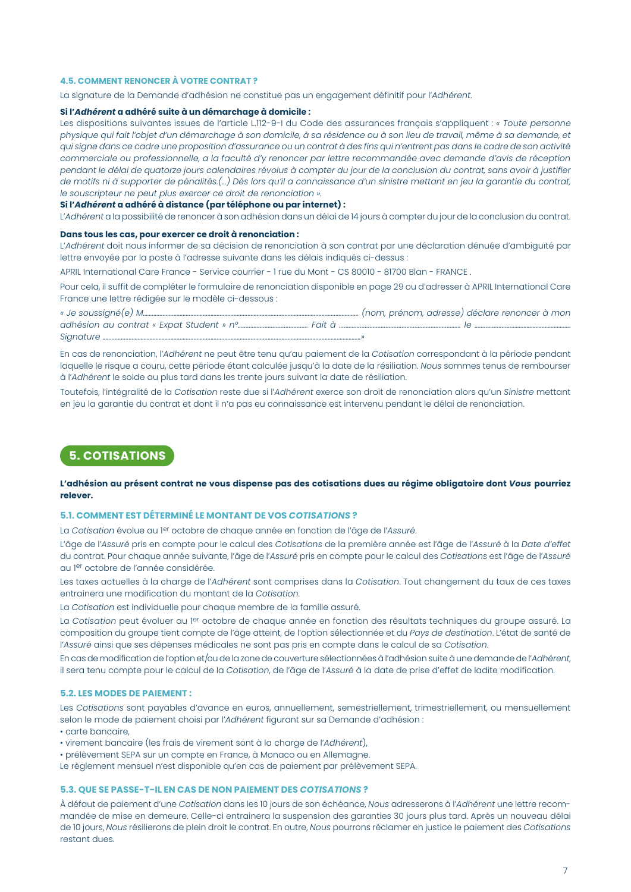### 4.5. COMMENT RENONCER À VOTRE CONTRAT ?

La signature de la Demande d'adhésion ne constitue pas un engagement définitif pour l'*Adhérent*.

**Si l'*Adhérent* a adhéré suite à un démarchage à domicile :**

Les dispositions suivantes issues de l'article L.112-9-I du Code des assurances français s'appliquent : « *Toute personne physique qui fait l'objet d'un démarchage à son domicile, à sa résidence ou à son lieu de travail, même à sa demande, et qui signe dans ce cadre une proposition d'assurance ou un contrat à des fins qui n'entrent pas dans le cadre de son activité commerciale ou professionnelle, a la faculté d'y renoncer par lettre recommandée avec demande d'avis de réception pendant le délai de quatorze jours calendaires révolus à compter du jour de la conclusion du contrat, sans avoir à justifier de motifs ni à supporter de pénalités.(…) Dès lors qu'il a connaissance d'un sinistre mettant en jeu la garantie du contrat, le souscripteur ne peut plus exercer ce droit de renonciation* ».

**Si l'*Adhérent* a adhéré à distance (par téléphone ou par internet) :**

L'*Adhérent* a la possibilité de renoncer à son adhésion dans un délai de 14 jours à compter du jour de la conclusion du contrat.

**Dans tous les cas, pour exercer ce droit à renonciation :**

L'*Adhérent* doit nous informer de sa décision de renonciation à son contrat par une déclaration dénuée d'ambiguïté par lettre envoyée par la poste à l'adresse suivante dans les délais indiqués ci-dessus :

APRIL International Care France - Service courrier - 1 rue du Mont - CS 80010 - 81700 Blan - FRANCE .

Pour cela, il suffit de compléter le formulaire de renonciation disponible en page 29 ou d'adresser à APRIL International Care France une lettre rédigée sur le modèle ci-dessous :

*« Je soussigné(e) M.................................................... (nom, prénom, adresse) déclare renoncer à mon adhésion au contrat « Expat Student » n°.................... Fait à .................................... le .................................... Signature ....................................»*

En cas de renonciation, l'*Adhérent* ne peut être tenu qu'au paiement de la *Cotisation* correspondant à la période pendant laquelle le risque a couru, cette période étant calculée jusqu'à la date de la résiliation. *Nous* sommes tenus de rembourser à l'*Adhérent* le solde au plus tard dans les trente jours suivant la date de résiliation.

Toutefois, l'intégralité de la *Cotisation* reste due si l'*Adhérent* exerce son droit de renonciation alors qu'un *Sinistre* mettant en jeu la garantie du contrat et dont il n'a pas eu connaissance est intervenu pendant le délai de renonciation.

## 5. COTISATIONS

**L'adhésion au présent contrat ne vous dispense pas des cotisations dues au régime obligatoire dont *Vous* pourriez relever.**

### 5.1. COMMENT EST DÉTERMINÉ LE MONTANT DE VOS *COTISATIONS* ?

La *Cotisation* évolue au 1er octobre de chaque année en fonction de l'âge de l'*Assuré*.

L'âge de l'*Assuré* pris en compte pour le calcul des *Cotisations* de la première année est l'âge de l'*Assuré* à la *Date d'effet* du contrat. Pour chaque année suivante, l'âge de l'*Assuré* pris en compte pour le calcul des *Cotisations* est l'âge de l'*Assuré* au 1er octobre de l'année considérée.

Les taxes actuelles à la charge de l'*Adhérent* sont comprises dans la *Cotisation*. Tout changement du taux de ces taxes entrainera une modification du montant de la *Cotisation*.

La *Cotisation* est individuelle pour chaque membre de la famille assuré.

La *Cotisation* peut évoluer au 1er octobre de chaque année en fonction des résultats techniques du groupe assuré. La composition du groupe tient compte de l'âge atteint, de l'option sélectionnée et du *Pays de destination*. L'état de santé de l'*Assuré* ainsi que ses dépenses médicales ne sont pas pris en compte dans le calcul de sa *Cotisation*.

En cas de modification de l'option et/ou de la zone de couverture sélectionnées à l'adhésion suite à une demande de l'*Adhérent*, il sera tenu compte pour le calcul de la *Cotisation*, de l'âge de l'*Assuré* à la date de prise d'effet de ladite modification.

### 5.2. LES MODES DE PAIEMENT :

Les *Cotisations* sont payables d'avance en euros, annuellement, semestriellement, trimestriellement, ou mensuellement selon le mode de paiement choisi par l'*Adhérent* figurant sur sa Demande d'adhésion :

- carte bancaire,
- virement bancaire (les frais de virement sont à la charge de l'*Adhérent*),
- prélèvement SEPA sur un compte en France, à Monaco ou en Allemagne.

Le règlement mensuel n'est disponible qu'en cas de paiement par prélèvement SEPA.

### 5.3. QUE SE PASSE-T-IL EN CAS DE NON PAIEMENT DES *COTISATIONS* ?

À défaut de paiement d'une *Cotisation* dans les 10 jours de son échéance, *Nous* adresserons à l'*Adhérent* une lettre recommandée de mise en demeure. Celle-ci entrainera la suspension des garanties 30 jours plus tard. Après un nouveau délai de 10 jours, *Nous* résilierons de plein droit le contrat. En outre, *Nous* pourrons réclamer en justice le paiement des *Cotisations* restant dues.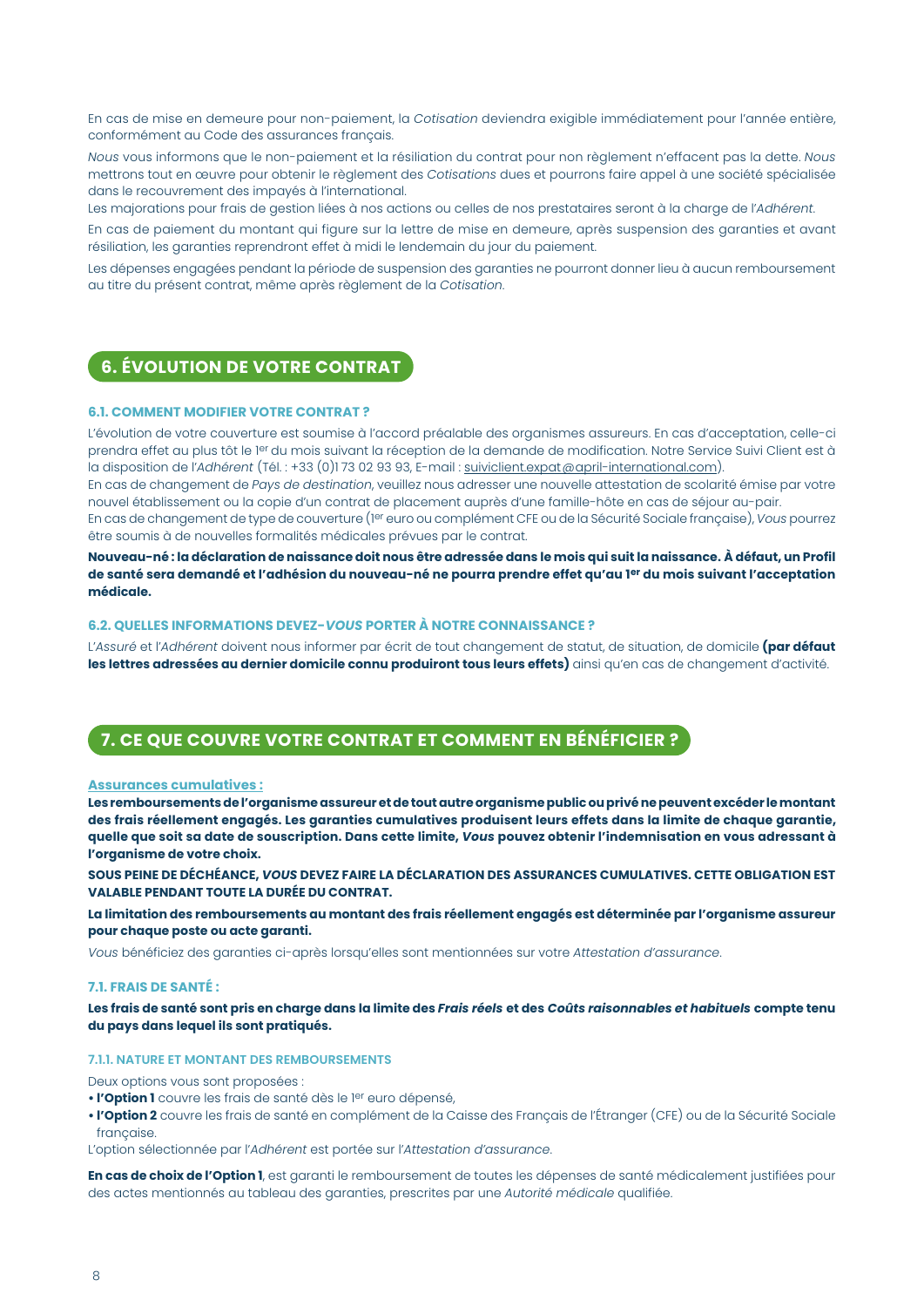En cas de mise en demeure pour non-paiement, la *Cotisation* deviendra exigible immédiatement pour l'année entière, conformément au Code des assurances français.

*Nous* vous informons que le non-paiement et la résiliation du contrat pour non règlement n'effacent pas la dette. *Nous* mettrons tout en œuvre pour obtenir le règlement des *Cotisations* dues et pourrons faire appel à une société spécialisée dans le recouvrement des impayés à l'international.

Les majorations pour frais de gestion liées à nos actions ou celles de nos prestataires seront à la charge de l'*Adhérent*.

En cas de paiement du montant qui figure sur la lettre de mise en demeure, après suspension des garanties et avant résiliation, les garanties reprendront effet à midi le lendemain du jour du paiement.

Les dépenses engagées pendant la période de suspension des garanties ne pourront donner lieu à aucun remboursement au titre du présent contrat, même après règlement de la *Cotisation*.

## 6. ÉVOLUTION DE VOTRE CONTRAT

### 6.1. COMMENT MODIFIER VOTRE CONTRAT ?

L'évolution de votre couverture est soumise à l'accord préalable des organismes assureurs. En cas d'acceptation, celle-ci prendra effet au plus tôt le 1er du mois suivant la réception de la demande de modification. Notre Service Suivi Client est à la disposition de l'*Adhérent* (Tél. : +33 (0)1 73 02 93 93, E-mail : suiviclient.expat@april-international.com).

En cas de changement de *Pays de destination*, veuillez nous adresser une nouvelle attestation de scolarité émise par votre nouvel établissement ou la copie d'un contrat de placement auprès d'une famille-hôte en cas de séjour au-pair.

En cas de changement de type de couverture (1er euro ou complément CFE ou de la Sécurité Sociale française), *Vous* pourrez être soumis à de nouvelles formalités médicales prévues par le contrat.

**Nouveau-né : la déclaration de naissance doit nous être adressée dans le mois qui suit la naissance. À défaut, un Profil de santé sera demandé et l'adhésion du nouveau-né ne pourra prendre effet qu'au 1er du mois suivant l'acceptation médicale.**

### 6.2. QUELLES INFORMATIONS DEVEZ-*VOUS* PORTER À NOTRE CONNAISSANCE ?

L'*Assuré* et l'*Adhérent* doivent nous informer par écrit de tout changement de statut, de situation, de domicile **(par défaut les lettres adressées au dernier domicile connu produiront tous leurs effets)** ainsi qu'en cas de changement d'activité.

## 7. CE QUE COUVRE VOTRE CONTRAT ET COMMENT EN BÉNÉFICIER ?

**Assurances cumulatives :**

**Les remboursements de l'organisme assureur et de tout autre organisme public ou privé ne peuvent excéder le montant des frais réellement engagés. Les garanties cumulatives produisent leurs effets dans la limite de chaque garantie, quelle que soit sa date de souscription. Dans cette limite, *Vous* pouvez obtenir l'indemnisation en vous adressant à l'organisme de votre choix.**

**SOUS PEINE DE DÉCHÉANCE, *VOUS* DEVEZ FAIRE LA DÉCLARATION DES ASSURANCES CUMULATIVES. CETTE OBLIGATION EST VALABLE PENDANT TOUTE LA DURÉE DU CONTRAT.**

**La limitation des remboursements au montant des frais réellement engagés est déterminée par l'organisme assureur pour chaque poste ou acte garanti.**

*Vous* bénéficiez des garanties ci-après lorsqu'elles sont mentionnées sur votre *Attestation d'assurance*.

### 7.1. FRAIS DE SANTÉ :

**Les frais de santé sont pris en charge dans la limite des *Frais réels* et des *Coûts raisonnables et habituels* compte tenu du pays dans lequel ils sont pratiqués.**

#### 7.1.1. NATURE ET MONTANT DES REMBOURSEMENTS

Deux options vous sont proposées :

- **l'Option 1** couvre les frais de santé dès le 1er euro dépensé,
- **l'Option 2** couvre les frais de santé en complément de la Caisse des Français de l'Étranger (CFE) ou de la Sécurité Sociale française.

L'option sélectionnée par l'*Adhérent* est portée sur l'*Attestation d'assurance*.

**En cas de choix de l'Option 1**, est garanti le remboursement de toutes les dépenses de santé médicalement justifiées pour des actes mentionnés au tableau des garanties, prescrites par une *Autorité médicale* qualifiée.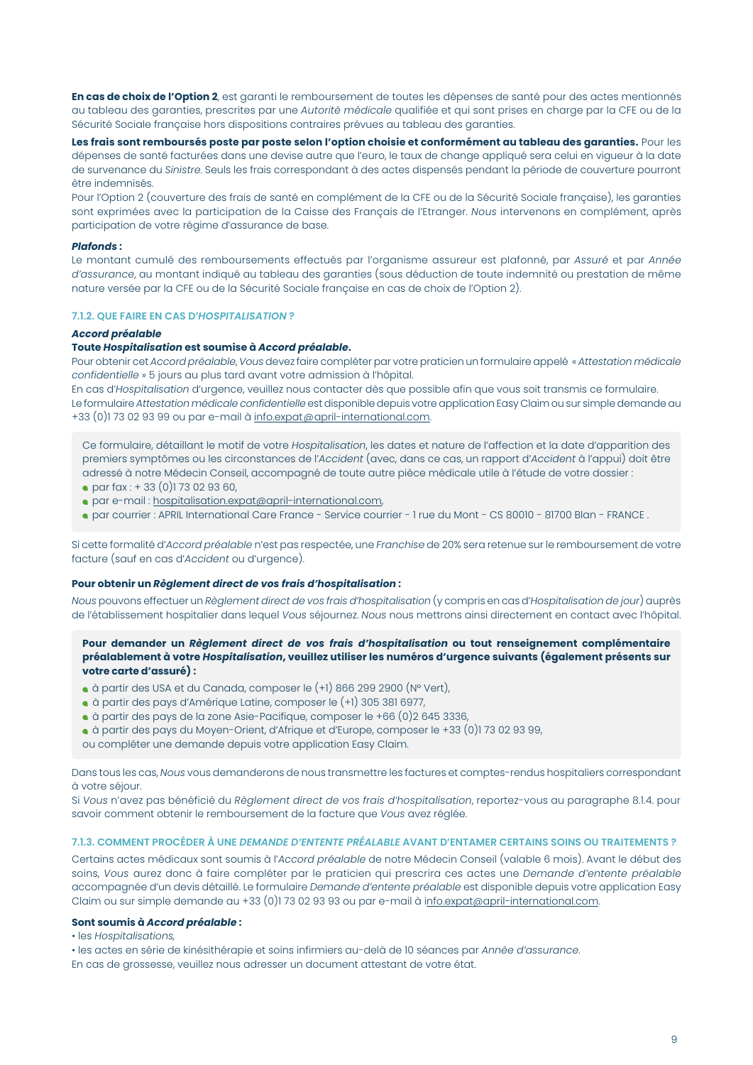**En cas de choix de l'Option 2**, est garanti le remboursement de toutes les dépenses de santé pour des actes mentionnés au tableau des garanties, prescrites par une *Autorité médicale* qualifiée et qui sont prises en charge par la CFE ou de la Sécurité Sociale française hors dispositions contraires prévues au tableau des garanties.

**Les frais sont remboursés poste par poste selon l'option choisie et conformément au tableau des garanties.** Pour les dépenses de santé facturées dans une devise autre que l'euro, le taux de change appliqué sera celui en vigueur à la date de survenance du *Sinistre*. Seuls les frais correspondant à des actes dispensés pendant la période de couverture pourront être indemnisés.

Pour l'Option 2 (couverture des frais de santé en complément de la CFE ou de la Sécurité Sociale française), les garanties sont exprimées avec la participation de la Caisse des Français de l'Etranger. *Nous* intervenons en complément, après participation de votre régime d'assurance de base.

***Plafonds :***

Le montant cumulé des remboursements effectués par l'organisme assureur est plafonné, par *Assuré* et par *Année d'assurance*, au montant indiqué au tableau des garanties (sous déduction de toute indemnité ou prestation de même nature versée par la CFE ou de la Sécurité Sociale française en cas de choix de l'Option 2).

### 7.1.2. QUE FAIRE EN CAS D'*HOSPITALISATION* ?

***Accord préalable***

**Toute *Hospitalisation* est soumise à *Accord préalable*.**

Pour obtenir cet *Accord préalable*, *Vous* devez faire compléter par votre praticien un formulaire appelé « *Attestation médicale confidentielle* » 5 jours au plus tard avant votre admission à l'hôpital.

En cas d'*Hospitalisation* d'urgence, veuillez nous contacter dès que possible afin que vous soit transmis ce formulaire.

Le formulaire *Attestation médicale confidentielle* est disponible depuis votre application Easy Claim ou sur simple demande au +33 (0)1 73 02 93 99 ou par e-mail à info.expat@april-international.com.

Ce formulaire, détaillant le motif de votre *Hospitalisation*, les dates et nature de l'affection et la date d'apparition des premiers symptômes ou les circonstances de l'*Accident* (avec, dans ce cas, un rapport d'*Accident* à l'appui) doit être adressé à notre Médecin Conseil, accompagné de toute autre pièce médicale utile à l'étude de votre dossier :

- par fax : + 33 (0)1 73 02 93 60,
- par e-mail : hospitalisation.expat@april-international.com,
- par courrier : APRIL International Care France - Service courrier - 1 rue du Mont - CS 80010 - 81700 Blan - FRANCE .

Si cette formalité d'*Accord préalable* n'est pas respectée, une *Franchise* de 20% sera retenue sur le remboursement de votre facture (sauf en cas d'*Accident* ou d'urgence).

**Pour obtenir un *Règlement direct de vos frais d'hospitalisation* :**

*Nous* pouvons effectuer un *Règlement direct de vos frais d'hospitalisation* (y compris en cas d'*Hospitalisation de jour*) auprès de l'établissement hospitalier dans lequel *Vous* séjournez. *Nous* nous mettrons ainsi directement en contact avec l'hôpital.

**Pour demander un *Règlement direct de vos frais d'hospitalisation* ou tout renseignement complémentaire préalablement à votre *Hospitalisation*, veuillez utiliser les numéros d'urgence suivants (également présents sur votre carte d'assuré) :**

- à partir des USA et du Canada, composer le (+1) 866 299 2900 (N° Vert),
- à partir des pays d'Amérique Latine, composer le (+1) 305 381 6977,
- à partir des pays de la zone Asie-Pacifique, composer le +66 (0)2 645 3336,
- à partir des pays du Moyen-Orient, d'Afrique et d'Europe, composer le +33 (0)1 73 02 93 99,

ou compléter une demande depuis votre application Easy Claim.

Dans tous les cas, *Nous* vous demanderons de nous transmettre les factures et comptes-rendus hospitaliers correspondant à votre séjour.

Si *Vous* n'avez pas bénéficié du *Règlement direct de vos frais d'hospitalisation*, reportez-vous au paragraphe 8.1.4. pour savoir comment obtenir le remboursement de la facture que *Vous* avez réglée.

### 7.1.3. COMMENT PROCÉDER À UNE *DEMANDE D'ENTENTE PRÉALABLE* AVANT D'ENTAMER CERTAINS SOINS OU TRAITEMENTS ?

Certains actes médicaux sont soumis à l'*Accord préalable* de notre Médecin Conseil (valable 6 mois). Avant le début des soins, *Vous* aurez donc à faire compléter par le praticien qui prescrira ces actes une *Demande d'entente préalable* accompagnée d'un devis détaillé. Le formulaire *Demande d'entente préalable* est disponible depuis votre application Easy Claim ou sur simple demande au +33 (0)1 73 02 93 93 ou par e-mail à info.expat@april-international.com.

**Sont soumis à *Accord préalable* :**

- les *Hospitalisations*,
- les actes en série de kinésithérapie et soins infirmiers au-delà de 10 séances par *Année d'assurance*.

En cas de grossesse, veuillez nous adresser un document attestant de votre état.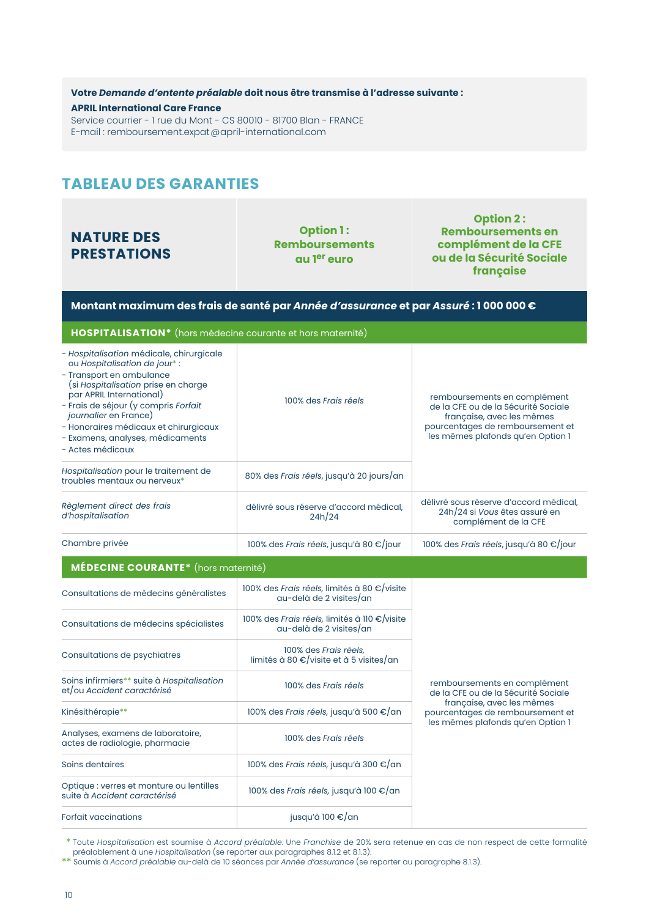**Votre *Demande d'entente préalable* doit nous être transmise à l'adresse suivante :**

**APRIL International Care France**
Service courrier - 1 rue du Mont - CS 80010 - 81700 Blan - FRANCE
E-mail : remboursement.expat@april-international.com

## TABLEAU DES GARANTIES

| NATURE DES PRESTATIONS | Option 1 : Remboursements au 1er euro | Option 2 : Remboursements en complément de la CFE ou de la Sécurité Sociale française |
|---|---|---|
| **Montant maximum des frais de santé par *Année d'assurance* et par *Assuré* : 1 000 000 €** | | |
| **HOSPITALISATION*** (hors médecine courante et hors maternité) | | |
| - *Hospitalisation* médicale, chirurgicale ou *Hospitalisation de jour** :<br>- Transport en ambulance (si *Hospitalisation* prise en charge par APRIL International)<br>- Frais de séjour (y compris *Forfait journalier* en France)<br>- Honoraires médicaux et chirurgicaux<br>- Examens, analyses, médicaments<br>- Actes médicaux | 100% des *Frais réels* | remboursements en complément de la CFE ou de la Sécurité Sociale française, avec les mêmes pourcentages de remboursement et les mêmes plafonds qu'en Option 1 |
| *Hospitalisation* pour le traitement de troubles mentaux ou nerveux* | 80% des *Frais réels*, jusqu'à 20 jours/an | |
| *Règlement direct des frais d'hospitalisation* | délivré sous réserve d'accord médical, 24h/24 | délivré sous réserve d'accord médical, 24h/24 si *Vous* êtes assuré en complément de la CFE |
| Chambre privée | 100% des *Frais réels*, jusqu'à 80 €/jour | 100% des *Frais réels*, jusqu'à 80 €/jour |
| **MÉDECINE COURANTE*** (hors maternité) | | |
| Consultations de médecins généralistes | 100% des *Frais réels*, limités à 80 €/visite au-delà de 2 visites/an | remboursements en complément de la CFE ou de la Sécurité Sociale française, avec les mêmes pourcentages de remboursement et les mêmes plafonds qu'en Option 1 |
| Consultations de médecins spécialistes | 100% des *Frais réels*, limités à 110 €/visite au-delà de 2 visites/an | |
| Consultations de psychiatres | 100% des *Frais réels*, limités à 80 €/visite et à 5 visites/an | |
| Soins infirmiers** suite à *Hospitalisation* et/ou *Accident caractérisé* | 100% des *Frais réels* | |
| Kinésithérapie** | 100% des *Frais réels*, jusqu'à 500 €/an | |
| Analyses, examens de laboratoire, actes de radiologie, pharmacie | 100% des *Frais réels* | |
| Soins dentaires | 100% des *Frais réels*, jusqu'à 300 €/an | |
| Optique : verres et monture ou lentilles suite à *Accident caractérisé* | 100% des *Frais réels*, jusqu'à 100 €/an | |
| Forfait vaccinations | jusqu'à 100 €/an | |

\* Toute *Hospitalisation* est soumise à *Accord préalable*. Une *Franchise* de 20% sera retenue en cas de non respect de cette formalité préalablement à une *Hospitalisation* (se reporter aux paragraphes 8.1.2 et 8.1.3).
** Soumis à *Accord préalable* au-delà de 10 séances par *Année d'assurance* (se reporter au paragraphe 8.1.3).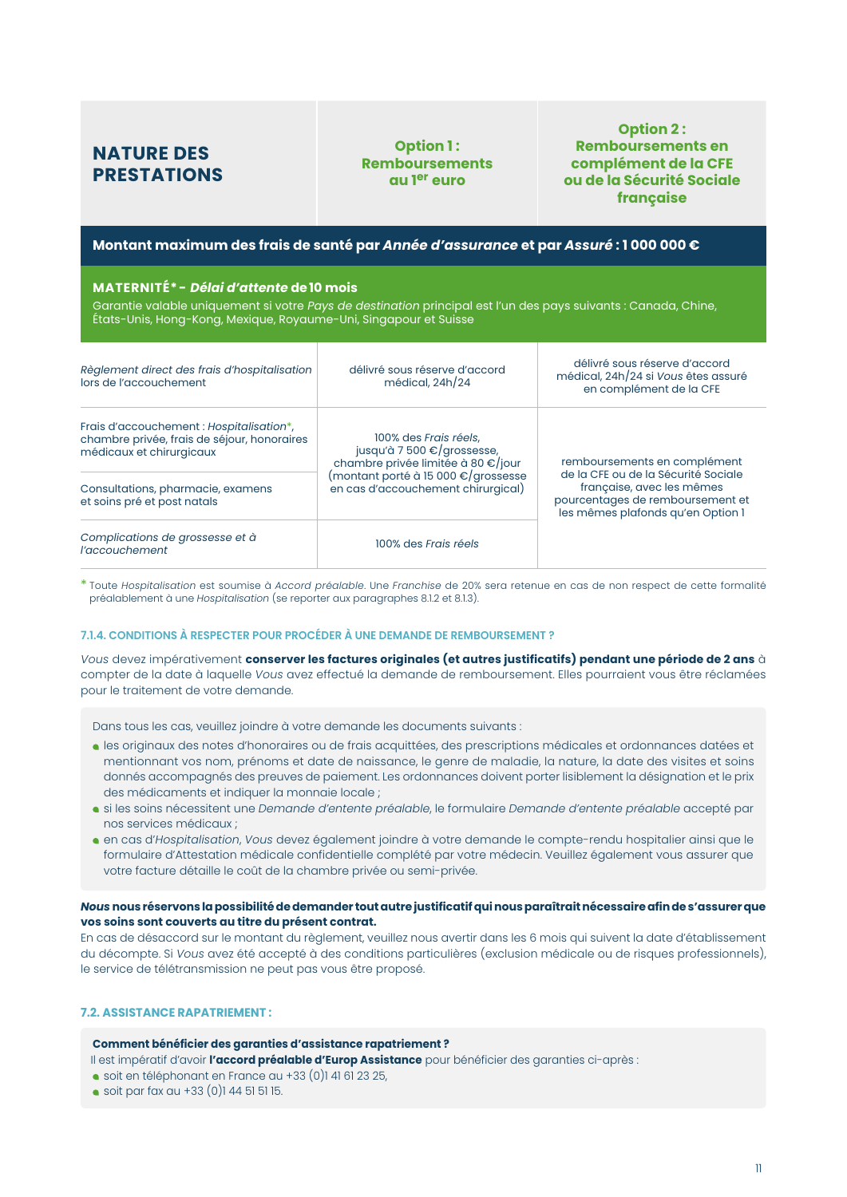| NATURE DES PRESTATIONS | Option 1 : Remboursements au 1er euro | Option 2 : Remboursements en complément de la CFE ou de la Sécurité Sociale française |
|---|---|---|
| **Montant maximum des frais de santé par *Année d'assurance* et par *Assuré* : 1 000 000 €** | | |
| **MATERNITÉ* - *Délai d'attente* de 10 mois**<br>Garantie valable uniquement si votre *Pays de destination* principal est l'un des pays suivants : Canada, Chine, États-Unis, Hong-Kong, Mexique, Royaume-Uni, Singapour et Suisse | | |
| *Règlement direct des frais d'hospitalisation* lors de l'accouchement | délivré sous réserve d'accord médical, 24h/24 | délivré sous réserve d'accord médical, 24h/24 si *Vous* êtes assuré en complément de la CFE |
| Frais d'accouchement : *Hospitalisation**, chambre privée, frais de séjour, honoraires médicaux et chirurgicaux | 100% des *Frais réels*, jusqu'à 7 500 €/grossesse, chambre privée limitée à 80 €/jour (montant porté à 15 000 €/grossesse en cas d'accouchement chirurgical) | remboursements en complément de la CFE ou de la Sécurité Sociale française, avec les mêmes pourcentages de remboursement et les mêmes plafonds qu'en Option 1 |
| Consultations, pharmacie, examens et soins pré et post natals | | |
| *Complications de grossesse et à l'accouchement* | 100% des *Frais réels* | |

\* Toute *Hospitalisation* est soumise à *Accord préalable*. Une *Franchise* de 20% sera retenue en cas de non respect de cette formalité préalablement à une *Hospitalisation* (se reporter aux paragraphes 8.1.2 et 8.1.3).

#### 7.1.4. CONDITIONS À RESPECTER POUR PROCÉDER À UNE DEMANDE DE REMBOURSEMENT ?

*Vous* devez impérativement **conserver les factures originales (et autres justificatifs) pendant une période de 2 ans** à compter de la date à laquelle *Vous* avez effectué la demande de remboursement. Elles pourraient vous être réclamées pour le traitement de votre demande.

Dans tous les cas, veuillez joindre à votre demande les documents suivants :

- les originaux des notes d'honoraires ou de frais acquittées, des prescriptions médicales et ordonnances datées et mentionnant vos nom, prénoms et date de naissance, le genre de maladie, la nature, la date des visites et soins donnés accompagnés des preuves de paiement. Les ordonnances doivent porter lisiblement la désignation et le prix des médicaments et indiquer la monnaie locale ;
- si les soins nécessitent une *Demande d'entente préalable*, le formulaire *Demande d'entente préalable* accepté par nos services médicaux ;
- en cas d'*Hospitalisation*, *Vous* devez également joindre à votre demande le compte-rendu hospitalier ainsi que le formulaire d'Attestation médicale confidentielle complété par votre médecin. Veuillez également vous assurer que votre facture détaille le coût de la chambre privée ou semi-privée.

***Nous* nous réservons la possibilité de demander tout autre justificatif qui nous paraîtrait nécessaire afin de s'assurer que vos soins sont couverts au titre du présent contrat.**

En cas de désaccord sur le montant du règlement, veuillez nous avertir dans les 6 mois qui suivent la date d'établissement du décompte. Si *Vous* avez été accepté à des conditions particulières (exclusion médicale ou de risques professionnels), le service de télétransmission ne peut pas vous être proposé.

### 7.2. ASSISTANCE RAPATRIEMENT :

**Comment bénéficier des garanties d'assistance rapatriement ?**

Il est impératif d'avoir **l'accord préalable d'Europ Assistance** pour bénéficier des garanties ci-après :

- soit en téléphonant en France au +33 (0)1 41 61 23 25,
- soit par fax au +33 (0)1 44 51 51 15.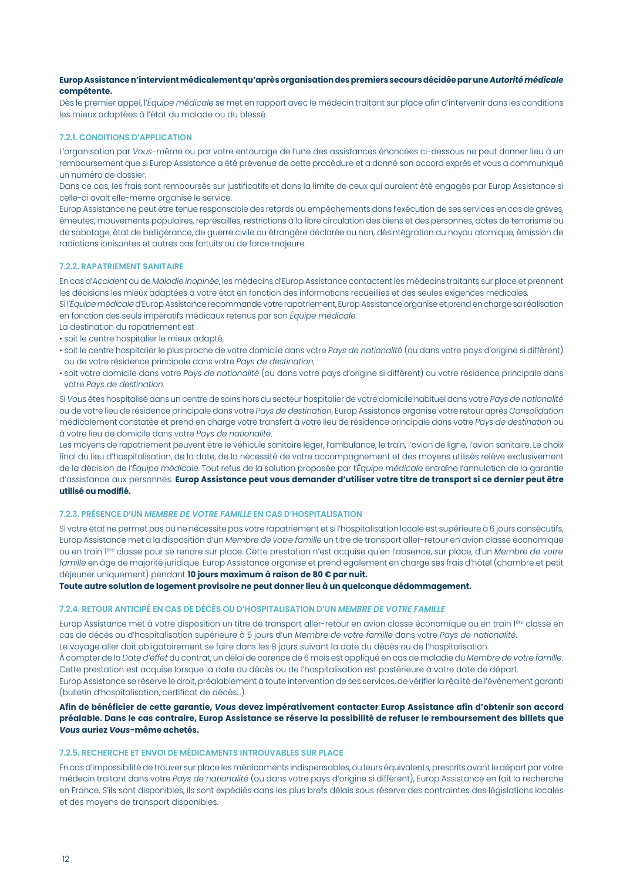**Europ Assistance n'intervient médicalement qu'après organisation des premiers secours décidée par une *Autorité médicale* compétente.**

Dès le premier appel, l'*Équipe médicale* se met en rapport avec le médecin traitant sur place afin d'intervenir dans les conditions les mieux adaptées à l'état du malade ou du blessé.

### 7.2.1. CONDITIONS D'APPLICATION

L'organisation par *Vous*-même ou par votre entourage de l'une des assistances énoncées ci-dessous ne peut donner lieu à un remboursement que si Europ Assistance a été prévenue de cette procédure et a donné son accord exprès et vous a communiqué un numéro de dossier.

Dans ce cas, les frais sont remboursés sur justificatifs et dans la limite de ceux qui auraient été engagés par Europ Assistance si celle-ci avait elle-même organisé le service.

Europ Assistance ne peut être tenue responsable des retards ou empêchements dans l'exécution de ses services en cas de grèves, émeutes, mouvements populaires, représailles, restrictions à la libre circulation des biens et des personnes, actes de terrorisme ou de sabotage, état de belligérance, de guerre civile ou étrangère déclarée ou non, désintégration du noyau atomique, émission de radiations ionisantes et autres cas fortuits ou de force majeure.

### 7.2.2. RAPATRIEMENT SANITAIRE

En cas d'*Accident* ou de *Maladie inopinée*, les médecins d'Europ Assistance contactent les médecins traitants sur place et prennent les décisions les mieux adaptées à votre état en fonction des informations recueillies et des seules exigences médicales.

Si l'*Équipe médicale* d'Europ Assistance recommande votre rapatriement, Europ Assistance organise et prend en charge sa réalisation en fonction des seuls impératifs médicaux retenus par son *Équipe médicale*.

La destination du rapatriement est :

- soit le centre hospitalier le mieux adapté,
- soit le centre hospitalier le plus proche de votre domicile dans votre *Pays de nationalité* (ou dans votre pays d'origine si différent) ou de votre résidence principale dans votre *Pays de destination*,
- soit votre domicile dans votre *Pays de nationalité* (ou dans votre pays d'origine si différent) ou votre résidence principale dans votre *Pays de destination*.

Si *Vous* êtes hospitalisé dans un centre de soins hors du secteur hospitalier de votre domicile habituel dans votre *Pays de nationalité* ou de votre lieu de résidence principale dans votre *Pays de destination*, Europ Assistance organise votre retour après *Consolidation* médicalement constatée et prend en charge votre transfert à votre lieu de résidence principale dans votre *Pays de destination* ou à votre lieu de domicile dans votre *Pays de nationalité*.

Les moyens de rapatriement peuvent être le véhicule sanitaire léger, l'ambulance, le train, l'avion de ligne, l'avion sanitaire. Le choix final du lieu d'hospitalisation, de la date, de la nécessité de votre accompagnement et des moyens utilisés relève exclusivement de la décision de l'*Équipe médicale*. Tout refus de la solution proposée par l'*Équipe médicale* entraîne l'annulation de la garantie d'assistance aux personnes. **Europ Assistance peut vous demander d'utiliser votre titre de transport si ce dernier peut être utilisé ou modifié.**

### 7.2.3. PRÉSENCE D'UN *MEMBRE DE VOTRE FAMILLE* EN CAS D'HOSPITALISATION

Si votre état ne permet pas ou ne nécessite pas votre rapatriement et si l'hospitalisation locale est supérieure à 6 jours consécutifs, Europ Assistance met à la disposition d'un *Membre de votre famille* un titre de transport aller-retour en avion classe économique ou en train 1ère classe pour se rendre sur place. Cette prestation n'est acquise qu'en l'absence, sur place, d'un *Membre de votre famille* en âge de majorité juridique. Europ Assistance organise et prend également en charge ses frais d'hôtel (chambre et petit déjeuner uniquement) pendant **10 jours maximum à raison de 80 € par nuit.**

**Toute autre solution de logement provisoire ne peut donner lieu à un quelconque dédommagement.**

### 7.2.4. RETOUR ANTICIPÉ EN CAS DE DÉCÈS OU D'HOSPITALISATION D'UN *MEMBRE DE VOTRE FAMILLE*

Europ Assistance met à votre disposition un titre de transport aller-retour en avion classe économique ou en train 1ère classe en cas de décès ou d'hospitalisation supérieure à 5 jours d'un *Membre de votre famille* dans votre *Pays de nationalité*.

Le voyage aller doit obligatoirement se faire dans les 8 jours suivant la date du décès ou de l'hospitalisation.

À compter de la *Date d'effet* du contrat, un délai de carence de 6 mois est appliqué en cas de maladie du *Membre de votre famille*.

Cette prestation est acquise lorsque la date du décès ou de l'hospitalisation est postérieure à votre date de départ.

Europ Assistance se réserve le droit, préalablement à toute intervention de ses services, de vérifier la réalité de l'événement garanti (bulletin d'hospitalisation, certificat de décès…).

**Afin de bénéficier de cette garantie, *Vous* devez impérativement contacter Europ Assistance afin d'obtenir son accord préalable. Dans le cas contraire, Europ Assistance se réserve la possibilité de refuser le remboursement des billets que *Vous* auriez *Vous*-même achetés.**

### 7.2.5. RECHERCHE ET ENVOI DE MÉDICAMENTS INTROUVABLES SUR PLACE

En cas d'impossibilité de trouver sur place les médicaments indispensables, ou leurs équivalents, prescrits avant le départ par votre médecin traitant dans votre *Pays de nationalité* (ou dans votre pays d'origine si différent), Europ Assistance en fait la recherche en France. S'ils sont disponibles, ils sont expédiés dans les plus brefs délais sous réserve des contraintes des législations locales et des moyens de transport disponibles.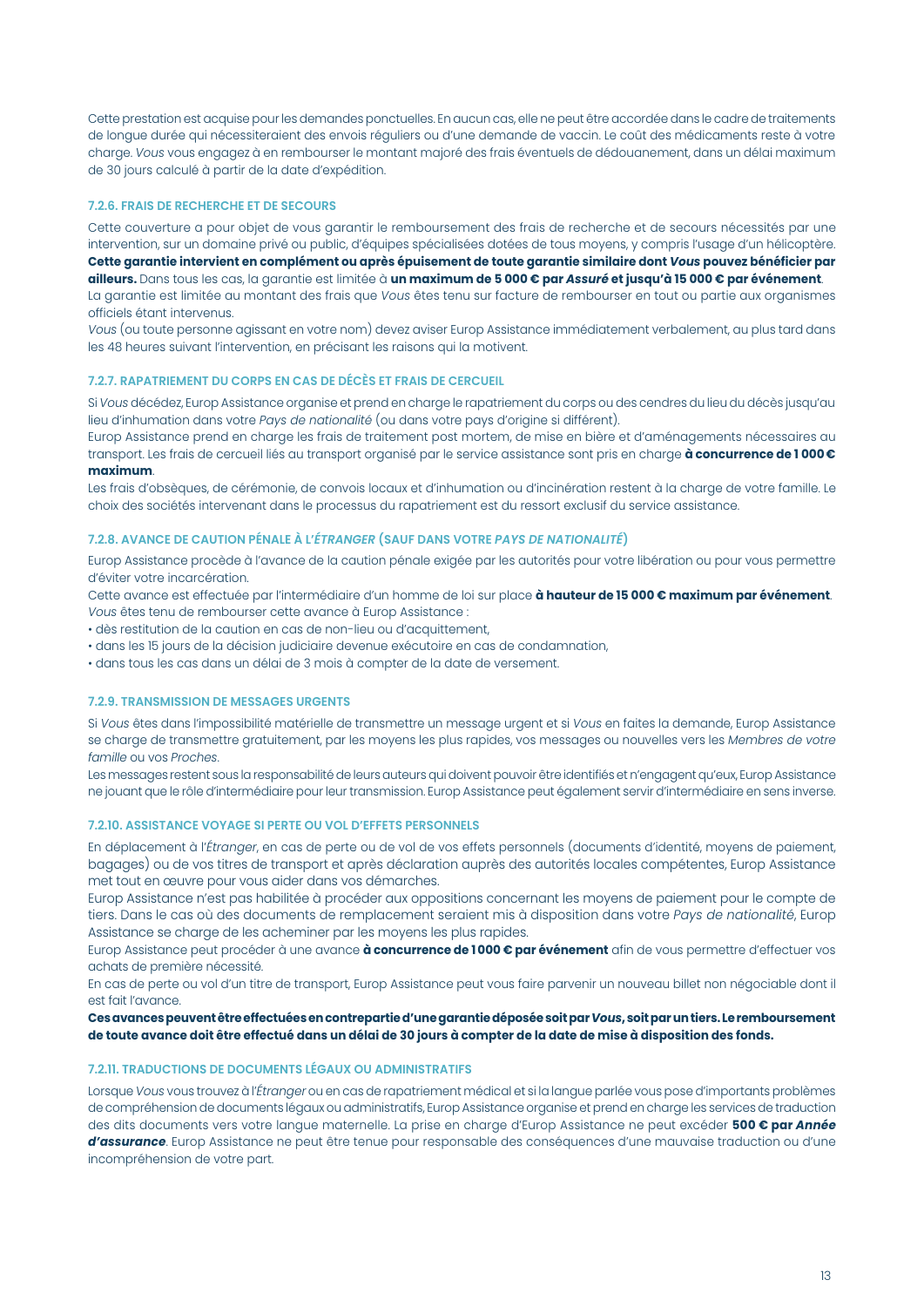Cette prestation est acquise pour les demandes ponctuelles. En aucun cas, elle ne peut être accordée dans le cadre de traitements de longue durée qui nécessiteraient des envois réguliers ou d'une demande de vaccin. Le coût des médicaments reste à votre charge. *Vous* vous engagez à en rembourser le montant majoré des frais éventuels de dédouanement, dans un délai maximum de 30 jours calculé à partir de la date d'expédition.

#### 7.2.6. FRAIS DE RECHERCHE ET DE SECOURS

Cette couverture a pour objet de vous garantir le remboursement des frais de recherche et de secours nécessités par une intervention, sur un domaine privé ou public, d'équipes spécialisées dotées de tous moyens, y compris l'usage d'un hélicoptère. **Cette garantie intervient en complément ou après épuisement de toute garantie similaire dont *Vous* pouvez bénéficier par ailleurs.** Dans tous les cas, la garantie est limitée à **un maximum de 5 000 € par *Assuré* et jusqu'à 15 000 € par événement**.
La garantie est limitée au montant des frais que *Vous* êtes tenu sur facture de rembourser en tout ou partie aux organismes officiels étant intervenus.
*Vous* (ou toute personne agissant en votre nom) devez aviser Europ Assistance immédiatement verbalement, au plus tard dans les 48 heures suivant l'intervention, en précisant les raisons qui la motivent.

#### 7.2.7. RAPATRIEMENT DU CORPS EN CAS DE DÉCÈS ET FRAIS DE CERCUEIL

Si *Vous* décédez, Europ Assistance organise et prend en charge le rapatriement du corps ou des cendres du lieu du décès jusqu'au lieu d'inhumation dans votre *Pays de nationalité* (ou dans votre pays d'origine si différent).
Europ Assistance prend en charge les frais de traitement post mortem, de mise en bière et d'aménagements nécessaires au transport. Les frais de cercueil liés au transport organisé par le service assistance sont pris en charge **à concurrence de 1 000 € maximum**.
Les frais d'obsèques, de cérémonie, de convois locaux et d'inhumation ou d'incinération restent à la charge de votre famille. Le choix des sociétés intervenant dans le processus du rapatriement est du ressort exclusif du service assistance.

#### 7.2.8. AVANCE DE CAUTION PÉNALE À L'*ÉTRANGER* (SAUF DANS VOTRE *PAYS DE NATIONALITÉ*)

Europ Assistance procède à l'avance de la caution pénale exigée par les autorités pour votre libération ou pour vous permettre d'éviter votre incarcération.
Cette avance est effectuée par l'intermédiaire d'un homme de loi sur place **à hauteur de 15 000 € maximum par événement**.
*Vous* êtes tenu de rembourser cette avance à Europ Assistance :
- dès restitution de la caution en cas de non-lieu ou d'acquittement,
- dans les 15 jours de la décision judiciaire devenue exécutoire en cas de condamnation,
- dans tous les cas dans un délai de 3 mois à compter de la date de versement.

#### 7.2.9. TRANSMISSION DE MESSAGES URGENTS

Si *Vous* êtes dans l'impossibilité matérielle de transmettre un message urgent et si *Vous* en faites la demande, Europ Assistance se charge de transmettre gratuitement, par les moyens les plus rapides, vos messages ou nouvelles vers les *Membres de votre famille* ou vos *Proches*.
Les messages restent sous la responsabilité de leurs auteurs qui doivent pouvoir être identifiés et n'engagent qu'eux, Europ Assistance ne jouant que le rôle d'intermédiaire pour leur transmission. Europ Assistance peut également servir d'intermédiaire en sens inverse.

#### 7.2.10. ASSISTANCE VOYAGE SI PERTE OU VOL D'EFFETS PERSONNELS

En déplacement à l'*Étranger*, en cas de perte ou de vol de vos effets personnels (documents d'identité, moyens de paiement, bagages) ou de vos titres de transport et après déclaration auprès des autorités locales compétentes, Europ Assistance met tout en œuvre pour vous aider dans vos démarches.
Europ Assistance n'est pas habilitée à procéder aux oppositions concernant les moyens de paiement pour le compte de tiers. Dans le cas où des documents de remplacement seraient mis à disposition dans votre *Pays de nationalité*, Europ Assistance se charge de les acheminer par les moyens les plus rapides.
Europ Assistance peut procéder à une avance **à concurrence de 1 000 € par événement** afin de vous permettre d'effectuer vos achats de première nécessité.
En cas de perte ou vol d'un titre de transport, Europ Assistance peut vous faire parvenir un nouveau billet non négociable dont il est fait l'avance.
**Ces avances peuvent être effectuées en contrepartie d'une garantie déposée soit par *Vous*, soit par un tiers. Le remboursement de toute avance doit être effectué dans un délai de 30 jours à compter de la date de mise à disposition des fonds.**

#### 7.2.11. TRADUCTIONS DE DOCUMENTS LÉGAUX OU ADMINISTRATIFS

Lorsque *Vous* vous trouvez à l'*Étranger* ou en cas de rapatriement médical et si la langue parlée vous pose d'importants problèmes de compréhension de documents légaux ou administratifs, Europ Assistance organise et prend en charge les services de traduction des dits documents vers votre langue maternelle. La prise en charge d'Europ Assistance ne peut excéder **500 € par *Année d'assurance***. Europ Assistance ne peut être tenue pour responsable des conséquences d'une mauvaise traduction ou d'une incompréhension de votre part.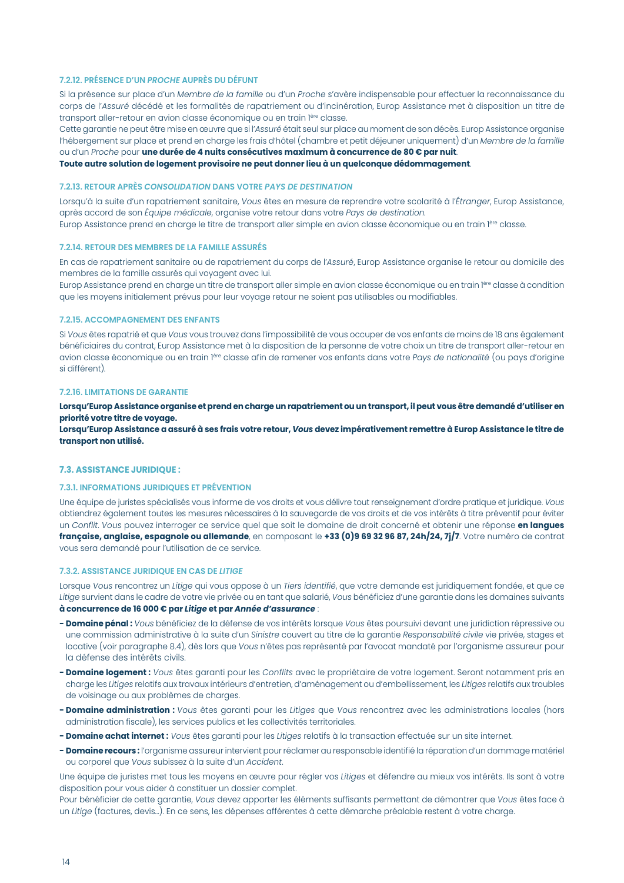#### 7.2.12. PRÉSENCE D'UN *PROCHE* AUPRÈS DU DÉFUNT

Si la présence sur place d'un *Membre de la famille* ou d'un *Proche* s'avère indispensable pour effectuer la reconnaissance du corps de l'*Assuré* décédé et les formalités de rapatriement ou d'incinération, Europ Assistance met à disposition un titre de transport aller-retour en avion classe économique ou en train 1ère classe.

Cette garantie ne peut être mise en œuvre que si l'*Assuré* était seul sur place au moment de son décès. Europ Assistance organise l'hébergement sur place et prend en charge les frais d'hôtel (chambre et petit déjeuner uniquement) d'un *Membre de la famille* ou d'un *Proche* pour **une durée de 4 nuits consécutives maximum à concurrence de 80 € par nuit**.

**Toute autre solution de logement provisoire ne peut donner lieu à un quelconque dédommagement**.

#### 7.2.13. RETOUR APRÈS *CONSOLIDATION* DANS VOTRE *PAYS DE DESTINATION*

Lorsqu'à la suite d'un rapatriement sanitaire, *Vous* êtes en mesure de reprendre votre scolarité à l'*Étranger*, Europ Assistance, après accord de son *Équipe médicale*, organise votre retour dans votre *Pays de destination*.

Europ Assistance prend en charge le titre de transport aller simple en avion classe économique ou en train 1ère classe.

#### 7.2.14. RETOUR DES MEMBRES DE LA FAMILLE ASSURÉS

En cas de rapatriement sanitaire ou de rapatriement du corps de l'*Assuré*, Europ Assistance organise le retour au domicile des membres de la famille assurés qui voyagent avec lui.

Europ Assistance prend en charge un titre de transport aller simple en avion classe économique ou en train 1ère classe à condition que les moyens initialement prévus pour leur voyage retour ne soient pas utilisables ou modifiables.

#### 7.2.15. ACCOMPAGNEMENT DES ENFANTS

Si *Vous* êtes rapatrié et que *Vous* vous trouvez dans l'impossibilité de vous occuper de vos enfants de moins de 18 ans également bénéficiaires du contrat, Europ Assistance met à la disposition de la personne de votre choix un titre de transport aller-retour en avion classe économique ou en train 1ère classe afin de ramener vos enfants dans votre *Pays de nationalité* (ou pays d'origine si différent).

#### 7.2.16. LIMITATIONS DE GARANTIE

**Lorsqu'Europ Assistance organise et prend en charge un rapatriement ou un transport, il peut vous être demandé d'utiliser en priorité votre titre de voyage.**

**Lorsqu'Europ Assistance a assuré à ses frais votre retour, *Vous* devez impérativement remettre à Europ Assistance le titre de transport non utilisé.**

### 7.3. ASSISTANCE JURIDIQUE :

#### 7.3.1. INFORMATIONS JURIDIQUES ET PRÉVENTION

Une équipe de juristes spécialisés vous informe de vos droits et vous délivre tout renseignement d'ordre pratique et juridique. *Vous* obtiendrez également toutes les mesures nécessaires à la sauvegarde de vos droits et de vos intérêts à titre préventif pour éviter un *Conflit*. *Vous* pouvez interroger ce service quel que soit le domaine de droit concerné et obtenir une réponse **en langues française, anglaise, espagnole ou allemande**, en composant le **+33 (0)9 69 32 96 87, 24h/24, 7j/7**. Votre numéro de contrat vous sera demandé pour l'utilisation de ce service.

#### 7.3.2. ASSISTANCE JURIDIQUE EN CAS DE *LITIGE*

Lorsque *Vous* rencontrez un *Litige* qui vous oppose à un *Tiers identifié*, que votre demande est juridiquement fondée, et que ce *Litige* survient dans le cadre de votre vie privée ou en tant que salarié, *Vous* bénéficiez d'une garantie dans les domaines suivants **à concurrence de 16 000 € par *Litige* et par *Année d'assurance*** :

- **Domaine pénal :** *Vous* bénéficiez de la défense de vos intérêts lorsque *Vous* êtes poursuivi devant une juridiction répressive ou une commission administrative à la suite d'un *Sinistre* couvert au titre de la garantie *Responsabilité civile* vie privée, stages et locative (voir paragraphe 8.4), dès lors que *Vous* n'êtes pas représenté par l'avocat mandaté par l'organisme assureur pour la défense des intérêts civils.
- **Domaine logement :** *Vous* êtes garanti pour les *Conflits* avec le propriétaire de votre logement. Seront notamment pris en charge les *Litiges* relatifs aux travaux intérieurs d'entretien, d'aménagement ou d'embellissement, les *Litiges* relatifs aux troubles de voisinage ou aux problèmes de charges.
- **Domaine administration :** *Vous* êtes garanti pour les *Litiges* que *Vous* rencontrez avec les administrations locales (hors administration fiscale), les services publics et les collectivités territoriales.
- **Domaine achat internet :** *Vous* êtes garanti pour les *Litiges* relatifs à la transaction effectuée sur un site internet.
- **Domaine recours :** l'organisme assureur intervient pour réclamer au responsable identifié la réparation d'un dommage matériel ou corporel que *Vous* subissez à la suite d'un *Accident*.

Une équipe de juristes met tous les moyens en œuvre pour régler vos *Litiges* et défendre au mieux vos intérêts. Ils sont à votre disposition pour vous aider à constituer un dossier complet.

Pour bénéficier de cette garantie, *Vous* devez apporter les éléments suffisants permettant de démontrer que *Vous* êtes face à un *Litige* (factures, devis…). En ce sens, les dépenses afférentes à cette démarche préalable restent à votre charge.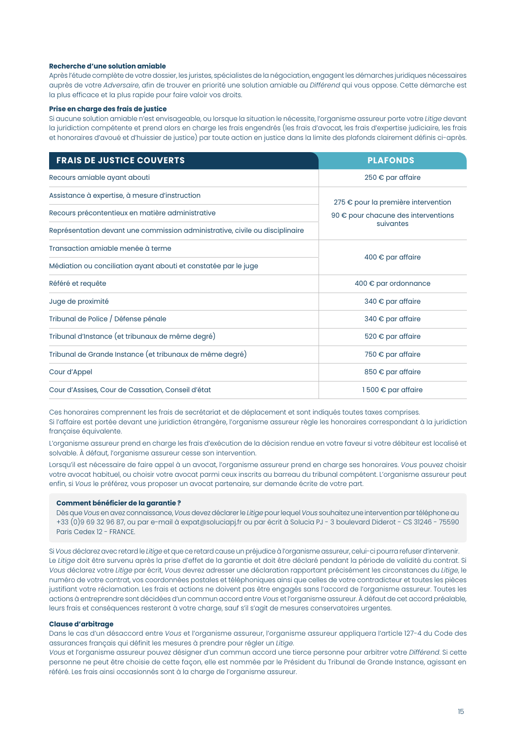**Recherche d'une solution amiable**

Après l'étude complète de votre dossier, les juristes, spécialistes de la négociation, engagent les démarches juridiques nécessaires auprès de votre *Adversaire*, afin de trouver en priorité une solution amiable au *Différend* qui vous oppose. Cette démarche est la plus efficace et la plus rapide pour faire valoir vos droits.

**Prise en charge des frais de justice**

Si aucune solution amiable n'est envisageable, ou lorsque la situation le nécessite, l'organisme assureur porte votre *Litige* devant la juridiction compétente et prend alors en charge les frais engendrés (les frais d'avocat, les frais d'expertise judiciaire, les frais et honoraires d'avoué et d'huissier de justice) par toute action en justice dans la limite des plafonds clairement définis ci-après.

| FRAIS DE JUSTICE COUVERTS | PLAFONDS |
|---|---|
| Recours amiable ayant abouti | 250 € par affaire |
| Assistance à expertise, à mesure d'instruction | 275 € pour la première intervention<br>90 € pour chacune des interventions suivantes |
| Recours précontentieux en matière administrative | |
| Représentation devant une commission administrative, civile ou disciplinaire | |
| Transaction amiable menée à terme | 400 € par affaire |
| Médiation ou conciliation ayant abouti et constatée par le juge | |
| Référé et requête | 400 € par ordonnance |
| Juge de proximité | 340 € par affaire |
| Tribunal de Police / Défense pénale | 340 € par affaire |
| Tribunal d'Instance (et tribunaux de même degré) | 520 € par affaire |
| Tribunal de Grande Instance (et tribunaux de même degré) | 750 € par affaire |
| Cour d'Appel | 850 € par affaire |
| Cour d'Assises, Cour de Cassation, Conseil d'état | 1 500 € par affaire |

Ces honoraires comprennent les frais de secrétariat et de déplacement et sont indiqués toutes taxes comprises.
Si l'affaire est portée devant une juridiction étrangère, l'organisme assureur règle les honoraires correspondant à la juridiction française équivalente.

L'organisme assureur prend en charge les frais d'exécution de la décision rendue en votre faveur si votre débiteur est localisé et solvable. À défaut, l'organisme assureur cesse son intervention.

Lorsqu'il est nécessaire de faire appel à un avocat, l'organisme assureur prend en charge ses honoraires. *Vous* pouvez choisir votre avocat habituel, ou choisir votre avocat parmi ceux inscrits au barreau du tribunal compétent. L'organisme assureur peut enfin, si *Vous* le préférez, vous proposer un avocat partenaire, sur demande écrite de votre part.

**Comment bénéficier de la garantie ?**

Dès que *Vous* en avez connaissance, *Vous* devez déclarer le *Litige* pour lequel *Vous* souhaitez une intervention par téléphone au +33 (0)9 69 32 96 87, ou par e-mail à expat@soluciapj.fr ou par écrit à Solucia PJ - 3 boulevard Diderot - CS 31246 - 75590 Paris Cedex 12 - FRANCE.

Si *Vous* déclarez avec retard le *Litige* et que ce retard cause un préjudice à l'organisme assureur, celui-ci pourra refuser d'intervenir. Le *Litige* doit être survenu après la prise d'effet de la garantie et doit être déclaré pendant la période de validité du contrat. Si *Vous* déclarez votre *Litige* par écrit, *Vous* devrez adresser une déclaration rapportant précisément les circonstances du *Litige*, le numéro de votre contrat, vos coordonnées postales et téléphoniques ainsi que celles de votre contradicteur et toutes les pièces justifiant votre réclamation. Les frais et actions ne doivent pas être engagés sans l'accord de l'organisme assureur. Toutes les actions à entreprendre sont décidées d'un commun accord entre *Vous* et l'organisme assureur. À défaut de cet accord préalable, leurs frais et conséquences resteront à votre charge, sauf s'il s'agit de mesures conservatoires urgentes.

**Clause d'arbitrage**

Dans le cas d'un désaccord entre *Vous* et l'organisme assureur, l'organisme assureur appliquera l'article 127-4 du Code des assurances français qui définit les mesures à prendre pour régler un *Litige*.
*Vous* et l'organisme assureur pouvez désigner d'un commun accord une tierce personne pour arbitrer votre *Différend*. Si cette personne ne peut être choisie de cette façon, elle est nommée par le Président du Tribunal de Grande Instance, agissant en référé. Les frais ainsi occasionnés sont à la charge de l'organisme assureur.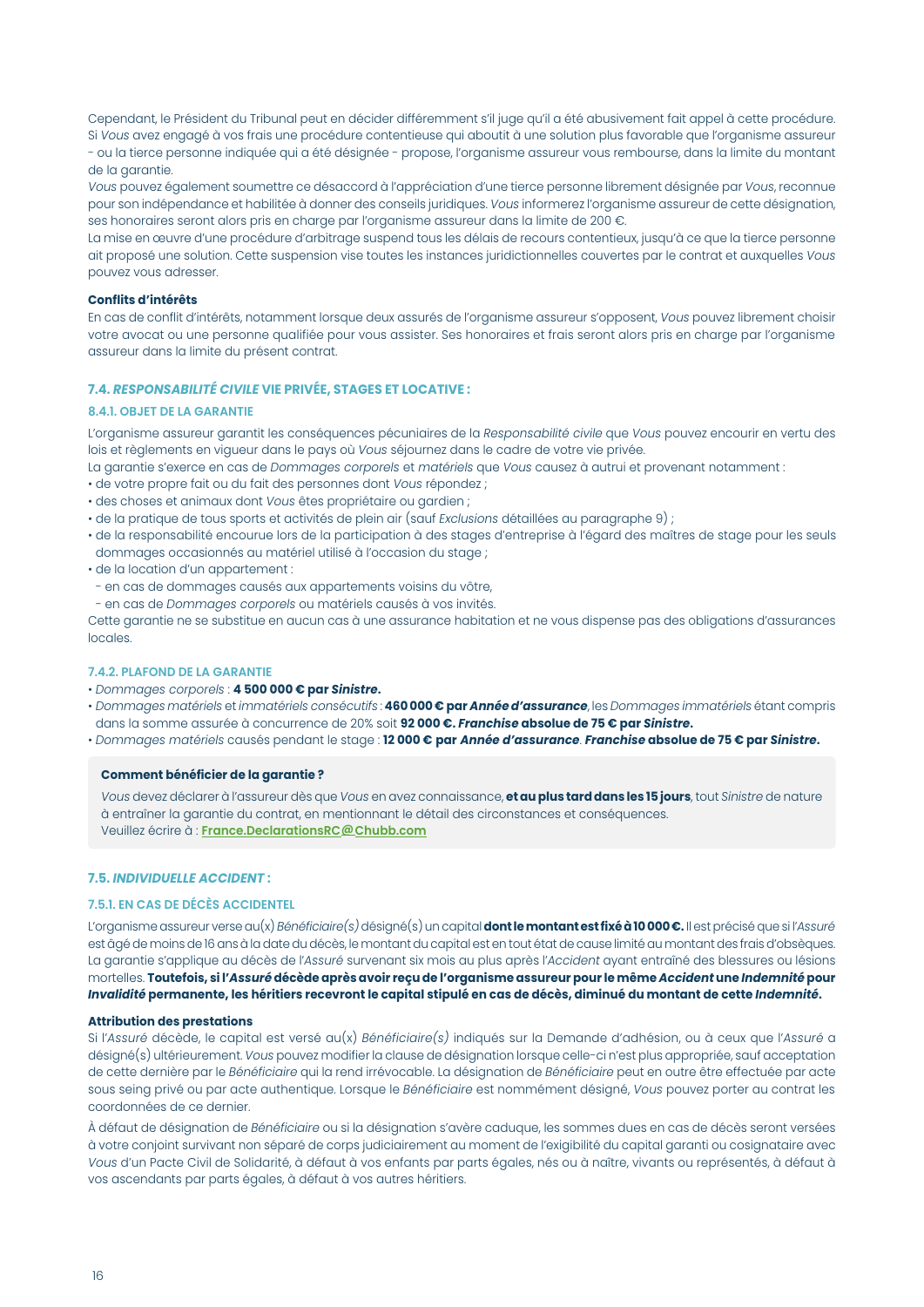Cependant, le Président du Tribunal peut en décider différemment s'il juge qu'il a été abusivement fait appel à cette procédure. Si *Vous* avez engagé à vos frais une procédure contentieuse qui aboutit à une solution plus favorable que l'organisme assureur - ou la tierce personne indiquée qui a été désignée - propose, l'organisme assureur vous rembourse, dans la limite du montant de la garantie.

*Vous* pouvez également soumettre ce désaccord à l'appréciation d'une tierce personne librement désignée par *Vous*, reconnue pour son indépendance et habilitée à donner des conseils juridiques. *Vous* informerez l'organisme assureur de cette désignation, ses honoraires seront alors pris en charge par l'organisme assureur dans la limite de 200 €.

La mise en œuvre d'une procédure d'arbitrage suspend tous les délais de recours contentieux, jusqu'à ce que la tierce personne ait proposé une solution. Cette suspension vise toutes les instances juridictionnelles couvertes par le contrat et auxquelles *Vous* pouvez vous adresser.

**Conflits d'intérêts**

En cas de conflit d'intérêts, notamment lorsque deux assurés de l'organisme assureur s'opposent, *Vous* pouvez librement choisir votre avocat ou une personne qualifiée pour vous assister. Ses honoraires et frais seront alors pris en charge par l'organisme assureur dans la limite du présent contrat.

## 7.4. *RESPONSABILITÉ CIVILE* VIE PRIVÉE, STAGES ET LOCATIVE :

### 8.4.1. OBJET DE LA GARANTIE

L'organisme assureur garantit les conséquences pécuniaires de la *Responsabilité civile* que *Vous* pouvez encourir en vertu des lois et règlements en vigueur dans le pays où *Vous* séjournez dans le cadre de votre vie privée.

La garantie s'exerce en cas de *Dommages corporels* et *matériels* que *Vous* causez à autrui et provenant notamment :

- de votre propre fait ou du fait des personnes dont *Vous* répondez ;
- des choses et animaux dont *Vous* êtes propriétaire ou gardien ;
- de la pratique de tous sports et activités de plein air (sauf *Exclusions* détaillées au paragraphe 9) ;
- de la responsabilité encourue lors de la participation à des stages d'entreprise à l'égard des maîtres de stage pour les seuls dommages occasionnés au matériel utilisé à l'occasion du stage ;
- de la location d'un appartement :
  - en cas de dommages causés aux appartements voisins du vôtre,
  - en cas de *Dommages corporels* ou matériels causés à vos invités.

Cette garantie ne se substitue en aucun cas à une assurance habitation et ne vous dispense pas des obligations d'assurances locales.

### 7.4.2. PLAFOND DE LA GARANTIE

- *Dommages corporels* : **4 500 000 € par *Sinistre*.**
- *Dommages matériels* et *immatériels consécutifs* : **460 000 € par *Année d'assurance***, les *Dommages immatériels* étant compris dans la somme assurée à concurrence de 20% soit **92 000 €. *Franchise* absolue de 75 € par *Sinistre*.**
- *Dommages matériels* causés pendant le stage : **12 000 € par *Année d'assurance*. *Franchise* absolue de 75 € par *Sinistre*.**

**Comment bénéficier de la garantie ?**

*Vous* devez déclarer à l'assureur dès que *Vous* en avez connaissance, **et au plus tard dans les 15 jours**, tout *Sinistre* de nature à entraîner la garantie du contrat, en mentionnant le détail des circonstances et conséquences.
Veuillez écrire à : **France.DeclarationsRC@Chubb.com**

## 7.5. *INDIVIDUELLE ACCIDENT* :

### 7.5.1. EN CAS DE DÉCÈS ACCIDENTEL

L'organisme assureur verse au(x) *Bénéficiaire(s)* désigné(s) un capital **dont le montant est fixé à 10 000 €.** Il est précisé que si l'*Assuré* est âgé de moins de 16 ans à la date du décès, le montant du capital est en tout état de cause limité au montant des frais d'obsèques. La garantie s'applique au décès de l'*Assuré* survenant six mois au plus après l'*Accident* ayant entraîné des blessures ou lésions mortelles. **Toutefois, si l'*Assuré* décède après avoir reçu de l'organisme assureur pour le même *Accident* une *Indemnité* pour *Invalidité* permanente, les héritiers recevront le capital stipulé en cas de décès, diminué du montant de cette *Indemnité*.**

**Attribution des prestations**

Si l'*Assuré* décède, le capital est versé au(x) *Bénéficiaire(s)* indiqués sur la Demande d'adhésion, ou à ceux que l'*Assuré* a désigné(s) ultérieurement. *Vous* pouvez modifier la clause de désignation lorsque celle-ci n'est plus appropriée, sauf acceptation de cette dernière par le *Bénéficiaire* qui la rend irrévocable. La désignation de *Bénéficiaire* peut en outre être effectuée par acte sous seing privé ou par acte authentique. Lorsque le *Bénéficiaire* est nommément désigné, *Vous* pouvez porter au contrat les coordonnées de ce dernier.

À défaut de désignation de *Bénéficiaire* ou si la désignation s'avère caduque, les sommes dues en cas de décès seront versées à votre conjoint survivant non séparé de corps judiciairement au moment de l'exigibilité du capital garanti ou cosignataire avec *Vous* d'un Pacte Civil de Solidarité, à défaut à vos enfants par parts égales, nés ou à naître, vivants ou représentés, à défaut à vos ascendants par parts égales, à défaut à vos autres héritiers.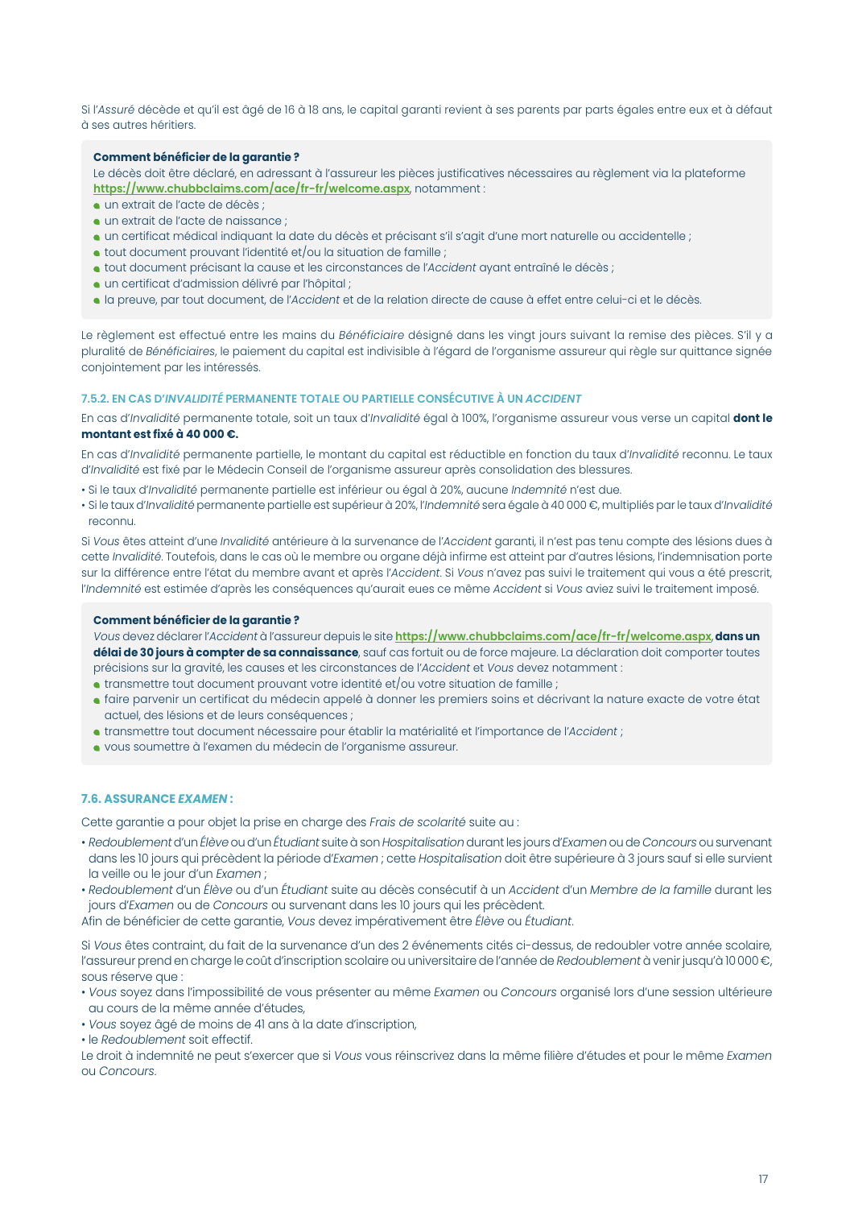Si l'*Assuré* décède et qu'il est âgé de 16 à 18 ans, le capital garanti revient à ses parents par parts égales entre eux et à défaut à ses autres héritiers.

**Comment bénéficier de la garantie ?**

Le décès doit être déclaré, en adressant à l'assureur les pièces justificatives nécessaires au règlement via la plateforme **https://www.chubbclaims.com/ace/fr-fr/welcome.aspx**, notamment :

- un extrait de l'acte de décès ;
- un extrait de l'acte de naissance ;
- un certificat médical indiquant la date du décès et précisant s'il s'agit d'une mort naturelle ou accidentelle ;
- tout document prouvant l'identité et/ou la situation de famille ;
- tout document précisant la cause et les circonstances de l'*Accident* ayant entraîné le décès ;
- un certificat d'admission délivré par l'hôpital ;
- la preuve, par tout document, de l'*Accident* et de la relation directe de cause à effet entre celui-ci et le décès.

Le règlement est effectué entre les mains du *Bénéficiaire* désigné dans les vingt jours suivant la remise des pièces. S'il y a pluralité de *Bénéficiaires*, le paiement du capital est indivisible à l'égard de l'organisme assureur qui règle sur quittance signée conjointement par les intéressés.

### 7.5.2. EN CAS D'*INVALIDITÉ* PERMANENTE TOTALE OU PARTIELLE CONSÉCUTIVE À UN *ACCIDENT*

En cas d'*Invalidité* permanente totale, soit un taux d'*Invalidité* égal à 100%, l'organisme assureur vous verse un capital **dont le montant est fixé à 40 000 €.**

En cas d'*Invalidité* permanente partielle, le montant du capital est réductible en fonction du taux d'*Invalidité* reconnu. Le taux d'*Invalidité* est fixé par le Médecin Conseil de l'organisme assureur après consolidation des blessures.

- Si le taux d'*Invalidité* permanente partielle est inférieur ou égal à 20%, aucune *Indemnité* n'est due.
- Si le taux d'*Invalidité* permanente partielle est supérieur à 20%, l'*Indemnité* sera égale à 40 000 €, multipliés par le taux d'*Invalidité* reconnu.

Si *Vous* êtes atteint d'une *Invalidité* antérieure à la survenance de l'*Accident* garanti, il n'est pas tenu compte des lésions dues à cette *Invalidité*. Toutefois, dans le cas où le membre ou organe déjà infirme est atteint par d'autres lésions, l'indemnisation porte sur la différence entre l'état du membre avant et après l'*Accident*. Si *Vous* n'avez pas suivi le traitement qui vous a été prescrit, l'*Indemnité* est estimée d'après les conséquences qu'aurait eues ce même *Accident* si *Vous* aviez suivi le traitement imposé.

**Comment bénéficier de la garantie ?**

*Vous* devez déclarer l'*Accident* à l'assureur depuis le site **https://www.chubbclaims.com/ace/fr-fr/welcome.aspx**, **dans un délai de 30 jours à compter de sa connaissance**, sauf cas fortuit ou de force majeure. La déclaration doit comporter toutes précisions sur la gravité, les causes et les circonstances de l'*Accident* et *Vous* devez notamment :

- transmettre tout document prouvant votre identité et/ou votre situation de famille ;
- faire parvenir un certificat du médecin appelé à donner les premiers soins et décrivant la nature exacte de votre état actuel, des lésions et de leurs conséquences ;
- transmettre tout document nécessaire pour établir la matérialité et l'importance de l'*Accident* ;
- vous soumettre à l'examen du médecin de l'organisme assureur.

## 7.6. ASSURANCE *EXAMEN* :

Cette garantie a pour objet la prise en charge des *Frais de scolarité* suite au :

- *Redoublement* d'un *Élève* ou d'un *Étudiant* suite à son *Hospitalisation* durant les jours d'*Examen* ou de *Concours* ou survenant dans les 10 jours qui précèdent la période d'*Examen* ; cette *Hospitalisation* doit être supérieure à 3 jours sauf si elle survient la veille ou le jour d'un *Examen* ;
- *Redoublement* d'un *Élève* ou d'un *Étudiant* suite au décès consécutif à un *Accident* d'un *Membre de la famille* durant les jours d'*Examen* ou de *Concours* ou survenant dans les 10 jours qui les précèdent.

Afin de bénéficier de cette garantie, *Vous* devez impérativement être *Élève* ou *Étudiant*.

Si *Vous* êtes contraint, du fait de la survenance d'un des 2 événements cités ci-dessus, de redoubler votre année scolaire, l'assureur prend en charge le coût d'inscription scolaire ou universitaire de l'année de *Redoublement* à venir jusqu'à 10 000 €, sous réserve que :

- *Vous* soyez dans l'impossibilité de vous présenter au même *Examen* ou *Concours* organisé lors d'une session ultérieure au cours de la même année d'études,
- *Vous* soyez âgé de moins de 41 ans à la date d'inscription,
- le *Redoublement* soit effectif.

Le droit à indemnité ne peut s'exercer que si *Vous* vous réinscrivez dans la même filière d'études et pour le même *Examen* ou *Concours*.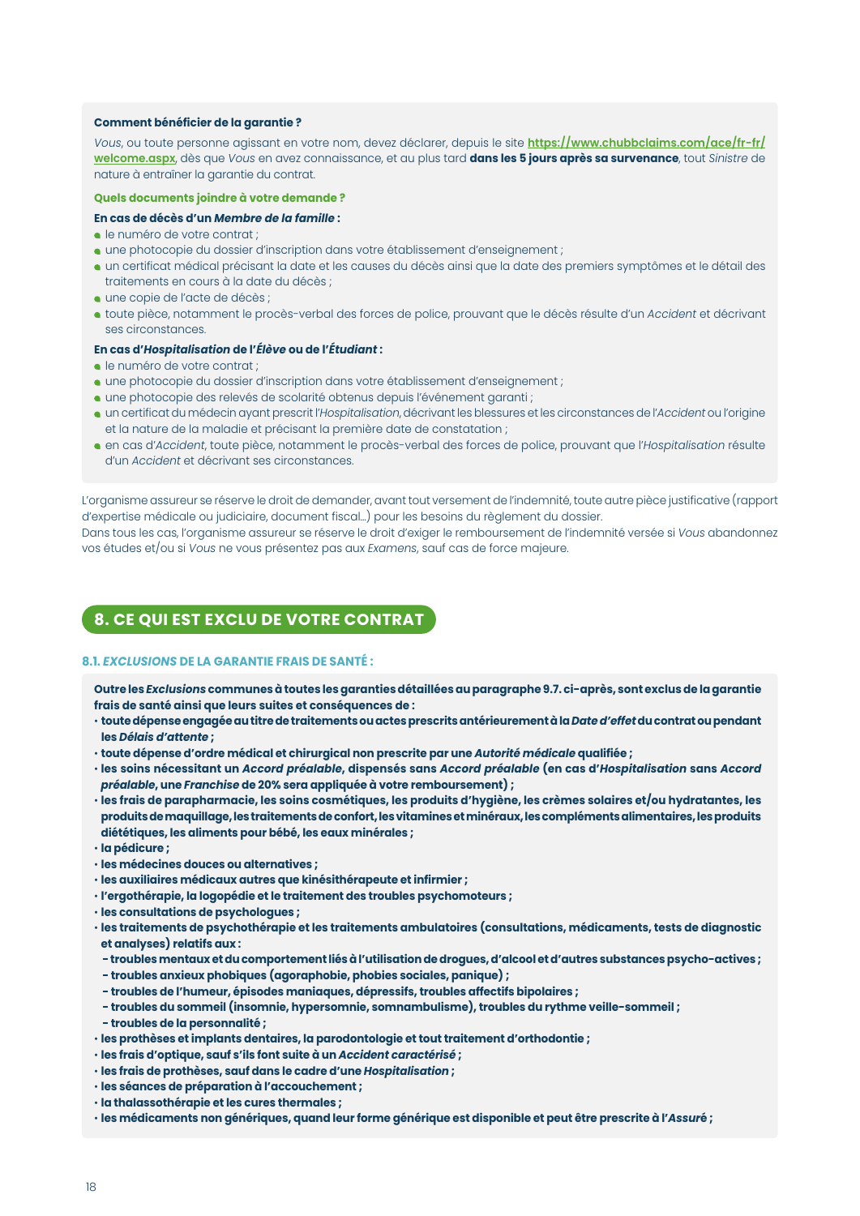**Comment bénéficier de la garantie ?**

*Vous*, ou toute personne agissant en votre nom, devez déclarer, depuis le site **https://www.chubbclaims.com/ace/fr-fr/welcome.aspx**, dès que *Vous* en avez connaissance, et au plus tard **dans les 5 jours après sa survenance**, tout *Sinistre* de nature à entraîner la garantie du contrat.

**Quels documents joindre à votre demande ?**

**En cas de décès d'un *Membre de la famille* :**

- le numéro de votre contrat ;
- une photocopie du dossier d'inscription dans votre établissement d'enseignement ;
- un certificat médical précisant la date et les causes du décès ainsi que la date des premiers symptômes et le détail des traitements en cours à la date du décès ;
- une copie de l'acte de décès ;
- toute pièce, notamment le procès-verbal des forces de police, prouvant que le décès résulte d'un *Accident* et décrivant ses circonstances.

**En cas d'*Hospitalisation* de l'*Élève* ou de l'*Étudiant* :**

- le numéro de votre contrat ;
- une photocopie du dossier d'inscription dans votre établissement d'enseignement ;
- une photocopie des relevés de scolarité obtenus depuis l'événement garanti ;
- un certificat du médecin ayant prescrit l'*Hospitalisation*, décrivant les blessures et les circonstances de l'*Accident* ou l'origine et la nature de la maladie et précisant la première date de constatation ;
- en cas d'*Accident*, toute pièce, notamment le procès-verbal des forces de police, prouvant que l'*Hospitalisation* résulte d'un *Accident* et décrivant ses circonstances.

L'organisme assureur se réserve le droit de demander, avant tout versement de l'indemnité, toute autre pièce justificative (rapport d'expertise médicale ou judiciaire, document fiscal…) pour les besoins du règlement du dossier.
Dans tous les cas, l'organisme assureur se réserve le droit d'exiger le remboursement de l'indemnité versée si *Vous* abandonnez vos études et/ou si *Vous* ne vous présentez pas aux *Examens*, sauf cas de force majeure.

## 8. CE QUI EST EXCLU DE VOTRE CONTRAT

### 8.1. *EXCLUSIONS* DE LA GARANTIE FRAIS DE SANTÉ :

**Outre les *Exclusions* communes à toutes les garanties détaillées au paragraphe 9.7. ci-après, sont exclus de la garantie frais de santé ainsi que leurs suites et conséquences de :**

- **toute dépense engagée au titre de traitements ou actes prescrits antérieurement à la *Date d'effet* du contrat ou pendant les *Délais d'attente* ;**
- **toute dépense d'ordre médical et chirurgical non prescrite par une *Autorité médicale* qualifiée ;**
- **les soins nécessitant un *Accord préalable*, dispensés sans *Accord préalable* (en cas d'*Hospitalisation* sans *Accord préalable*, une *Franchise* de 20% sera appliquée à votre remboursement) ;**
- **les frais de parapharmacie, les soins cosmétiques, les produits d'hygiène, les crèmes solaires et/ou hydratantes, les produits de maquillage, les traitements de confort, les vitamines et minéraux, les compléments alimentaires, les produits diététiques, les aliments pour bébé, les eaux minérales ;**
- **la pédicure ;**
- **les médecines douces ou alternatives ;**
- **les auxiliaires médicaux autres que kinésithérapeute et infirmier ;**
- **l'ergothérapie, la logopédie et le traitement des troubles psychomoteurs ;**
- **les consultations de psychologues ;**
- **les traitements de psychothérapie et les traitements ambulatoires (consultations, médicaments, tests de diagnostic et analyses) relatifs aux :**
  - **troubles mentaux et du comportement liés à l'utilisation de drogues, d'alcool et d'autres substances psycho-actives ;**
  - **troubles anxieux phobiques (agoraphobie, phobies sociales, panique) ;**
  - **troubles de l'humeur, épisodes maniaques, dépressifs, troubles affectifs bipolaires ;**
  - **troubles du sommeil (insomnie, hypersomnie, somnambulisme), troubles du rythme veille-sommeil ;**
  - **troubles de la personnalité ;**
- **les prothèses et implants dentaires, la parodontologie et tout traitement d'orthodontie ;**
- **les frais d'optique, sauf s'ils font suite à un *Accident caractérisé* ;**
- **les frais de prothèses, sauf dans le cadre d'une *Hospitalisation* ;**
- **les séances de préparation à l'accouchement ;**
- **la thalassothérapie et les cures thermales ;**
- **les médicaments non génériques, quand leur forme générique est disponible et peut être prescrite à l'*Assuré* ;**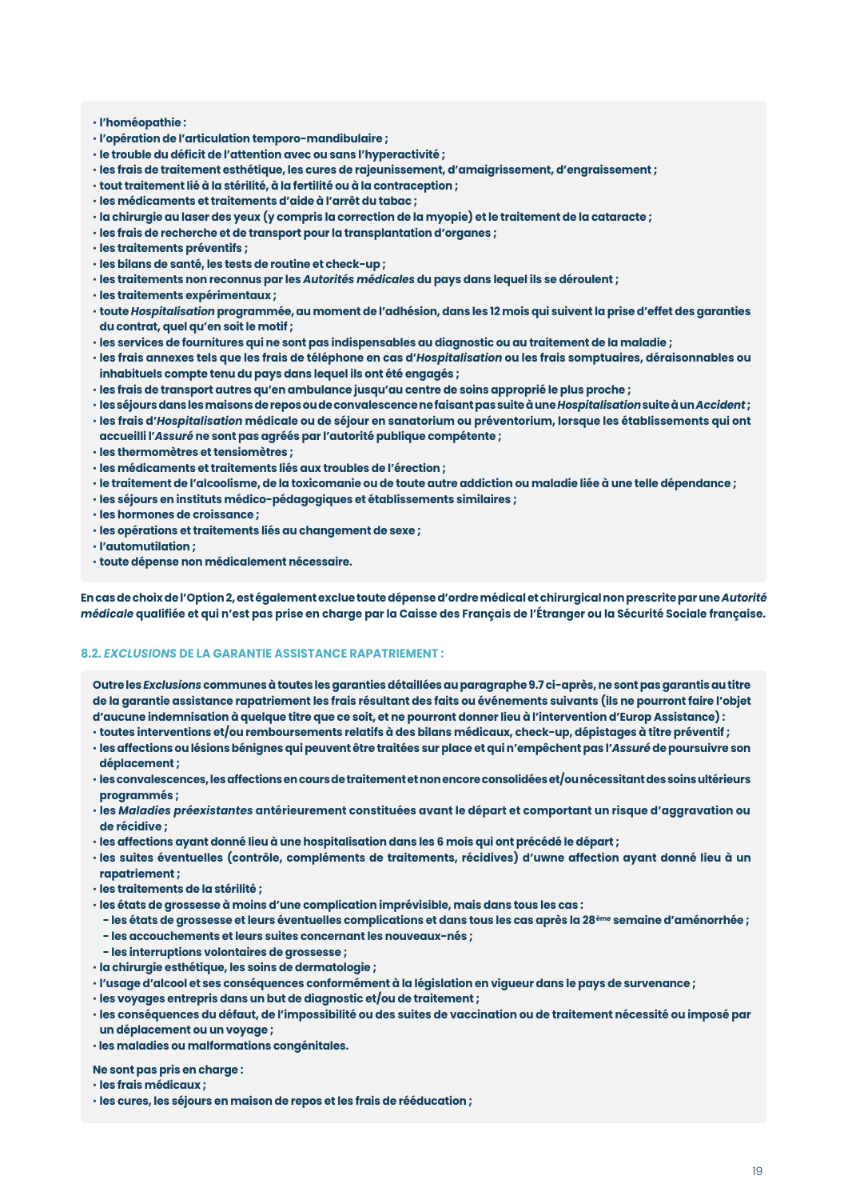- **l'homéopathie :**
- **l'opération de l'articulation temporo-mandibulaire ;**
- **le trouble du déficit de l'attention avec ou sans l'hyperactivité ;**
- **les frais de traitement esthétique, les cures de rajeunissement, d'amaigrissement, d'engraissement ;**
- **tout traitement lié à la stérilité, à la fertilité ou à la contraception ;**
- **les médicaments et traitements d'aide à l'arrêt du tabac ;**
- **la chirurgie au laser des yeux (y compris la correction de la myopie) et le traitement de la cataracte ;**
- **les frais de recherche et de transport pour la transplantation d'organes ;**
- **les traitements préventifs ;**
- **les bilans de santé, les tests de routine et check-up ;**
- **les traitements non reconnus par les *Autorités médicales* du pays dans lequel ils se déroulent ;**
- **les traitements expérimentaux ;**
- **toute *Hospitalisation* programmée, au moment de l'adhésion, dans les 12 mois qui suivent la prise d'effet des garanties du contrat, quel qu'en soit le motif ;**
- **les services de fournitures qui ne sont pas indispensables au diagnostic ou au traitement de la maladie ;**
- **les frais annexes tels que les frais de téléphone en cas d'*Hospitalisation* ou les frais somptuaires, déraisonnables ou inhabituels compte tenu du pays dans lequel ils ont été engagés ;**
- **les frais de transport autres qu'en ambulance jusqu'au centre de soins approprié le plus proche ;**
- **les séjours dans les maisons de repos ou de convalescence ne faisant pas suite à une *Hospitalisation* suite à un *Accident* ;**
- **les frais d'*Hospitalisation* médicale ou de séjour en sanatorium ou préventorium, lorsque les établissements qui ont accueilli l'*Assuré* ne sont pas agréés par l'autorité publique compétente ;**
- **les thermomètres et tensiomètres ;**
- **les médicaments et traitements liés aux troubles de l'érection ;**
- **le traitement de l'alcoolisme, de la toxicomanie ou de toute autre addiction ou maladie liée à une telle dépendance ;**
- **les séjours en instituts médico-pédagogiques et établissements similaires ;**
- **les hormones de croissance ;**
- **les opérations et traitements liés au changement de sexe ;**
- **l'automutilation ;**
- **toute dépense non médicalement nécessaire.**

**En cas de choix de l'Option 2, est également exclue toute dépense d'ordre médical et chirurgical non prescrite par une *Autorité médicale* qualifiée et qui n'est pas prise en charge par la Caisse des Français de l'Étranger ou la Sécurité Sociale française.**

### 8.2. *EXCLUSIONS* DE LA GARANTIE ASSISTANCE RAPATRIEMENT :

**Outre les *Exclusions* communes à toutes les garanties détaillées au paragraphe 9.7 ci-après, ne sont pas garantis au titre de la garantie assistance rapatriement les frais résultant des faits ou événements suivants (ils ne pourront faire l'objet d'aucune indemnisation à quelque titre que ce soit, et ne pourront donner lieu à l'intervention d'Europ Assistance) :**

- **toutes interventions et/ou remboursements relatifs à des bilans médicaux, check-up, dépistages à titre préventif ;**
- **les affections ou lésions bénignes qui peuvent être traitées sur place et qui n'empêchent pas l'*Assuré* de poursuivre son déplacement ;**
- **les convalescences, les affections en cours de traitement et non encore consolidées et/ou nécessitant des soins ultérieurs programmés ;**
- **les *Maladies préexistantes* antérieurement constituées avant le départ et comportant un risque d'aggravation ou de récidive ;**
- **les affections ayant donné lieu à une hospitalisation dans les 6 mois qui ont précédé le départ ;**
- **les suites éventuelles (contrôle, compléments de traitements, récidives) d'uwne affection ayant donné lieu à un rapatriement ;**
- **les traitements de la stérilité ;**
- **les états de grossesse à moins d'une complication imprévisible, mais dans tous les cas :**
  - **les états de grossesse et leurs éventuelles complications et dans tous les cas après la 28ème semaine d'aménorrhée ;**
  - **les accouchements et leurs suites concernant les nouveaux-nés ;**
  - **les interruptions volontaires de grossesse ;**
- **la chirurgie esthétique, les soins de dermatologie ;**
- **l'usage d'alcool et ses conséquences conformément à la législation en vigueur dans le pays de survenance ;**
- **les voyages entrepris dans un but de diagnostic et/ou de traitement ;**
- **les conséquences du défaut, de l'impossibilité ou des suites de vaccination ou de traitement nécessité ou imposé par un déplacement ou un voyage ;**
- **les maladies ou malformations congénitales.**

**Ne sont pas pris en charge :**

- **les frais médicaux ;**
- **les cures, les séjours en maison de repos et les frais de rééducation ;**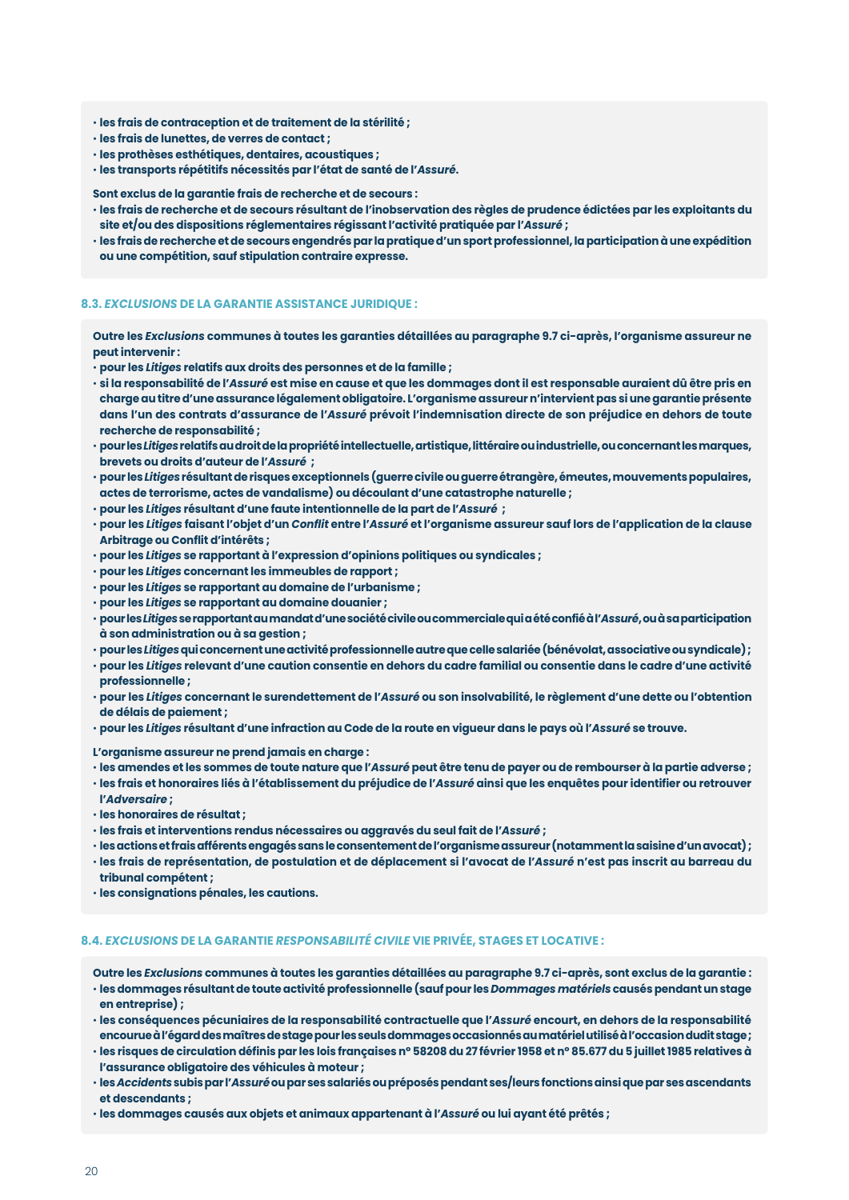**• les frais de contraception et de traitement de la stérilité ;**
**• les frais de lunettes, de verres de contact ;**
**• les prothèses esthétiques, dentaires, acoustiques ;**
**• les transports répétitifs nécessités par l'état de santé de l'*Assuré*.**

**Sont exclus de la garantie frais de recherche et de secours :**
**• les frais de recherche et de secours résultant de l'inobservation des règles de prudence édictées par les exploitants du site et/ou des dispositions réglementaires régissant l'activité pratiquée par l'*Assuré* ;**
**• les frais de recherche et de secours engendrés par la pratique d'un sport professionnel, la participation à une expédition ou une compétition, sauf stipulation contraire expresse.**

### 8.3. *EXCLUSIONS* DE LA GARANTIE ASSISTANCE JURIDIQUE :

**Outre les *Exclusions* communes à toutes les garanties détaillées au paragraphe 9.7 ci-après, l'organisme assureur ne peut intervenir :**
**• pour les *Litiges* relatifs aux droits des personnes et de la famille ;**
**• si la responsabilité de l'*Assuré* est mise en cause et que les dommages dont il est responsable auraient dû être pris en charge au titre d'une assurance légalement obligatoire. L'organisme assureur n'intervient pas si une garantie présente dans l'un des contrats d'assurance de l'*Assuré* prévoit l'indemnisation directe de son préjudice en dehors de toute recherche de responsabilité ;**
**• pour les *Litiges* relatifs au droit de la propriété intellectuelle, artistique, littéraire ou industrielle, ou concernant les marques, brevets ou droits d'auteur de l'*Assuré* ;**
**• pour les *Litiges* résultant de risques exceptionnels (guerre civile ou guerre étrangère, émeutes, mouvements populaires, actes de terrorisme, actes de vandalisme) ou découlant d'une catastrophe naturelle ;**
**• pour les *Litiges* résultant d'une faute intentionnelle de la part de l'*Assuré* ;**
**• pour les *Litiges* faisant l'objet d'un *Conflit* entre l'*Assuré* et l'organisme assureur sauf lors de l'application de la clause Arbitrage ou Conflit d'intérêts ;**
**• pour les *Litiges* se rapportant à l'expression d'opinions politiques ou syndicales ;**
**• pour les *Litiges* concernant les immeubles de rapport ;**
**• pour les *Litiges* se rapportant au domaine de l'urbanisme ;**
**• pour les *Litiges* se rapportant au domaine douanier ;**
**• pour les *Litiges* se rapportant au mandat d'une société civile ou commerciale qui a été confié à l'*Assuré*, ou à sa participation à son administration ou à sa gestion ;**
**• pour les *Litiges* qui concernent une activité professionnelle autre que celle salariée (bénévolat, associative ou syndicale) ;**
**• pour les *Litiges* relevant d'une caution consentie en dehors du cadre familial ou consentie dans le cadre d'une activité professionnelle ;**
**• pour les *Litiges* concernant le surendettement de l'*Assuré* ou son insolvabilité, le règlement d'une dette ou l'obtention de délais de paiement ;**
**• pour les *Litiges* résultant d'une infraction au Code de la route en vigueur dans le pays où l'*Assuré* se trouve.**

**L'organisme assureur ne prend jamais en charge :**
**• les amendes et les sommes de toute nature que l'*Assuré* peut être tenu de payer ou de rembourser à la partie adverse ;**
**• les frais et honoraires liés à l'établissement du préjudice de l'*Assuré* ainsi que les enquêtes pour identifier ou retrouver l'*Adversaire* ;**
**• les honoraires de résultat ;**
**• les frais et interventions rendus nécessaires ou aggravés du seul fait de l'*Assuré* ;**
**• les actions et frais afférents engagés sans le consentement de l'organisme assureur (notamment la saisine d'un avocat) ;**
**• les frais de représentation, de postulation et de déplacement si l'avocat de l'*Assuré* n'est pas inscrit au barreau du tribunal compétent ;**
**• les consignations pénales, les cautions.**

### 8.4. *EXCLUSIONS* DE LA GARANTIE *RESPONSABILITÉ CIVILE* VIE PRIVÉE, STAGES ET LOCATIVE :

**Outre les *Exclusions* communes à toutes les garanties détaillées au paragraphe 9.7 ci-après, sont exclus de la garantie :**
**• les dommages résultant de toute activité professionnelle (sauf pour les *Dommages matériels* causés pendant un stage en entreprise) ;**
**• les conséquences pécuniaires de la responsabilité contractuelle que l'*Assuré* encourt, en dehors de la responsabilité encourue à l'égard des maîtres de stage pour les seuls dommages occasionnés au matériel utilisé à l'occasion dudit stage ;**
**• les risques de circulation définis par les lois françaises n° 58208 du 27 février 1958 et n° 85.677 du 5 juillet 1985 relatives à l'assurance obligatoire des véhicules à moteur ;**
**• les *Accidents* subis par l'*Assuré* ou par ses salariés ou préposés pendant ses/leurs fonctions ainsi que par ses ascendants et descendants ;**
**• les dommages causés aux objets et animaux appartenant à l'*Assuré* ou lui ayant été prêtés ;**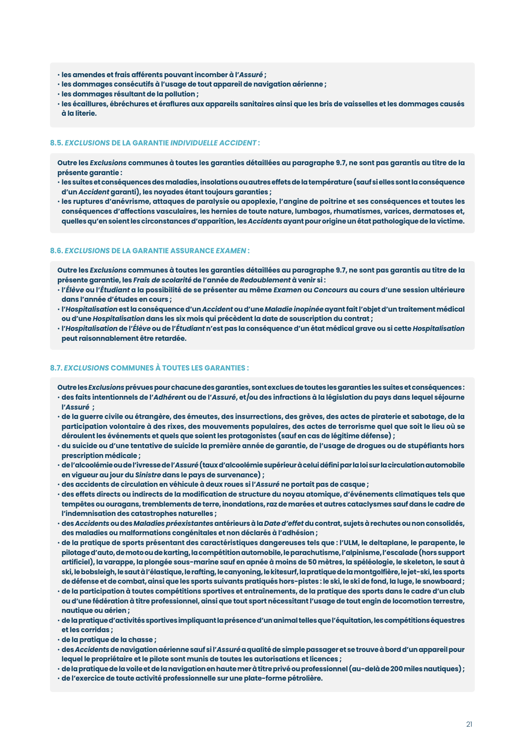- **les amendes et frais afférents pouvant incomber à l'*Assuré* ;**
- **les dommages consécutifs à l'usage de tout appareil de navigation aérienne ;**
- **les dommages résultant de la pollution ;**
- **les écaillures, ébréchures et éraflures aux appareils sanitaires ainsi que les bris de vaisselles et les dommages causés à la literie.**

### 8.5. *EXCLUSIONS* DE LA GARANTIE *INDIVIDUELLE ACCIDENT* :

**Outre les *Exclusions* communes à toutes les garanties détaillées au paragraphe 9.7, ne sont pas garantis au titre de la présente garantie :**

- **les suites et conséquences des maladies, insolations ou autres effets de la température (sauf si elles sont la conséquence d'un *Accident* garanti), les noyades étant toujours garanties ;**
- **les ruptures d'anévrisme, attaques de paralysie ou apoplexie, l'angine de poitrine et ses conséquences et toutes les conséquences d'affections vasculaires, les hernies de toute nature, lumbagos, rhumatismes, varices, dermatoses et, quelles qu'en soient les circonstances d'apparition, les *Accidents* ayant pour origine un état pathologique de la victime.**

### 8.6. *EXCLUSIONS* DE LA GARANTIE ASSURANCE *EXAMEN* :

**Outre les *Exclusions* communes à toutes les garanties détaillées au paragraphe 9.7, ne sont pas garantis au titre de la présente garantie, les *Frais de scolarité* de l'année de *Redoublement* à venir si :**

- **l'*Élève* ou l'*Étudiant* a la possibilité de se présenter au même *Examen* ou *Concours* au cours d'une session ultérieure dans l'année d'études en cours ;**
- **l'*Hospitalisation* est la conséquence d'un *Accident* ou d'une *Maladie inopinée* ayant fait l'objet d'un traitement médical ou d'une *Hospitalisation* dans les six mois qui précèdent la date de souscription du contrat ;**
- **l'*Hospitalisation* de l'*Élève* ou de l'*Étudiant* n'est pas la conséquence d'un état médical grave ou si cette *Hospitalisation* peut raisonnablement être retardée.**

### 8.7. *EXCLUSIONS* COMMUNES À TOUTES LES GARANTIES :

**Outre les *Exclusions* prévues pour chacune des garanties, sont exclues de toutes les garanties les suites et conséquences :**

- **des faits intentionnels de l'*Adhérent* ou de l'*Assuré*, et/ou des infractions à la législation du pays dans lequel séjourne l'*Assuré* ;**
- **de la guerre civile ou étrangère, des émeutes, des insurrections, des grèves, des actes de piraterie et sabotage, de la participation volontaire à des rixes, des mouvements populaires, des actes de terrorisme quel que soit le lieu où se déroulent les événements et quels que soient les protagonistes (sauf en cas de légitime défense) ;**
- **du suicide ou d'une tentative de suicide la première année de garantie, de l'usage de drogues ou de stupéfiants hors prescription médicale ;**
- **de l'alcoolémie ou de l'ivresse de l'*Assuré* (taux d'alcoolémie supérieur à celui défini par la loi sur la circulation automobile en vigueur au jour du *Sinistre* dans le pays de survenance) ;**
- **des accidents de circulation en véhicule à deux roues si l'*Assuré* ne portait pas de casque ;**
- **des effets directs ou indirects de la modification de structure du noyau atomique, d'événements climatiques tels que tempêtes ou ouragans, tremblements de terre, inondations, raz de marées et autres cataclysmes sauf dans le cadre de l'indemnisation des catastrophes naturelles ;**
- **des *Accidents* ou des *Maladies préexistantes* antérieurs à la *Date d'effet* du contrat, sujets à rechutes ou non consolidés, des maladies ou malformations congénitales et non déclarés à l'adhésion ;**
- **de la pratique de sports présentant des caractéristiques dangereuses tels que : l'ULM, le deltaplane, le parapente, le pilotage d'auto, de moto ou de karting, la compétition automobile, le parachutisme, l'alpinisme, l'escalade (hors support artificiel), la varappe, la plongée sous-marine sauf en apnée à moins de 50 mètres, la spéléologie, le skeleton, le saut à ski, le bobsleigh, le saut à l'élastique, le rafting, le canyoning, le kitesurf, la pratique de la montgolfière, le jet-ski, les sports de défense et de combat, ainsi que les sports suivants pratiqués hors-pistes : le ski, le ski de fond, la luge, le snowboard ;**
- **de la participation à toutes compétitions sportives et entraînements, de la pratique des sports dans le cadre d'un club ou d'une fédération à titre professionnel, ainsi que tout sport nécessitant l'usage de tout engin de locomotion terrestre, nautique ou aérien ;**
- **de la pratique d'activités sportives impliquant la présence d'un animal telles que l'équitation, les compétitions équestres et les corridas ;**
- **de la pratique de la chasse ;**
- **des *Accidents* de navigation aérienne sauf si l'*Assuré* a qualité de simple passager et se trouve à bord d'un appareil pour lequel le propriétaire et le pilote sont munis de toutes les autorisations et licences ;**
- **de la pratique de la voile et de la navigation en haute mer à titre privé ou professionnel (au-delà de 200 miles nautiques) ;**
- **de l'exercice de toute activité professionnelle sur une plate-forme pétrolière.**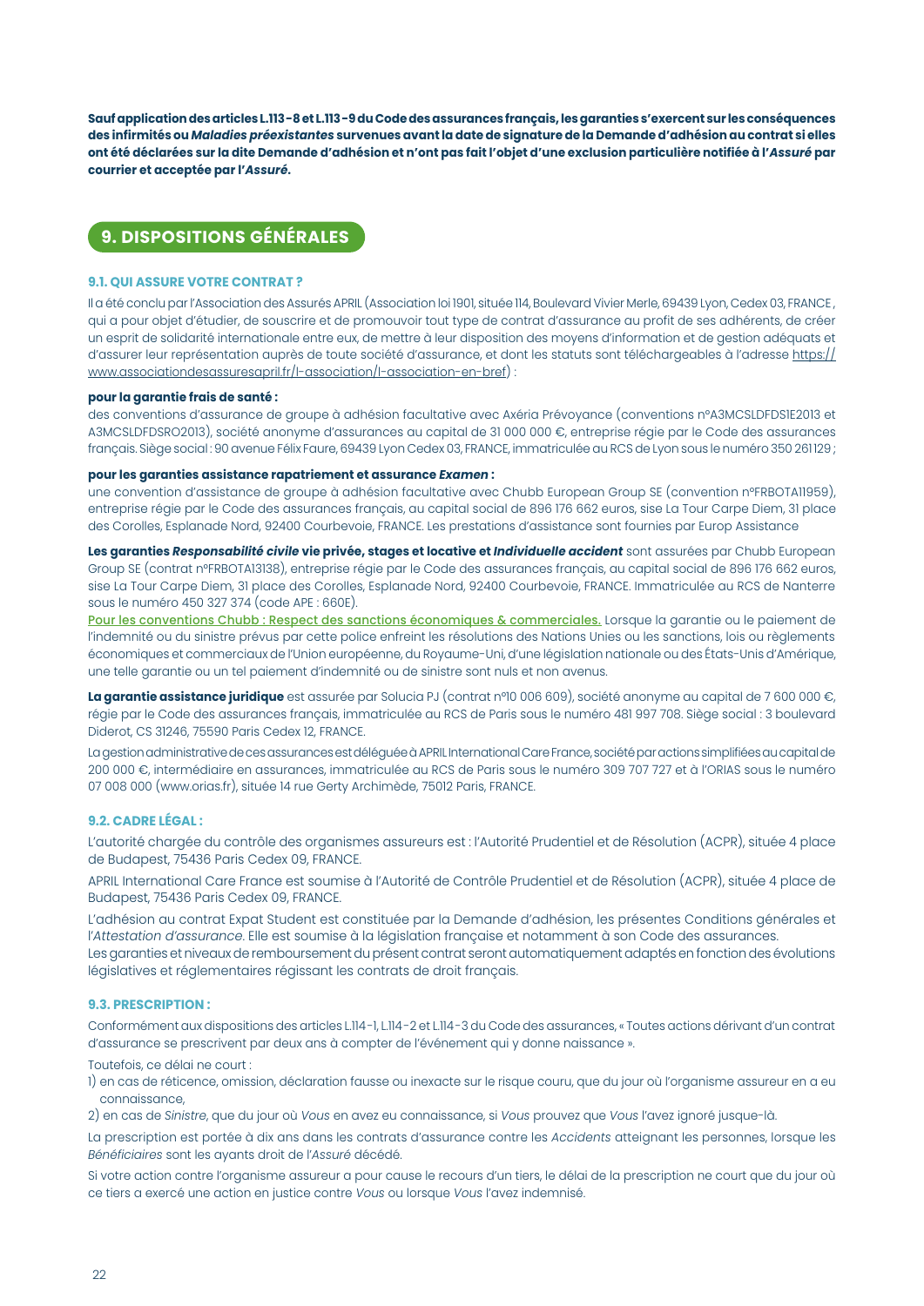**Sauf application des articles L.113-8 et L.113-9 du Code des assurances français, les garanties s'exercent sur les conséquences des infirmités ou *Maladies préexistantes* survenues avant la date de signature de la Demande d'adhésion au contrat si elles ont été déclarées sur la dite Demande d'adhésion et n'ont pas fait l'objet d'une exclusion particulière notifiée à l'*Assuré* par courrier et acceptée par l'*Assuré*.**

## 9. DISPOSITIONS GÉNÉRALES

### 9.1. QUI ASSURE VOTRE CONTRAT ?

Il a été conclu par l'Association des Assurés APRIL (Association loi 1901, située 114, Boulevard Vivier Merle, 69439 Lyon, Cedex 03, FRANCE, qui a pour objet d'étudier, de souscrire et de promouvoir tout type de contrat d'assurance au profit de ses adhérents, de créer un esprit de solidarité internationale entre eux, de mettre à leur disposition des moyens d'information et de gestion adéquats et d'assurer leur représentation auprès de toute société d'assurance, et dont les statuts sont téléchargeables à l'adresse https://www.associationdesassuresapril.fr/l-association/l-association-en-bref) :

**pour la garantie frais de santé :**
des conventions d'assurance de groupe à adhésion facultative avec Axéria Prévoyance (conventions n°A3MCSLDFDS1E2013 et A3MCSLDFDSRO2013), société anonyme d'assurances au capital de 31 000 000 €, entreprise régie par le Code des assurances français. Siège social : 90 avenue Félix Faure, 69439 Lyon Cedex 03, FRANCE, immatriculée au RCS de Lyon sous le numéro 350 261 129 ;

**pour les garanties assistance rapatriement et assurance *Examen* :**
une convention d'assistance de groupe à adhésion facultative avec Chubb European Group SE (convention n°FRBOTA11959), entreprise régie par le Code des assurances français, au capital social de 896 176 662 euros, sise La Tour Carpe Diem, 31 place des Corolles, Esplanade Nord, 92400 Courbevoie, FRANCE. Les prestations d'assistance sont fournies par Europ Assistance

**Les garanties *Responsabilité civile* vie privée, stages et locative et *Individuelle accident*** sont assurées par Chubb European Group SE (contrat n°FRBOTA13138), entreprise régie par le Code des assurances français, au capital social de 896 176 662 euros, sise La Tour Carpe Diem, 31 place des Corolles, Esplanade Nord, 92400 Courbevoie, FRANCE. Immatriculée au RCS de Nanterre sous le numéro 450 327 374 (code APE : 660E).
Pour les conventions Chubb : Respect des sanctions économiques & commerciales. Lorsque la garantie ou le paiement de l'indemnité ou du sinistre prévus par cette police enfreint les résolutions des Nations Unies ou les sanctions, lois ou règlements économiques et commerciaux de l'Union européenne, du Royaume-Uni, d'une législation nationale ou des États-Unis d'Amérique, une telle garantie ou un tel paiement d'indemnité ou de sinistre sont nuls et non avenus.

**La garantie assistance juridique** est assurée par Solucia PJ (contrat n°10 006 609), société anonyme au capital de 7 600 000 €, régie par le Code des assurances français, immatriculée au RCS de Paris sous le numéro 481 997 708. Siège social : 3 boulevard Diderot, CS 31246, 75590 Paris Cedex 12, FRANCE.

La gestion administrative de ces assurances est déléguée à APRIL International Care France, société par actions simplifiées au capital de 200 000 €, intermédiaire en assurances, immatriculée au RCS de Paris sous le numéro 309 707 727 et à l'ORIAS sous le numéro 07 008 000 (www.orias.fr), située 14 rue Gerty Archimède, 75012 Paris, FRANCE.

### 9.2. CADRE LÉGAL :

L'autorité chargée du contrôle des organismes assureurs est : l'Autorité Prudentiel et de Résolution (ACPR), située 4 place de Budapest, 75436 Paris Cedex 09, FRANCE.

APRIL International Care France est soumise à l'Autorité de Contrôle Prudentiel et de Résolution (ACPR), située 4 place de Budapest, 75436 Paris Cedex 09, FRANCE.

L'adhésion au contrat Expat Student est constituée par la Demande d'adhésion, les présentes Conditions générales et l'*Attestation d'assurance*. Elle est soumise à la législation française et notamment à son Code des assurances.
Les garanties et niveaux de remboursement du présent contrat seront automatiquement adaptés en fonction des évolutions législatives et réglementaires régissant les contrats de droit français.

### 9.3. PRESCRIPTION :

Conformément aux dispositions des articles L.114-1, L.114-2 et L.114-3 du Code des assurances, « Toutes actions dérivant d'un contrat d'assurance se prescrivent par deux ans à compter de l'événement qui y donne naissance ».

Toutefois, ce délai ne court :

1) en cas de réticence, omission, déclaration fausse ou inexacte sur le risque couru, que du jour où l'organisme assureur en a eu connaissance,
2) en cas de *Sinistre*, que du jour où *Vous* en avez eu connaissance, si *Vous* prouvez que *Vous* l'avez ignoré jusque-là.

La prescription est portée à dix ans dans les contrats d'assurance contre les *Accidents* atteignant les personnes, lorsque les *Bénéficiaires* sont les ayants droit de l'*Assuré* décédé.

Si votre action contre l'organisme assureur a pour cause le recours d'un tiers, le délai de la prescription ne court que du jour où ce tiers a exercé une action en justice contre *Vous* ou lorsque *Vous* l'avez indemnisé.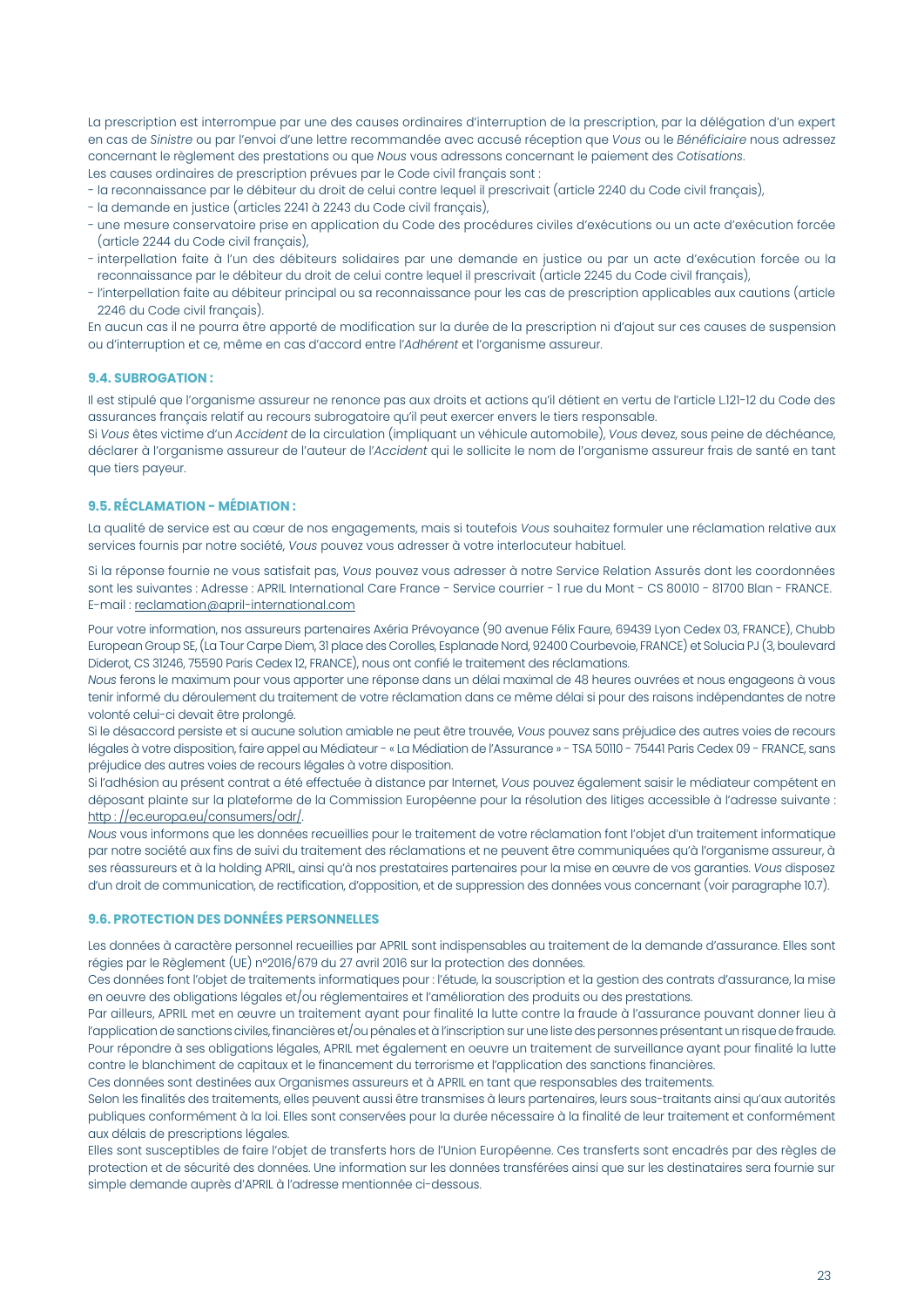La prescription est interrompue par une des causes ordinaires d'interruption de la prescription, par la délégation d'un expert en cas de *Sinistre* ou par l'envoi d'une lettre recommandée avec accusé réception que *Vous* ou le *Bénéficiaire* nous adressez concernant le règlement des prestations ou que *Nous* vous adressons concernant le paiement des *Cotisations*.
Les causes ordinaires de prescription prévues par le Code civil français sont :

- la reconnaissance par le débiteur du droit de celui contre lequel il prescrivait (article 2240 du Code civil français),
- la demande en justice (articles 2241 à 2243 du Code civil français),
- une mesure conservatoire prise en application du Code des procédures civiles d'exécutions ou un acte d'exécution forcée (article 2244 du Code civil français),
- interpellation faite à l'un des débiteurs solidaires par une demande en justice ou par un acte d'exécution forcée ou la reconnaissance par le débiteur du droit de celui contre lequel il prescrivait (article 2245 du Code civil français),
- l'interpellation faite au débiteur principal ou sa reconnaissance pour les cas de prescription applicables aux cautions (article 2246 du Code civil français).

En aucun cas il ne pourra être apporté de modification sur la durée de la prescription ni d'ajout sur ces causes de suspension ou d'interruption et ce, même en cas d'accord entre l'*Adhérent* et l'organisme assureur.

### 9.4. SUBROGATION :

Il est stipulé que l'organisme assureur ne renonce pas aux droits et actions qu'il détient en vertu de l'article L.121-12 du Code des assurances français relatif au recours subrogatoire qu'il peut exercer envers le tiers responsable.
Si *Vous* êtes victime d'un *Accident* de la circulation (impliquant un véhicule automobile), *Vous* devez, sous peine de déchéance, déclarer à l'organisme assureur de l'auteur de l'*Accident* qui le sollicite le nom de l'organisme assureur frais de santé en tant que tiers payeur.

### 9.5. RÉCLAMATION - MÉDIATION :

La qualité de service est au cœur de nos engagements, mais si toutefois *Vous* souhaitez formuler une réclamation relative aux services fournis par notre société, *Vous* pouvez vous adresser à votre interlocuteur habituel.

Si la réponse fournie ne vous satisfait pas, *Vous* pouvez vous adresser à notre Service Relation Assurés dont les coordonnées sont les suivantes : Adresse : APRIL International Care France - Service courrier - 1 rue du Mont - CS 80010 - 81700 Blan - FRANCE. E-mail : reclamation@april-international.com

Pour votre information, nos assureurs partenaires Axéria Prévoyance (90 avenue Félix Faure, 69439 Lyon Cedex 03, FRANCE), Chubb European Group SE, (La Tour Carpe Diem, 31 place des Corolles, Esplanade Nord, 92400 Courbevoie, FRANCE) et Solucia PJ (3, boulevard Diderot, CS 31246, 75590 Paris Cedex 12, FRANCE), nous ont confié le traitement des réclamations.
*Nous* ferons le maximum pour vous apporter une réponse dans un délai maximal de 48 heures ouvrées et nous engageons à vous tenir informé du déroulement du traitement de votre réclamation dans ce même délai si pour des raisons indépendantes de notre volonté celui-ci devait être prolongé.
Si le désaccord persiste et si aucune solution amiable ne peut être trouvée, *Vous* pouvez sans préjudice des autres voies de recours légales à votre disposition, faire appel au Médiateur - « La Médiation de l'Assurance » - TSA 50110 - 75441 Paris Cedex 09 - FRANCE, sans préjudice des autres voies de recours légales à votre disposition.
Si l'adhésion au présent contrat a été effectuée à distance par Internet, *Vous* pouvez également saisir le médiateur compétent en déposant plainte sur la plateforme de la Commission Européenne pour la résolution des litiges accessible à l'adresse suivante : http : //ec.europa.eu/consumers/odr/.
*Nous* vous informons que les données recueillies pour le traitement de votre réclamation font l'objet d'un traitement informatique par notre société aux fins de suivi du traitement des réclamations et ne peuvent être communiquées qu'à l'organisme assureur, à ses réassureurs et à la holding APRIL, ainsi qu'à nos prestataires partenaires pour la mise en œuvre de vos garanties. *Vous* disposez d'un droit de communication, de rectification, d'opposition, et de suppression des données vous concernant (voir paragraphe 10.7).

### 9.6. PROTECTION DES DONNÉES PERSONNELLES

Les données à caractère personnel recueillies par APRIL sont indispensables au traitement de la demande d'assurance. Elles sont régies par le Règlement (UE) n°2016/679 du 27 avril 2016 sur la protection des données.
Ces données font l'objet de traitements informatiques pour : l'étude, la souscription et la gestion des contrats d'assurance, la mise en oeuvre des obligations légales et/ou réglementaires et l'amélioration des produits ou des prestations.
Par ailleurs, APRIL met en œuvre un traitement ayant pour finalité la lutte contre la fraude à l'assurance pouvant donner lieu à l'application de sanctions civiles, financières et/ou pénales et à l'inscription sur une liste des personnes présentant un risque de fraude.
Pour répondre à ses obligations légales, APRIL met également en oeuvre un traitement de surveillance ayant pour finalité la lutte contre le blanchiment de capitaux et le financement du terrorisme et l'application des sanctions financières.
Ces données sont destinées aux Organismes assureurs et à APRIL en tant que responsables des traitements.
Selon les finalités des traitements, elles peuvent aussi être transmises à leurs partenaires, leurs sous-traitants ainsi qu'aux autorités publiques conformément à la loi. Elles sont conservées pour la durée nécessaire à la finalité de leur traitement et conformément aux délais de prescriptions légales.
Elles sont susceptibles de faire l'objet de transferts hors de l'Union Européenne. Ces transferts sont encadrés par des règles de protection et de sécurité des données. Une information sur les données transférées ainsi que sur les destinataires sera fournie sur simple demande auprès d'APRIL à l'adresse mentionnée ci-dessous.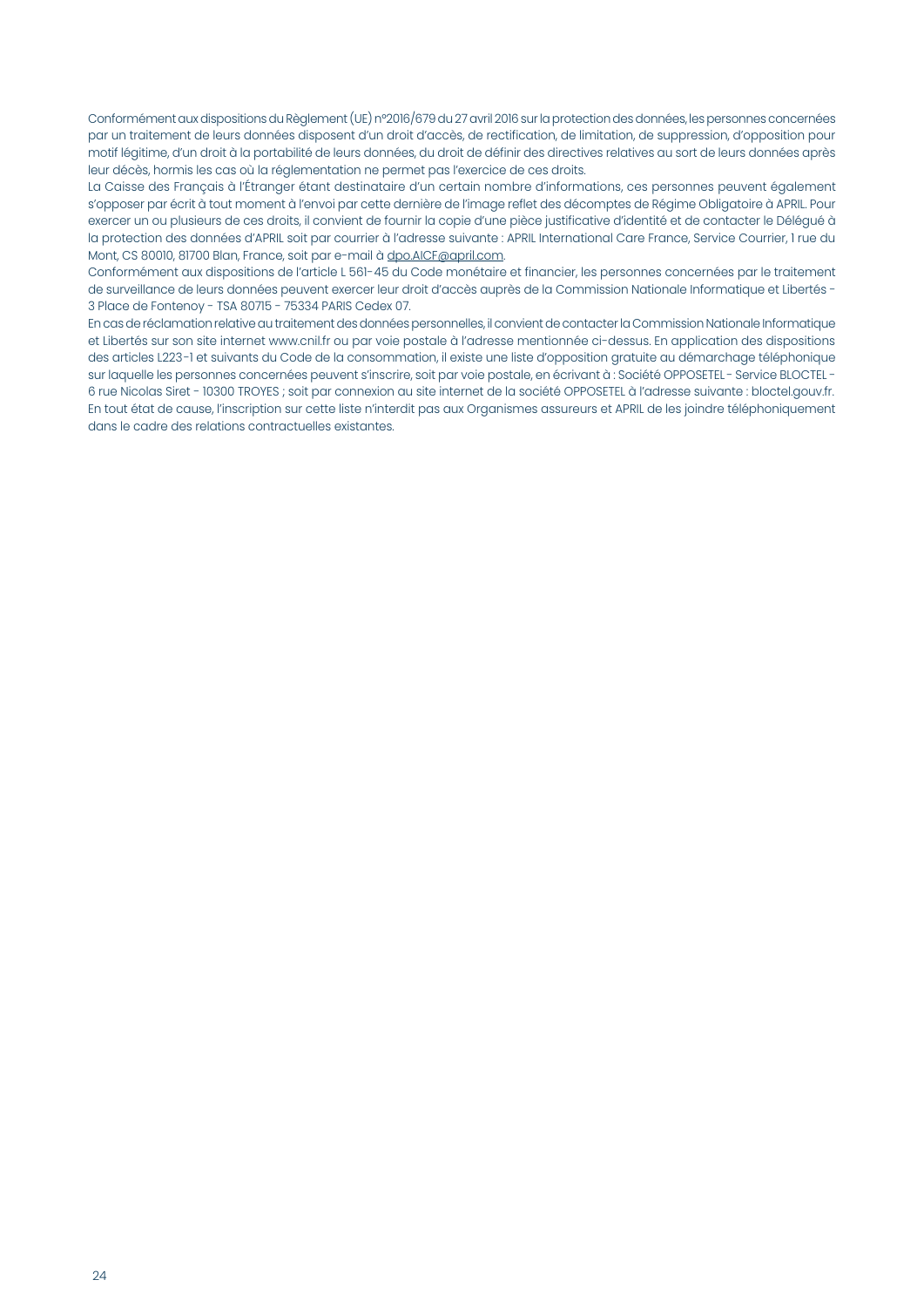Conformément aux dispositions du Règlement (UE) n°2016/679 du 27 avril 2016 sur la protection des données, les personnes concernées par un traitement de leurs données disposent d'un droit d'accès, de rectification, de limitation, de suppression, d'opposition pour motif légitime, d'un droit à la portabilité de leurs données, du droit de définir des directives relatives au sort de leurs données après leur décès, hormis les cas où la réglementation ne permet pas l'exercice de ces droits.

La Caisse des Français à l'Étranger étant destinataire d'un certain nombre d'informations, ces personnes peuvent également s'opposer par écrit à tout moment à l'envoi par cette dernière de l'image reflet des décomptes de Régime Obligatoire à APRIL. Pour exercer un ou plusieurs de ces droits, il convient de fournir la copie d'une pièce justificative d'identité et de contacter le Délégué à la protection des données d'APRIL soit par courrier à l'adresse suivante : APRIL International Care France, Service Courrier, 1 rue du Mont, CS 80010, 81700 Blan, France, soit par e-mail à dpo.AICF@april.com.

Conformément aux dispositions de l'article L 561-45 du Code monétaire et financier, les personnes concernées par le traitement de surveillance de leurs données peuvent exercer leur droit d'accès auprès de la Commission Nationale Informatique et Libertés - 3 Place de Fontenoy - TSA 80715 - 75334 PARIS Cedex 07.

En cas de réclamation relative au traitement des données personnelles, il convient de contacter la Commission Nationale Informatique et Libertés sur son site internet www.cnil.fr ou par voie postale à l'adresse mentionnée ci-dessus. En application des dispositions des articles L223-1 et suivants du Code de la consommation, il existe une liste d'opposition gratuite au démarchage téléphonique sur laquelle les personnes concernées peuvent s'inscrire, soit par voie postale, en écrivant à : Société OPPOSETEL - Service BLOCTEL - 6 rue Nicolas Siret - 10300 TROYES ; soit par connexion au site internet de la société OPPOSETEL à l'adresse suivante : bloctel.gouv.fr. En tout état de cause, l'inscription sur cette liste n'interdit pas aux Organismes assureurs et APRIL de les joindre téléphoniquement dans le cadre des relations contractuelles existantes.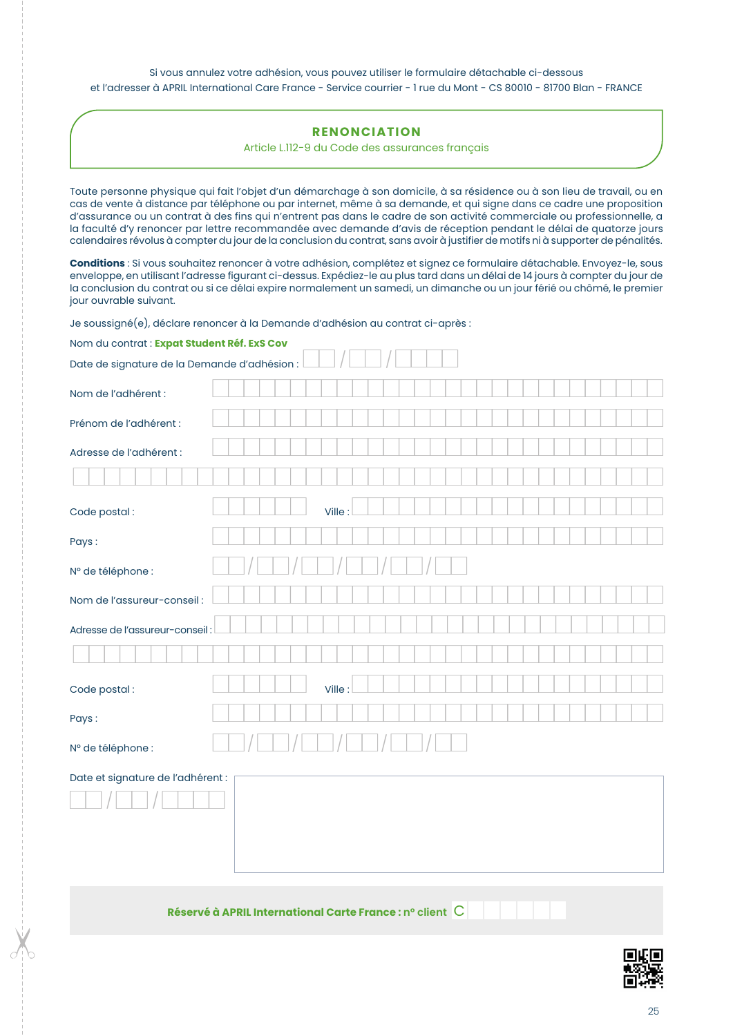Si vous annulez votre adhésion, vous pouvez utiliser le formulaire détachable ci-dessous et l'adresser à APRIL International Care France - Service courrier - 1 rue du Mont - CS 80010 - 81700 Blan - FRANCE

## RENONCIATION

Article L.112-9 du Code des assurances français

Toute personne physique qui fait l'objet d'un démarchage à son domicile, à sa résidence ou à son lieu de travail, ou en cas de vente à distance par téléphone ou par internet, même à sa demande, et qui signe dans ce cadre une proposition d'assurance ou un contrat à des fins qui n'entrent pas dans le cadre de son activité commerciale ou professionnelle, a la faculté d'y renoncer par lettre recommandée avec demande d'avis de réception pendant le délai de quatorze jours calendaires révolus à compter du jour de la conclusion du contrat, sans avoir à justifier de motifs ni à supporter de pénalités.

**Conditions** : Si vous souhaitez renoncer à votre adhésion, complétez et signez ce formulaire détachable. Envoyez-le, sous enveloppe, en utilisant l'adresse figurant ci-dessus. Expédiez-le au plus tard dans un délai de 14 jours à compter du jour de la conclusion du contrat ou si ce délai expire normalement un samedi, un dimanche ou un jour férié ou chômé, le premier jour ouvrable suivant.

Je soussigné(e), déclare renoncer à la Demande d'adhésion au contrat ci-après :

Nom du contrat : **Expat Student Réf. ExS Cov**

Date de signature de la Demande d'adhésion : ___ / ___ / ______

Nom de l'adhérent :

Prénom de l'adhérent :

Adresse de l'adhérent :

Code postal : Ville :

Pays :

N° de téléphone : ___ / ___ / ___ / ___ / ___ / ___

Nom de l'assureur-conseil :

Adresse de l'assureur-conseil :

Code postal : Ville :

Pays :

N° de téléphone : ___ / ___ / ___ / ___ / ___ / ___

Date et signature de l'adhérent :

___ / ___ / ______

**Réservé à APRIL International Carte France : n° client** C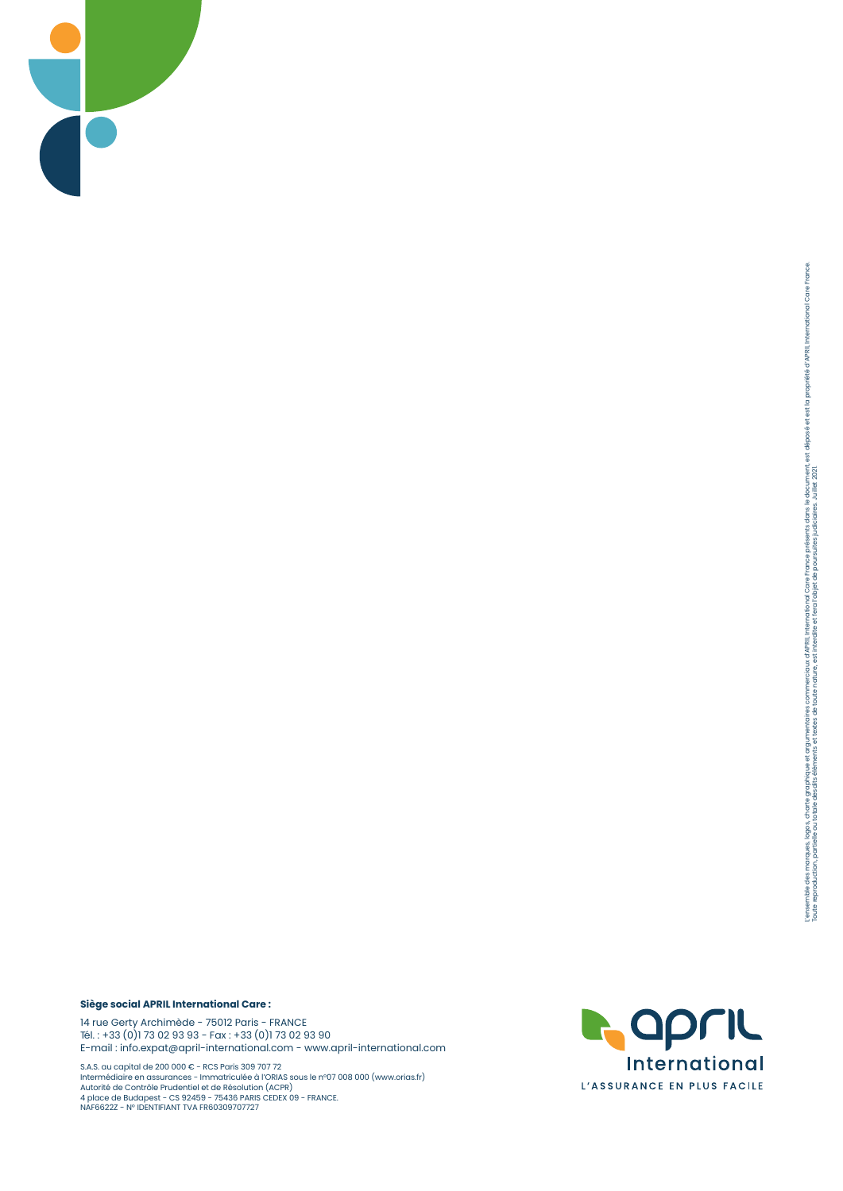L'ensemble des marques, logos, charte graphique et argumentaires commerciaux d'APRIL International Care France présents dans le document, est déposé et est la propriété d'APRIL International Care France.
Toute reproduction, partielle ou totale desdits éléments et textes de toute nature, est interdite et fera l'objet de poursuites judiciaires. Juillet 2021

**Siège social APRIL International Care :**

14 rue Gerty Archimède - 75012 Paris - FRANCE
Tél. : +33 (0)1 73 02 93 93 - Fax : +33 (0)1 73 02 93 90
E-mail : info.expat@april-international.com - www.april-international.com

S.A.S. au capital de 200 000 € - RCS Paris 309 707 72
Intermédiaire en assurances - Immatriculée à l'ORIAS sous le n°07 008 000 (www.orias.fr)
Autorité de Contrôle Prudentiel et de Résolution (ACPR)
4 place de Budapest - CS 92459 - 75436 PARIS CEDEX 09 - FRANCE.
NAF6622Z - N° IDENTIFIANT TVA FR60309707727

april International
L'ASSURANCE EN PLUS FACILE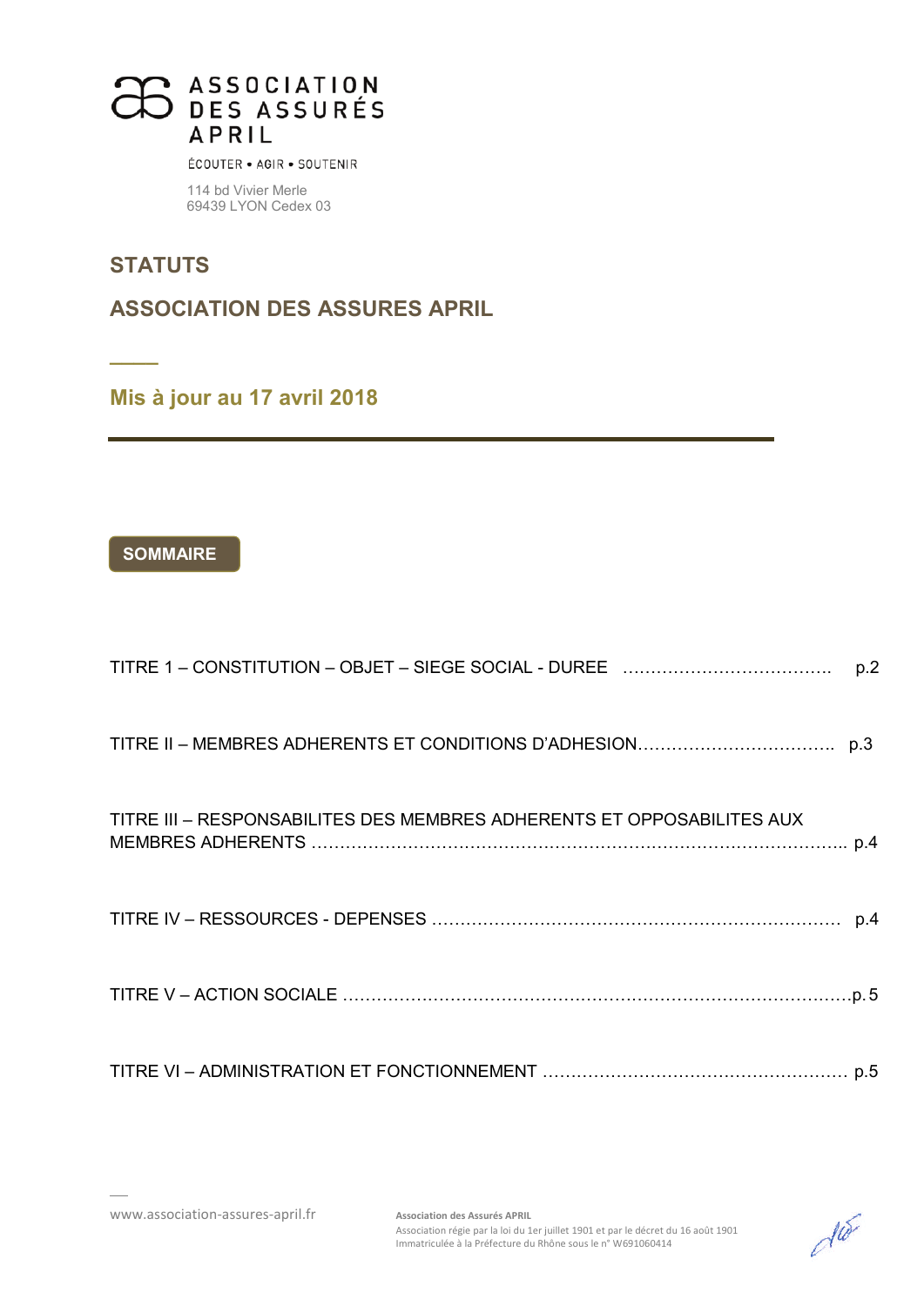ASSOCIATION DES ASSURÉS APRIL

ÉCOUTER • AGIR • SOUTENIR

114 bd Vivier Merle
69439 LYON Cedex 03

# STATUTS

# ASSOCIATION DES ASSURES APRIL

## Mis à jour au 17 avril 2018

**SOMMAIRE**

TITRE 1 – CONSTITUTION – OBJET – SIEGE SOCIAL - DUREE ………………………………. p.2

TITRE II – MEMBRES ADHERENTS ET CONDITIONS D'ADHESION……………………………. p.3

TITRE III – RESPONSABILITES DES MEMBRES ADHERENTS ET OPPOSABILITES AUX MEMBRES ADHERENTS ……………………………………………………………………………….. p.4

TITRE IV – RESSOURCES - DEPENSES ……………………………………………………………… p.4

TITRE V – ACTION SOCIALE ……………………………………………………………………………p. 5

TITRE VI – ADMINISTRATION ET FONCTIONNEMENT ……………………………………………… p.5

www.association-assures-april.fr

**Association des Assurés APRIL**
Association régie par la loi du 1er juillet 1901 et par le décret du 16 août 1901
Immatriculée à la Préfecture du Rhône sous le n° W691060414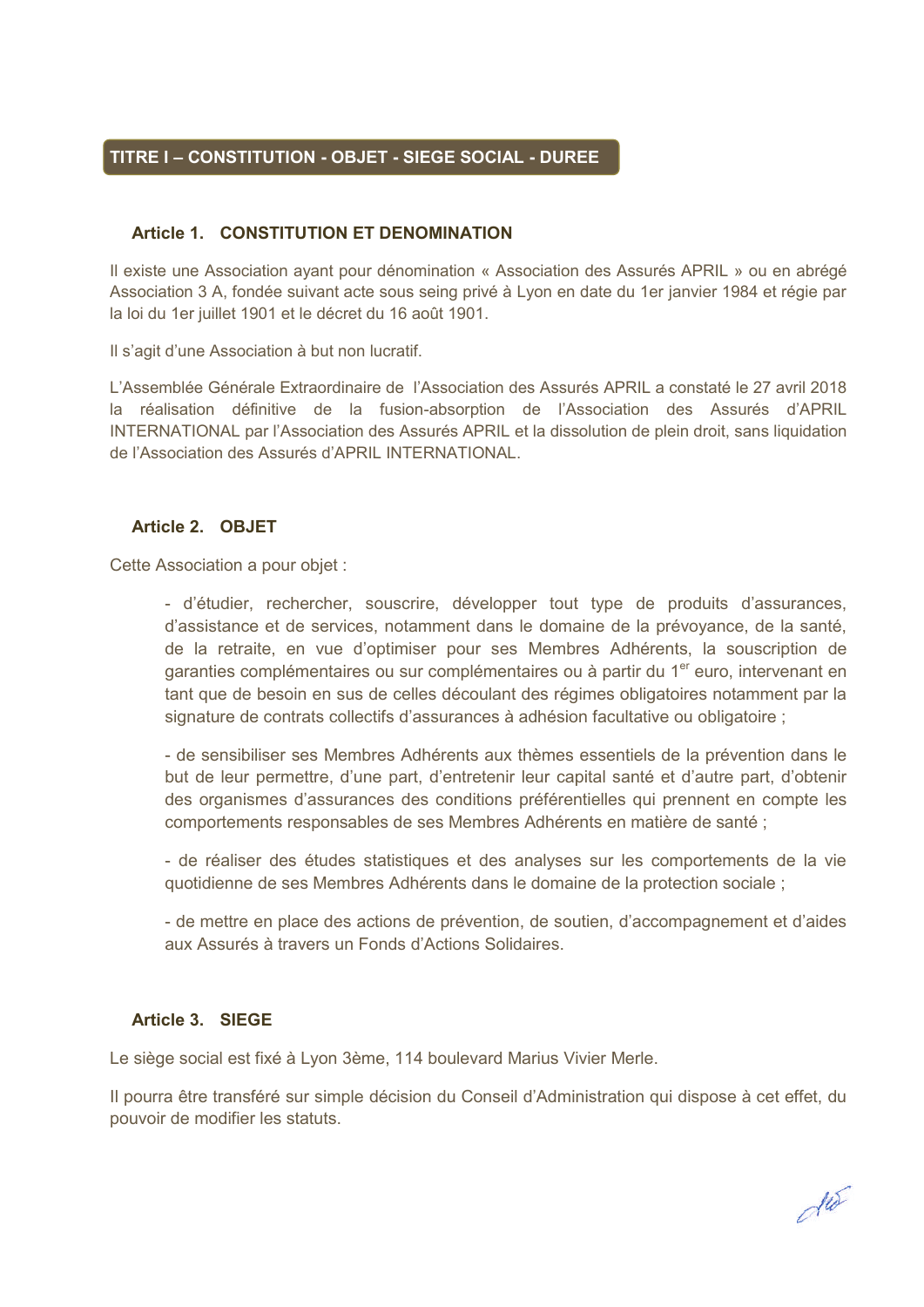## TITRE I – CONSTITUTION - OBJET - SIEGE SOCIAL - DUREE

### Article 1. CONSTITUTION ET DENOMINATION

Il existe une Association ayant pour dénomination « Association des Assurés APRIL » ou en abrégé Association 3 A, fondée suivant acte sous seing privé à Lyon en date du 1er janvier 1984 et régie par la loi du 1er juillet 1901 et le décret du 16 août 1901.

Il s'agit d'une Association à but non lucratif.

L'Assemblée Générale Extraordinaire de l'Association des Assurés APRIL a constaté le 27 avril 2018 la réalisation définitive de la fusion-absorption de l'Association des Assurés d'APRIL INTERNATIONAL par l'Association des Assurés APRIL et la dissolution de plein droit, sans liquidation de l'Association des Assurés d'APRIL INTERNATIONAL.

### Article 2. OBJET

Cette Association a pour objet :

- d'étudier, rechercher, souscrire, développer tout type de produits d'assurances, d'assistance et de services, notamment dans le domaine de la prévoyance, de la santé, de la retraite, en vue d'optimiser pour ses Membres Adhérents, la souscription de garanties complémentaires ou sur complémentaires ou à partir du 1er euro, intervenant en tant que de besoin en sus de celles découlant des régimes obligatoires notamment par la signature de contrats collectifs d'assurances à adhésion facultative ou obligatoire ;

- de sensibiliser ses Membres Adhérents aux thèmes essentiels de la prévention dans le but de leur permettre, d'une part, d'entretenir leur capital santé et d'autre part, d'obtenir des organismes d'assurances des conditions préférentielles qui prennent en compte les comportements responsables de ses Membres Adhérents en matière de santé ;

- de réaliser des études statistiques et des analyses sur les comportements de la vie quotidienne de ses Membres Adhérents dans le domaine de la protection sociale ;

- de mettre en place des actions de prévention, de soutien, d'accompagnement et d'aides aux Assurés à travers un Fonds d'Actions Solidaires.

### Article 3. SIEGE

Le siège social est fixé à Lyon 3ème, 114 boulevard Marius Vivier Merle.

Il pourra être transféré sur simple décision du Conseil d'Administration qui dispose à cet effet, du pouvoir de modifier les statuts.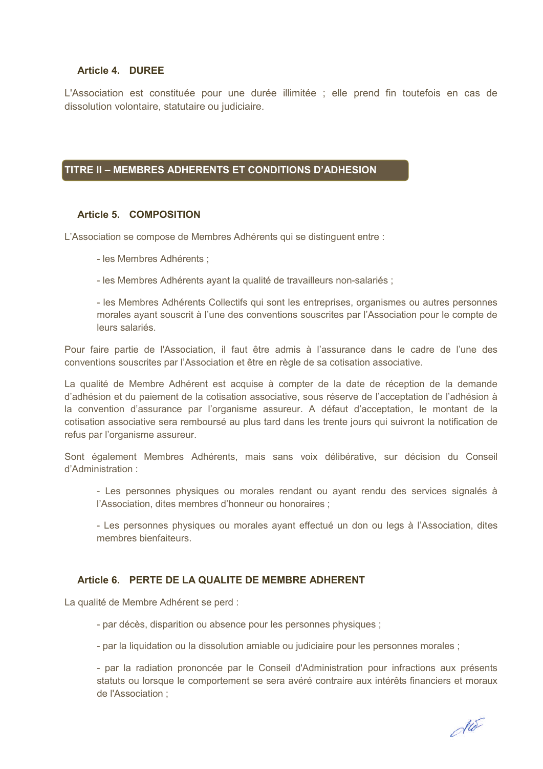### Article 4. DUREE

L'Association est constituée pour une durée illimitée ; elle prend fin toutefois en cas de dissolution volontaire, statutaire ou judiciaire.

## TITRE II – MEMBRES ADHERENTS ET CONDITIONS D'ADHESION

### Article 5. COMPOSITION

L'Association se compose de Membres Adhérents qui se distinguent entre :

- les Membres Adhérents ;

- les Membres Adhérents ayant la qualité de travailleurs non-salariés ;

- les Membres Adhérents Collectifs qui sont les entreprises, organismes ou autres personnes morales ayant souscrit à l'une des conventions souscrites par l'Association pour le compte de leurs salariés.

Pour faire partie de l'Association, il faut être admis à l'assurance dans le cadre de l'une des conventions souscrites par l'Association et être en règle de sa cotisation associative.

La qualité de Membre Adhérent est acquise à compter de la date de réception de la demande d'adhésion et du paiement de la cotisation associative, sous réserve de l'acceptation de l'adhésion à la convention d'assurance par l'organisme assureur. A défaut d'acceptation, le montant de la cotisation associative sera remboursé au plus tard dans les trente jours qui suivront la notification de refus par l'organisme assureur.

Sont également Membres Adhérents, mais sans voix délibérative, sur décision du Conseil d'Administration :

- Les personnes physiques ou morales rendant ou ayant rendu des services signalés à l'Association, dites membres d'honneur ou honoraires ;

- Les personnes physiques ou morales ayant effectué un don ou legs à l'Association, dites membres bienfaiteurs.

### Article 6. PERTE DE LA QUALITE DE MEMBRE ADHERENT

La qualité de Membre Adhérent se perd :

- par décès, disparition ou absence pour les personnes physiques ;

- par la liquidation ou la dissolution amiable ou judiciaire pour les personnes morales ;

- par la radiation prononcée par le Conseil d'Administration pour infractions aux présents statuts ou lorsque le comportement se sera avéré contraire aux intérêts financiers et moraux de l'Association ;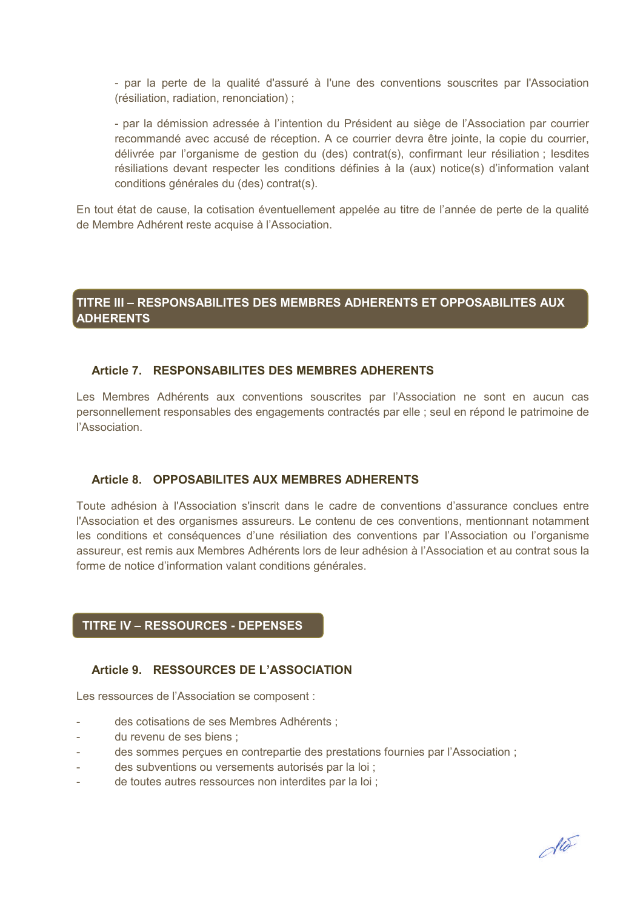- par la perte de la qualité d'assuré à l'une des conventions souscrites par l'Association (résiliation, radiation, renonciation) ;

- par la démission adressée à l'intention du Président au siège de l'Association par courrier recommandé avec accusé de réception. A ce courrier devra être jointe, la copie du courrier, délivrée par l'organisme de gestion du (des) contrat(s), confirmant leur résiliation ; lesdites résiliations devant respecter les conditions définies à la (aux) notice(s) d'information valant conditions générales du (des) contrat(s).

En tout état de cause, la cotisation éventuellement appelée au titre de l'année de perte de la qualité de Membre Adhérent reste acquise à l'Association.

## TITRE III – RESPONSABILITES DES MEMBRES ADHERENTS ET OPPOSABILITES AUX ADHERENTS

### Article 7. RESPONSABILITES DES MEMBRES ADHERENTS

Les Membres Adhérents aux conventions souscrites par l'Association ne sont en aucun cas personnellement responsables des engagements contractés par elle ; seul en répond le patrimoine de l'Association.

### Article 8. OPPOSABILITES AUX MEMBRES ADHERENTS

Toute adhésion à l'Association s'inscrit dans le cadre de conventions d'assurance conclues entre l'Association et des organismes assureurs. Le contenu de ces conventions, mentionnant notamment les conditions et conséquences d'une résiliation des conventions par l'Association ou l'organisme assureur, est remis aux Membres Adhérents lors de leur adhésion à l'Association et au contrat sous la forme de notice d'information valant conditions générales.

## TITRE IV – RESSOURCES - DEPENSES

### Article 9. RESSOURCES DE L'ASSOCIATION

Les ressources de l'Association se composent :

- des cotisations de ses Membres Adhérents ;
- du revenu de ses biens ;
- des sommes perçues en contrepartie des prestations fournies par l'Association ;
- des subventions ou versements autorisés par la loi ;
- de toutes autres ressources non interdites par la loi ;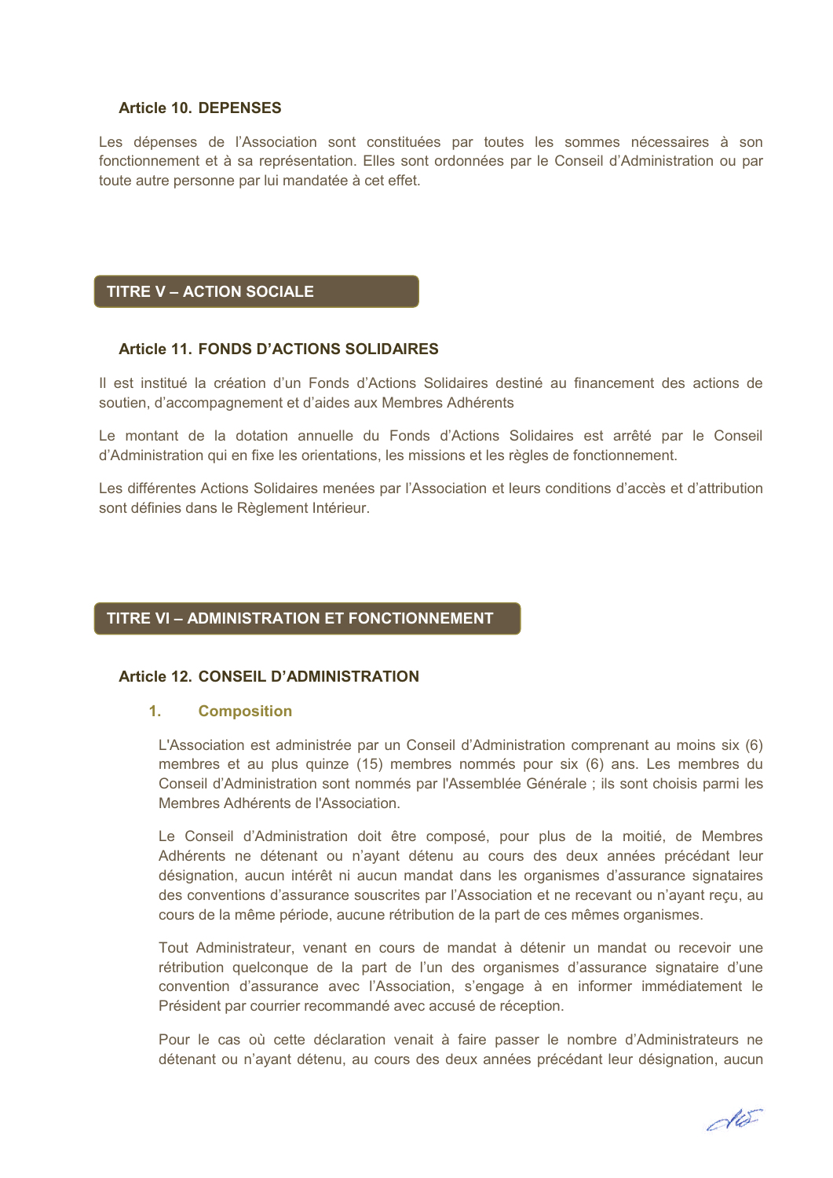### Article 10. DEPENSES

Les dépenses de l'Association sont constituées par toutes les sommes nécessaires à son fonctionnement et à sa représentation. Elles sont ordonnées par le Conseil d'Administration ou par toute autre personne par lui mandatée à cet effet.

## TITRE V – ACTION SOCIALE

### Article 11. FONDS D'ACTIONS SOLIDAIRES

Il est institué la création d'un Fonds d'Actions Solidaires destiné au financement des actions de soutien, d'accompagnement et d'aides aux Membres Adhérents

Le montant de la dotation annuelle du Fonds d'Actions Solidaires est arrêté par le Conseil d'Administration qui en fixe les orientations, les missions et les règles de fonctionnement.

Les différentes Actions Solidaires menées par l'Association et leurs conditions d'accès et d'attribution sont définies dans le Règlement Intérieur.

## TITRE VI – ADMINISTRATION ET FONCTIONNEMENT

### Article 12. CONSEIL D'ADMINISTRATION

#### 1. Composition

L'Association est administrée par un Conseil d'Administration comprenant au moins six (6) membres et au plus quinze (15) membres nommés pour six (6) ans. Les membres du Conseil d'Administration sont nommés par l'Assemblée Générale ; ils sont choisis parmi les Membres Adhérents de l'Association.

Le Conseil d'Administration doit être composé, pour plus de la moitié, de Membres Adhérents ne détenant ou n'ayant détenu au cours des deux années précédant leur désignation, aucun intérêt ni aucun mandat dans les organismes d'assurance signataires des conventions d'assurance souscrites par l'Association et ne recevant ou n'ayant reçu, au cours de la même période, aucune rétribution de la part de ces mêmes organismes.

Tout Administrateur, venant en cours de mandat à détenir un mandat ou recevoir une rétribution quelconque de la part de l'un des organismes d'assurance signataire d'une convention d'assurance avec l'Association, s'engage à en informer immédiatement le Président par courrier recommandé avec accusé de réception.

Pour le cas où cette déclaration venait à faire passer le nombre d'Administrateurs ne détenant ou n'ayant détenu, au cours des deux années précédant leur désignation, aucun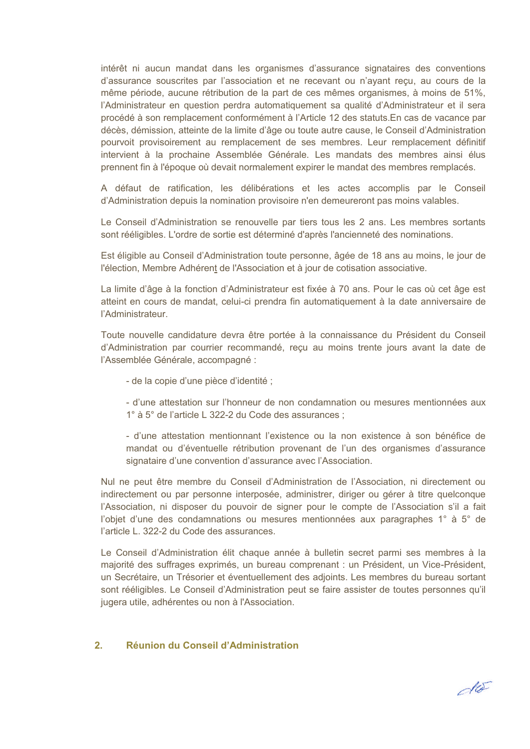intérêt ni aucun mandat dans les organismes d'assurance signataires des conventions d'assurance souscrites par l'association et ne recevant ou n'ayant reçu, au cours de la même période, aucune rétribution de la part de ces mêmes organismes, à moins de 51%, l'Administrateur en question perdra automatiquement sa qualité d'Administrateur et il sera procédé à son remplacement conformément à l'Article 12 des statuts.En cas de vacance par décès, démission, atteinte de la limite d'âge ou toute autre cause, le Conseil d'Administration pourvoit provisoirement au remplacement de ses membres. Leur remplacement définitif intervient à la prochaine Assemblée Générale. Les mandats des membres ainsi élus prennent fin à l'époque où devait normalement expirer le mandat des membres remplacés.

A défaut de ratification, les délibérations et les actes accomplis par le Conseil d'Administration depuis la nomination provisoire n'en demeureront pas moins valables.

Le Conseil d'Administration se renouvelle par tiers tous les 2 ans. Les membres sortants sont rééligibles. L'ordre de sortie est déterminé d'après l'ancienneté des nominations.

Est éligible au Conseil d'Administration toute personne, âgée de 18 ans au moins, le jour de l'élection, Membre Adhérent de l'Association et à jour de cotisation associative.

La limite d'âge à la fonction d'Administrateur est fixée à 70 ans. Pour le cas où cet âge est atteint en cours de mandat, celui-ci prendra fin automatiquement à la date anniversaire de l'Administrateur.

Toute nouvelle candidature devra être portée à la connaissance du Président du Conseil d'Administration par courrier recommandé, reçu au moins trente jours avant la date de l'Assemblée Générale, accompagné :

- de la copie d'une pièce d'identité ;
- d'une attestation sur l'honneur de non condamnation ou mesures mentionnées aux 1° à 5° de l'article L 322-2 du Code des assurances ;
- d'une attestation mentionnant l'existence ou la non existence à son bénéfice de mandat ou d'éventuelle rétribution provenant de l'un des organismes d'assurance signataire d'une convention d'assurance avec l'Association.

Nul ne peut être membre du Conseil d'Administration de l'Association, ni directement ou indirectement ou par personne interposée, administrer, diriger ou gérer à titre quelconque l'Association, ni disposer du pouvoir de signer pour le compte de l'Association s'il a fait l'objet d'une des condamnations ou mesures mentionnées aux paragraphes 1° à 5° de l'article L. 322-2 du Code des assurances.

Le Conseil d'Administration élit chaque année à bulletin secret parmi ses membres à la majorité des suffrages exprimés, un bureau comprenant : un Président, un Vice-Président, un Secrétaire, un Trésorier et éventuellement des adjoints. Les membres du bureau sortant sont rééligibles. Le Conseil d'Administration peut se faire assister de toutes personnes qu'il jugera utile, adhérentes ou non à l'Association.

## 2. Réunion du Conseil d'Administration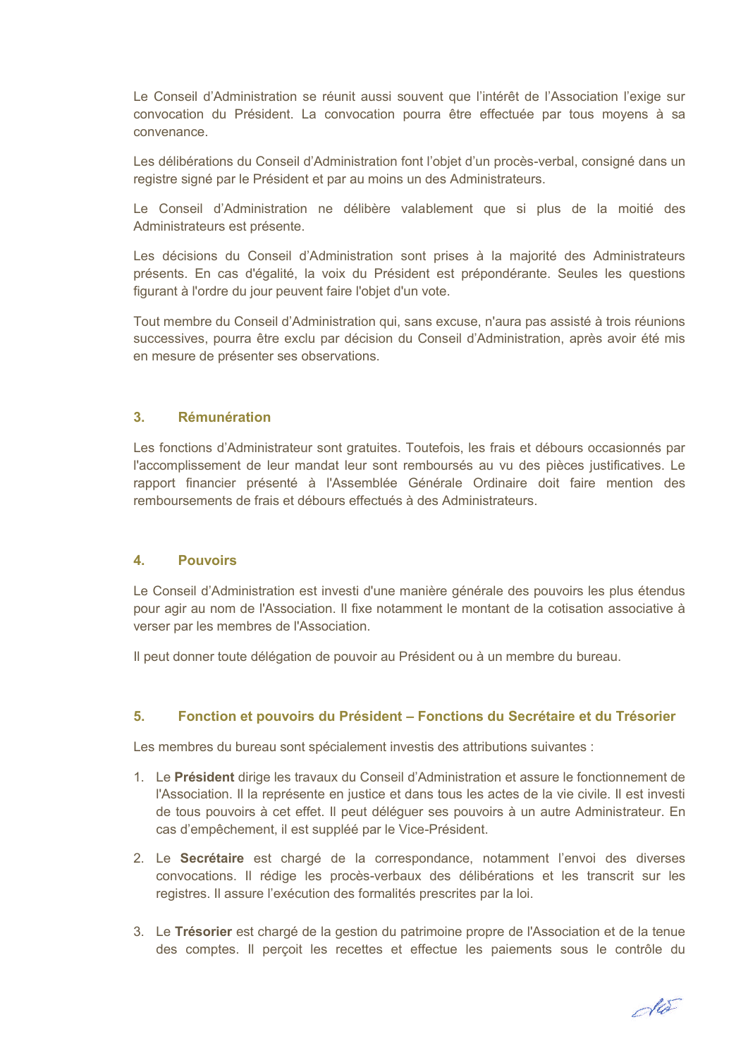Le Conseil d'Administration se réunit aussi souvent que l'intérêt de l'Association l'exige sur convocation du Président. La convocation pourra être effectuée par tous moyens à sa convenance.

Les délibérations du Conseil d'Administration font l'objet d'un procès-verbal, consigné dans un registre signé par le Président et par au moins un des Administrateurs.

Le Conseil d'Administration ne délibère valablement que si plus de la moitié des Administrateurs est présente.

Les décisions du Conseil d'Administration sont prises à la majorité des Administrateurs présents. En cas d'égalité, la voix du Président est prépondérante. Seules les questions figurant à l'ordre du jour peuvent faire l'objet d'un vote.

Tout membre du Conseil d'Administration qui, sans excuse, n'aura pas assisté à trois réunions successives, pourra être exclu par décision du Conseil d'Administration, après avoir été mis en mesure de présenter ses observations.

### 3. Rémunération

Les fonctions d'Administrateur sont gratuites. Toutefois, les frais et débours occasionnés par l'accomplissement de leur mandat leur sont remboursés au vu des pièces justificatives. Le rapport financier présenté à l'Assemblée Générale Ordinaire doit faire mention des remboursements de frais et débours effectués à des Administrateurs.

### 4. Pouvoirs

Le Conseil d'Administration est investi d'une manière générale des pouvoirs les plus étendus pour agir au nom de l'Association. Il fixe notamment le montant de la cotisation associative à verser par les membres de l'Association.

Il peut donner toute délégation de pouvoir au Président ou à un membre du bureau.

### 5. Fonction et pouvoirs du Président – Fonctions du Secrétaire et du Trésorier

Les membres du bureau sont spécialement investis des attributions suivantes :

1. Le **Président** dirige les travaux du Conseil d'Administration et assure le fonctionnement de l'Association. Il la représente en justice et dans tous les actes de la vie civile. Il est investi de tous pouvoirs à cet effet. Il peut déléguer ses pouvoirs à un autre Administrateur. En cas d'empêchement, il est suppléé par le Vice-Président.

2. Le **Secrétaire** est chargé de la correspondance, notamment l'envoi des diverses convocations. Il rédige les procès-verbaux des délibérations et les transcrit sur les registres. Il assure l'exécution des formalités prescrites par la loi.

3. Le **Trésorier** est chargé de la gestion du patrimoine propre de l'Association et de la tenue des comptes. Il perçoit les recettes et effectue les paiements sous le contrôle du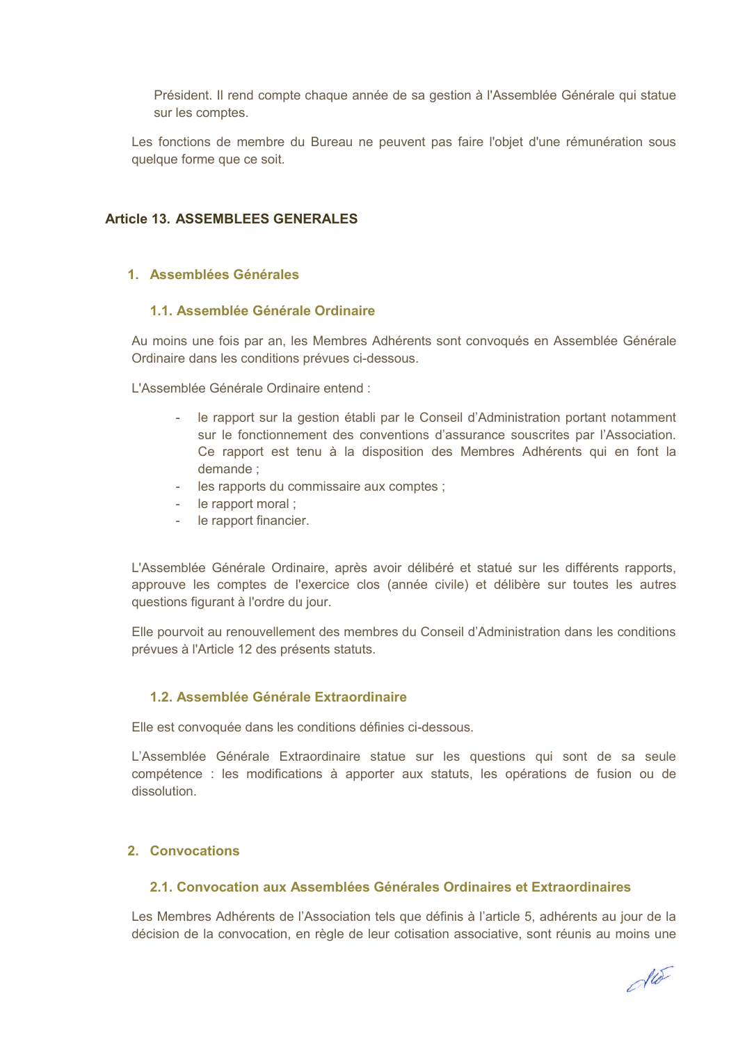Président. Il rend compte chaque année de sa gestion à l'Assemblée Générale qui statue sur les comptes.

Les fonctions de membre du Bureau ne peuvent pas faire l'objet d'une rémunération sous quelque forme que ce soit.

## Article 13. ASSEMBLEES GENERALES

### 1. Assemblées Générales

#### 1.1. Assemblée Générale Ordinaire

Au moins une fois par an, les Membres Adhérents sont convoqués en Assemblée Générale Ordinaire dans les conditions prévues ci-dessous.

L'Assemblée Générale Ordinaire entend :

- le rapport sur la gestion établi par le Conseil d'Administration portant notamment sur le fonctionnement des conventions d'assurance souscrites par l'Association. Ce rapport est tenu à la disposition des Membres Adhérents qui en font la demande ;
- les rapports du commissaire aux comptes ;
- le rapport moral ;
- le rapport financier.

L'Assemblée Générale Ordinaire, après avoir délibéré et statué sur les différents rapports, approuve les comptes de l'exercice clos (année civile) et délibère sur toutes les autres questions figurant à l'ordre du jour.

Elle pourvoit au renouvellement des membres du Conseil d'Administration dans les conditions prévues à l'Article 12 des présents statuts.

#### 1.2. Assemblée Générale Extraordinaire

Elle est convoquée dans les conditions définies ci-dessous.

L'Assemblée Générale Extraordinaire statue sur les questions qui sont de sa seule compétence : les modifications à apporter aux statuts, les opérations de fusion ou de dissolution.

### 2. Convocations

#### 2.1. Convocation aux Assemblées Générales Ordinaires et Extraordinaires

Les Membres Adhérents de l'Association tels que définis à l'article 5, adhérents au jour de la décision de la convocation, en règle de leur cotisation associative, sont réunis au moins une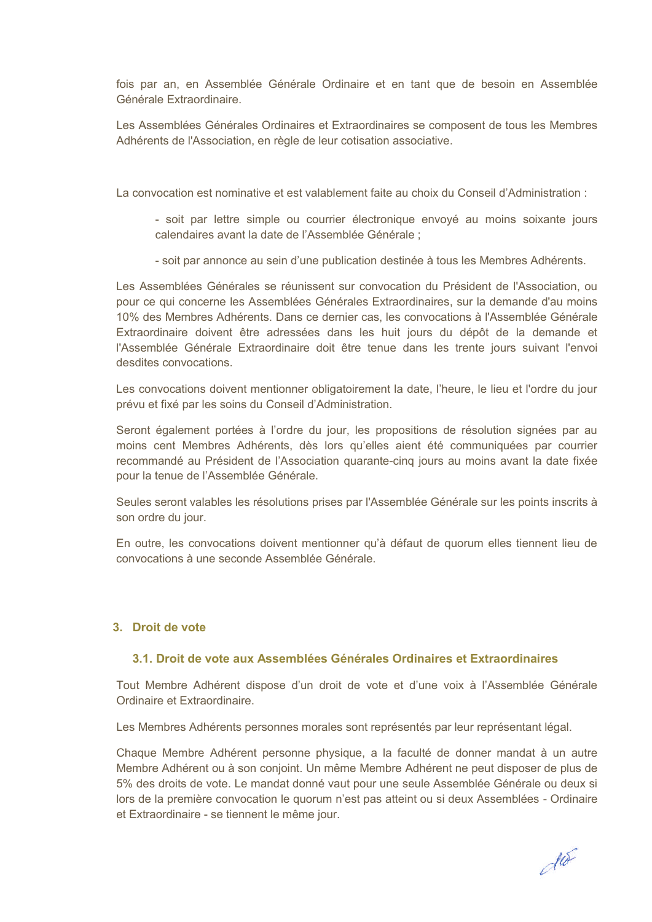fois par an, en Assemblée Générale Ordinaire et en tant que de besoin en Assemblée Générale Extraordinaire.

Les Assemblées Générales Ordinaires et Extraordinaires se composent de tous les Membres Adhérents de l'Association, en règle de leur cotisation associative.

La convocation est nominative et est valablement faite au choix du Conseil d'Administration :

- soit par lettre simple ou courrier électronique envoyé au moins soixante jours calendaires avant la date de l'Assemblée Générale ;

- soit par annonce au sein d'une publication destinée à tous les Membres Adhérents.

Les Assemblées Générales se réunissent sur convocation du Président de l'Association, ou pour ce qui concerne les Assemblées Générales Extraordinaires, sur la demande d'au moins 10% des Membres Adhérents. Dans ce dernier cas, les convocations à l'Assemblée Générale Extraordinaire doivent être adressées dans les huit jours du dépôt de la demande et l'Assemblée Générale Extraordinaire doit être tenue dans les trente jours suivant l'envoi desdites convocations.

Les convocations doivent mentionner obligatoirement la date, l'heure, le lieu et l'ordre du jour prévu et fixé par les soins du Conseil d'Administration.

Seront également portées à l'ordre du jour, les propositions de résolution signées par au moins cent Membres Adhérents, dès lors qu'elles aient été communiquées par courrier recommandé au Président de l'Association quarante-cinq jours au moins avant la date fixée pour la tenue de l'Assemblée Générale.

Seules seront valables les résolutions prises par l'Assemblée Générale sur les points inscrits à son ordre du jour.

En outre, les convocations doivent mentionner qu'à défaut de quorum elles tiennent lieu de convocations à une seconde Assemblée Générale.

## 3. Droit de vote

### 3.1. Droit de vote aux Assemblées Générales Ordinaires et Extraordinaires

Tout Membre Adhérent dispose d'un droit de vote et d'une voix à l'Assemblée Générale Ordinaire et Extraordinaire.

Les Membres Adhérents personnes morales sont représentés par leur représentant légal.

Chaque Membre Adhérent personne physique, a la faculté de donner mandat à un autre Membre Adhérent ou à son conjoint. Un même Membre Adhérent ne peut disposer de plus de 5% des droits de vote. Le mandat donné vaut pour une seule Assemblée Générale ou deux si lors de la première convocation le quorum n'est pas atteint ou si deux Assemblées - Ordinaire et Extraordinaire - se tiennent le même jour.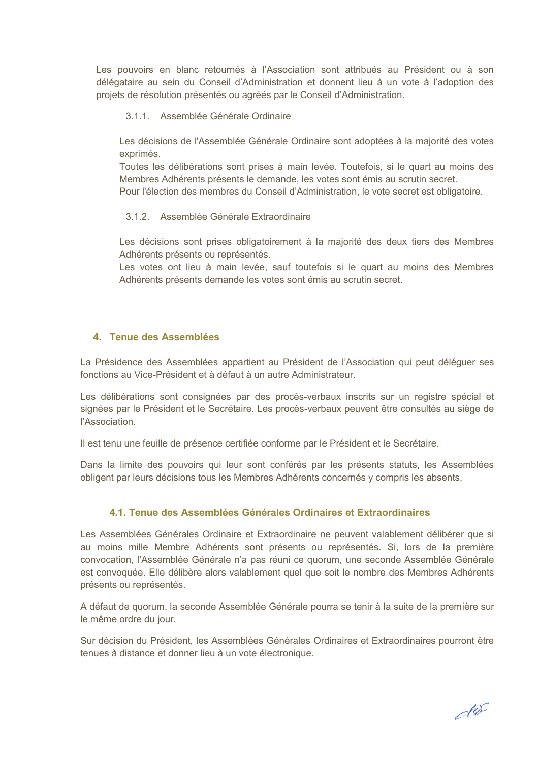Les pouvoirs en blanc retournés à l'Association sont attribués au Président ou à son délégataire au sein du Conseil d'Administration et donnent lieu à un vote à l'adoption des projets de résolution présentés ou agréés par le Conseil d'Administration.

#### 3.1.1. Assemblée Générale Ordinaire

Les décisions de l'Assemblée Générale Ordinaire sont adoptées à la majorité des votes exprimés.
Toutes les délibérations sont prises à main levée. Toutefois, si le quart au moins des Membres Adhérents présents le demande, les votes sont émis au scrutin secret.
Pour l'élection des membres du Conseil d'Administration, le vote secret est obligatoire.

#### 3.1.2. Assemblée Générale Extraordinaire

Les décisions sont prises obligatoirement à la majorité des deux tiers des Membres Adhérents présents ou représentés.
Les votes ont lieu à main levée, sauf toutefois si le quart au moins des Membres Adhérents présents demande les votes sont émis au scrutin secret.

## 4. Tenue des Assemblées

La Présidence des Assemblées appartient au Président de l'Association qui peut déléguer ses fonctions au Vice-Président et à défaut à un autre Administrateur.

Les délibérations sont consignées par des procès-verbaux inscrits sur un registre spécial et signées par le Président et le Secrétaire. Les procès-verbaux peuvent être consultés au siège de l'Association.

Il est tenu une feuille de présence certifiée conforme par le Président et le Secrétaire.

Dans la limite des pouvoirs qui leur sont conférés par les présents statuts, les Assemblées obligent par leurs décisions tous les Membres Adhérents concernés y compris les absents.

### 4.1. Tenue des Assemblées Générales Ordinaires et Extraordinaires

Les Assemblées Générales Ordinaire et Extraordinaire ne peuvent valablement délibérer que si au moins mille Membre Adhérents sont présents ou représentés. Si, lors de la première convocation, l'Assemblée Générale n'a pas réuni ce quorum, une seconde Assemblée Générale est convoquée. Elle délibère alors valablement quel que soit le nombre des Membres Adhérents présents ou représentés.

A défaut de quorum, la seconde Assemblée Générale pourra se tenir à la suite de la première sur le même ordre du jour.

Sur décision du Président, les Assemblées Générales Ordinaires et Extraordinaires pourront être tenues à distance et donner lieu à un vote électronique.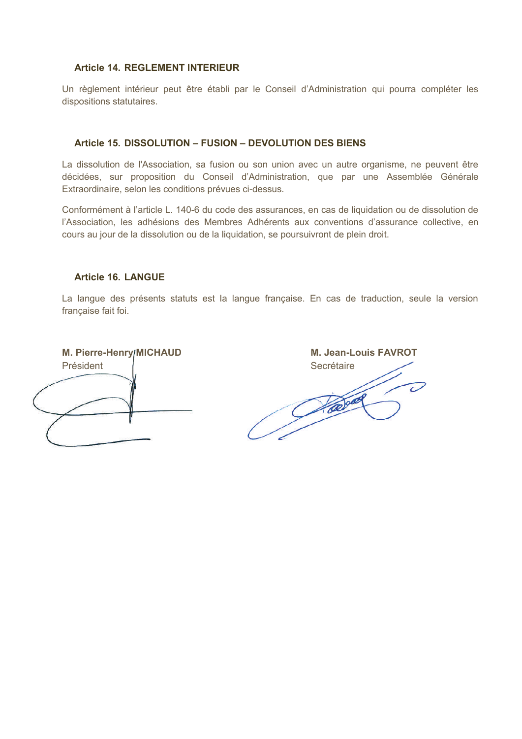### Article 14. REGLEMENT INTERIEUR

Un règlement intérieur peut être établi par le Conseil d'Administration qui pourra compléter les dispositions statutaires.

### Article 15. DISSOLUTION – FUSION – DEVOLUTION DES BIENS

La dissolution de l'Association, sa fusion ou son union avec un autre organisme, ne peuvent être décidées, sur proposition du Conseil d'Administration, que par une Assemblée Générale Extraordinaire, selon les conditions prévues ci-dessus.

Conformément à l'article L. 140-6 du code des assurances, en cas de liquidation ou de dissolution de l'Association, les adhésions des Membres Adhérents aux conventions d'assurance collective, en cours au jour de la dissolution ou de la liquidation, se poursuivront de plein droit.

### Article 16. LANGUE

La langue des présents statuts est la langue française. En cas de traduction, seule la version française fait foi.

**M. Pierre-Henry MICHAUD**
Président

**M. Jean-Louis FAVROT**
Secrétaire